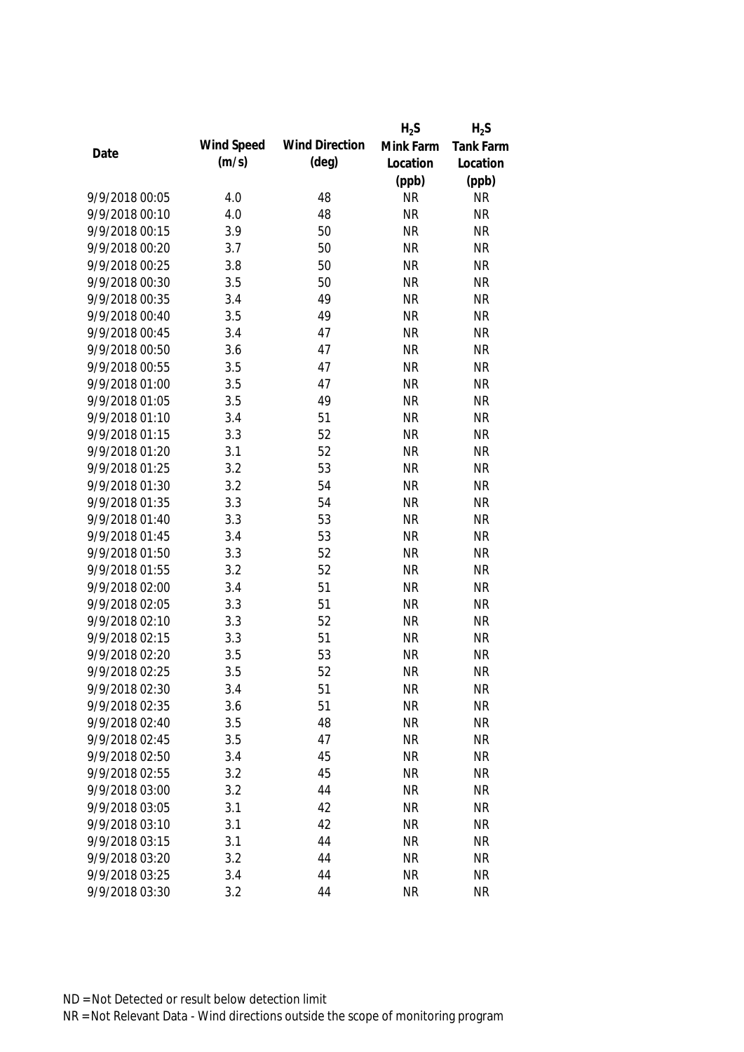| Date | Wind Speed (m/s) | Wind Direction (deg) | $H_2S$ Mink Farm Location (ppb) | $H_2S$ Tank Farm Location (ppb) |
|---|---|---|---|---|
| 9/9/2018 00:05 | 4.0 | 48 | NR | NR |
| 9/9/2018 00:10 | 4.0 | 48 | NR | NR |
| 9/9/2018 00:15 | 3.9 | 50 | NR | NR |
| 9/9/2018 00:20 | 3.7 | 50 | NR | NR |
| 9/9/2018 00:25 | 3.8 | 50 | NR | NR |
| 9/9/2018 00:30 | 3.5 | 50 | NR | NR |
| 9/9/2018 00:35 | 3.4 | 49 | NR | NR |
| 9/9/2018 00:40 | 3.5 | 49 | NR | NR |
| 9/9/2018 00:45 | 3.4 | 47 | NR | NR |
| 9/9/2018 00:50 | 3.6 | 47 | NR | NR |
| 9/9/2018 00:55 | 3.5 | 47 | NR | NR |
| 9/9/2018 01:00 | 3.5 | 47 | NR | NR |
| 9/9/2018 01:05 | 3.5 | 49 | NR | NR |
| 9/9/2018 01:10 | 3.4 | 51 | NR | NR |
| 9/9/2018 01:15 | 3.3 | 52 | NR | NR |
| 9/9/2018 01:20 | 3.1 | 52 | NR | NR |
| 9/9/2018 01:25 | 3.2 | 53 | NR | NR |
| 9/9/2018 01:30 | 3.2 | 54 | NR | NR |
| 9/9/2018 01:35 | 3.3 | 54 | NR | NR |
| 9/9/2018 01:40 | 3.3 | 53 | NR | NR |
| 9/9/2018 01:45 | 3.4 | 53 | NR | NR |
| 9/9/2018 01:50 | 3.3 | 52 | NR | NR |
| 9/9/2018 01:55 | 3.2 | 52 | NR | NR |
| 9/9/2018 02:00 | 3.4 | 51 | NR | NR |
| 9/9/2018 02:05 | 3.3 | 51 | NR | NR |
| 9/9/2018 02:10 | 3.3 | 52 | NR | NR |
| 9/9/2018 02:15 | 3.3 | 51 | NR | NR |
| 9/9/2018 02:20 | 3.5 | 53 | NR | NR |
| 9/9/2018 02:25 | 3.5 | 52 | NR | NR |
| 9/9/2018 02:30 | 3.4 | 51 | NR | NR |
| 9/9/2018 02:35 | 3.6 | 51 | NR | NR |
| 9/9/2018 02:40 | 3.5 | 48 | NR | NR |
| 9/9/2018 02:45 | 3.5 | 47 | NR | NR |
| 9/9/2018 02:50 | 3.4 | 45 | NR | NR |
| 9/9/2018 02:55 | 3.2 | 45 | NR | NR |
| 9/9/2018 03:00 | 3.2 | 44 | NR | NR |
| 9/9/2018 03:05 | 3.1 | 42 | NR | NR |
| 9/9/2018 03:10 | 3.1 | 42 | NR | NR |
| 9/9/2018 03:15 | 3.1 | 44 | NR | NR |
| 9/9/2018 03:20 | 3.2 | 44 | NR | NR |
| 9/9/2018 03:25 | 3.4 | 44 | NR | NR |
| 9/9/2018 03:30 | 3.2 | 44 | NR | NR |

ND = Not Detected or result below detection limit

NR = Not Relevant Data - Wind directions outside the scope of monitoring program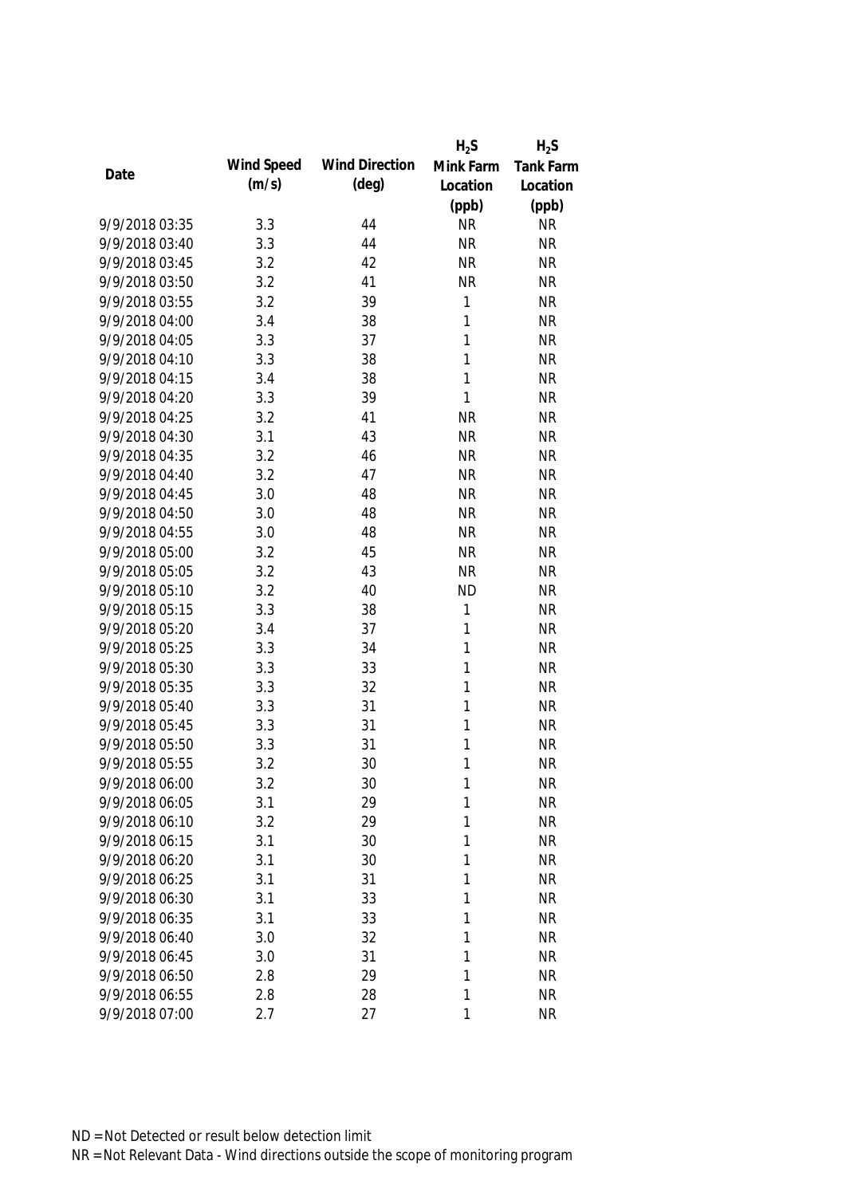| Date | Wind Speed (m/s) | Wind Direction (deg) | $H_2S$ Mink Farm Location (ppb) | $H_2S$ Tank Farm Location (ppb) |
|---|---|---|---|---|
| 9/9/2018 03:35 | 3.3 | 44 | NR | NR |
| 9/9/2018 03:40 | 3.3 | 44 | NR | NR |
| 9/9/2018 03:45 | 3.2 | 42 | NR | NR |
| 9/9/2018 03:50 | 3.2 | 41 | NR | NR |
| 9/9/2018 03:55 | 3.2 | 39 | 1 | NR |
| 9/9/2018 04:00 | 3.4 | 38 | 1 | NR |
| 9/9/2018 04:05 | 3.3 | 37 | 1 | NR |
| 9/9/2018 04:10 | 3.3 | 38 | 1 | NR |
| 9/9/2018 04:15 | 3.4 | 38 | 1 | NR |
| 9/9/2018 04:20 | 3.3 | 39 | 1 | NR |
| 9/9/2018 04:25 | 3.2 | 41 | NR | NR |
| 9/9/2018 04:30 | 3.1 | 43 | NR | NR |
| 9/9/2018 04:35 | 3.2 | 46 | NR | NR |
| 9/9/2018 04:40 | 3.2 | 47 | NR | NR |
| 9/9/2018 04:45 | 3.0 | 48 | NR | NR |
| 9/9/2018 04:50 | 3.0 | 48 | NR | NR |
| 9/9/2018 04:55 | 3.0 | 48 | NR | NR |
| 9/9/2018 05:00 | 3.2 | 45 | NR | NR |
| 9/9/2018 05:05 | 3.2 | 43 | NR | NR |
| 9/9/2018 05:10 | 3.2 | 40 | ND | NR |
| 9/9/2018 05:15 | 3.3 | 38 | 1 | NR |
| 9/9/2018 05:20 | 3.4 | 37 | 1 | NR |
| 9/9/2018 05:25 | 3.3 | 34 | 1 | NR |
| 9/9/2018 05:30 | 3.3 | 33 | 1 | NR |
| 9/9/2018 05:35 | 3.3 | 32 | 1 | NR |
| 9/9/2018 05:40 | 3.3 | 31 | 1 | NR |
| 9/9/2018 05:45 | 3.3 | 31 | 1 | NR |
| 9/9/2018 05:50 | 3.3 | 31 | 1 | NR |
| 9/9/2018 05:55 | 3.2 | 30 | 1 | NR |
| 9/9/2018 06:00 | 3.2 | 30 | 1 | NR |
| 9/9/2018 06:05 | 3.1 | 29 | 1 | NR |
| 9/9/2018 06:10 | 3.2 | 29 | 1 | NR |
| 9/9/2018 06:15 | 3.1 | 30 | 1 | NR |
| 9/9/2018 06:20 | 3.1 | 30 | 1 | NR |
| 9/9/2018 06:25 | 3.1 | 31 | 1 | NR |
| 9/9/2018 06:30 | 3.1 | 33 | 1 | NR |
| 9/9/2018 06:35 | 3.1 | 33 | 1 | NR |
| 9/9/2018 06:40 | 3.0 | 32 | 1 | NR |
| 9/9/2018 06:45 | 3.0 | 31 | 1 | NR |
| 9/9/2018 06:50 | 2.8 | 29 | 1 | NR |
| 9/9/2018 06:55 | 2.8 | 28 | 1 | NR |
| 9/9/2018 07:00 | 2.7 | 27 | 1 | NR |

ND = Not Detected or result below detection limit

NR = Not Relevant Data - Wind directions outside the scope of monitoring program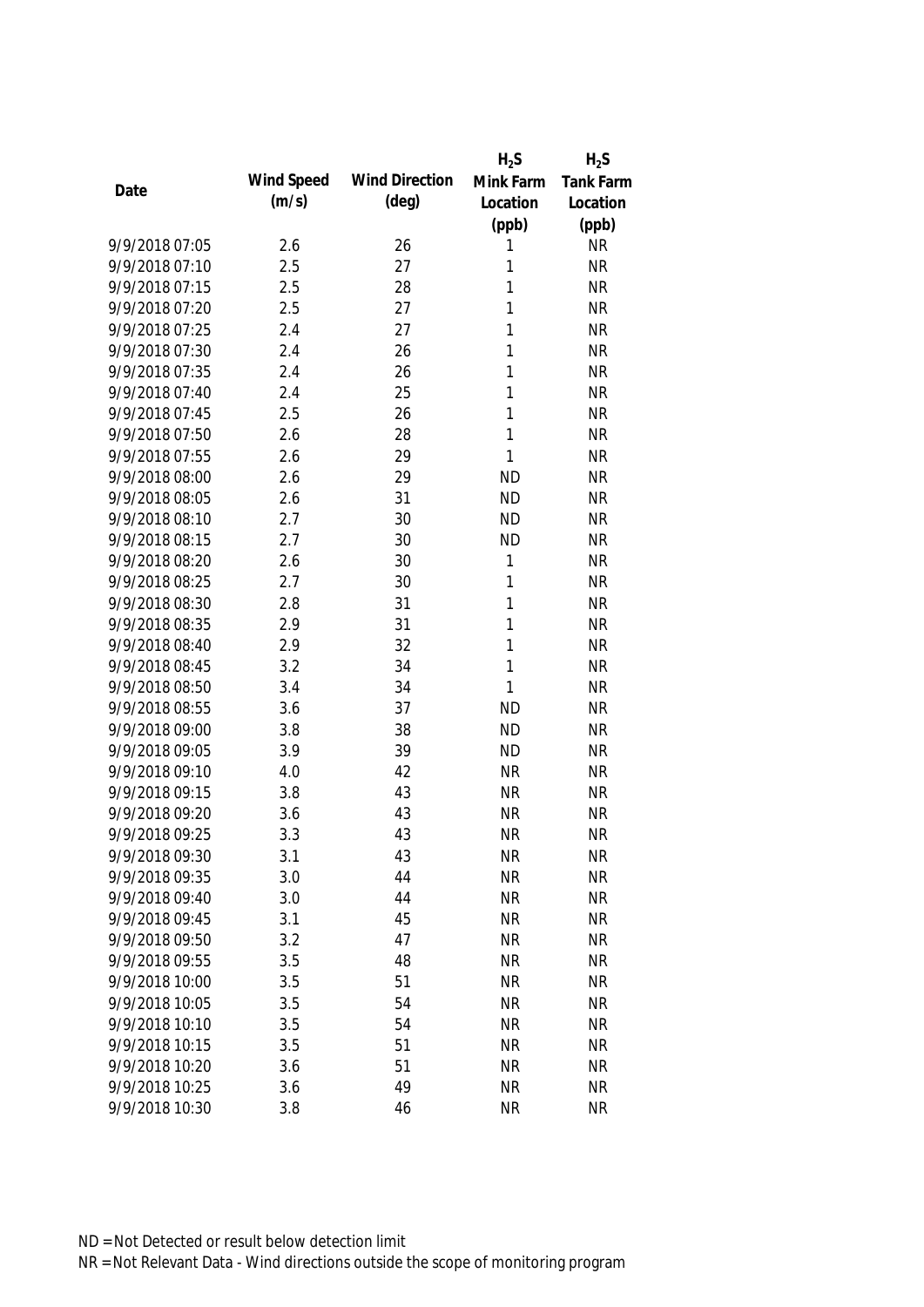| Date | Wind Speed (m/s) | Wind Direction (deg) | $H_2S$ Mink Farm Location (ppb) | $H_2S$ Tank Farm Location (ppb) |
|---|---|---|---|---|
| 9/9/2018 07:05 | 2.6 | 26 | 1 | NR |
| 9/9/2018 07:10 | 2.5 | 27 | 1 | NR |
| 9/9/2018 07:15 | 2.5 | 28 | 1 | NR |
| 9/9/2018 07:20 | 2.5 | 27 | 1 | NR |
| 9/9/2018 07:25 | 2.4 | 27 | 1 | NR |
| 9/9/2018 07:30 | 2.4 | 26 | 1 | NR |
| 9/9/2018 07:35 | 2.4 | 26 | 1 | NR |
| 9/9/2018 07:40 | 2.4 | 25 | 1 | NR |
| 9/9/2018 07:45 | 2.5 | 26 | 1 | NR |
| 9/9/2018 07:50 | 2.6 | 28 | 1 | NR |
| 9/9/2018 07:55 | 2.6 | 29 | 1 | NR |
| 9/9/2018 08:00 | 2.6 | 29 | ND | NR |
| 9/9/2018 08:05 | 2.6 | 31 | ND | NR |
| 9/9/2018 08:10 | 2.7 | 30 | ND | NR |
| 9/9/2018 08:15 | 2.7 | 30 | ND | NR |
| 9/9/2018 08:20 | 2.6 | 30 | 1 | NR |
| 9/9/2018 08:25 | 2.7 | 30 | 1 | NR |
| 9/9/2018 08:30 | 2.8 | 31 | 1 | NR |
| 9/9/2018 08:35 | 2.9 | 31 | 1 | NR |
| 9/9/2018 08:40 | 2.9 | 32 | 1 | NR |
| 9/9/2018 08:45 | 3.2 | 34 | 1 | NR |
| 9/9/2018 08:50 | 3.4 | 34 | 1 | NR |
| 9/9/2018 08:55 | 3.6 | 37 | ND | NR |
| 9/9/2018 09:00 | 3.8 | 38 | ND | NR |
| 9/9/2018 09:05 | 3.9 | 39 | ND | NR |
| 9/9/2018 09:10 | 4.0 | 42 | NR | NR |
| 9/9/2018 09:15 | 3.8 | 43 | NR | NR |
| 9/9/2018 09:20 | 3.6 | 43 | NR | NR |
| 9/9/2018 09:25 | 3.3 | 43 | NR | NR |
| 9/9/2018 09:30 | 3.1 | 43 | NR | NR |
| 9/9/2018 09:35 | 3.0 | 44 | NR | NR |
| 9/9/2018 09:40 | 3.0 | 44 | NR | NR |
| 9/9/2018 09:45 | 3.1 | 45 | NR | NR |
| 9/9/2018 09:50 | 3.2 | 47 | NR | NR |
| 9/9/2018 09:55 | 3.5 | 48 | NR | NR |
| 9/9/2018 10:00 | 3.5 | 51 | NR | NR |
| 9/9/2018 10:05 | 3.5 | 54 | NR | NR |
| 9/9/2018 10:10 | 3.5 | 54 | NR | NR |
| 9/9/2018 10:15 | 3.5 | 51 | NR | NR |
| 9/9/2018 10:20 | 3.6 | 51 | NR | NR |
| 9/9/2018 10:25 | 3.6 | 49 | NR | NR |
| 9/9/2018 10:30 | 3.8 | 46 | NR | NR |

ND = Not Detected or result below detection limit

NR = Not Relevant Data - Wind directions outside the scope of monitoring program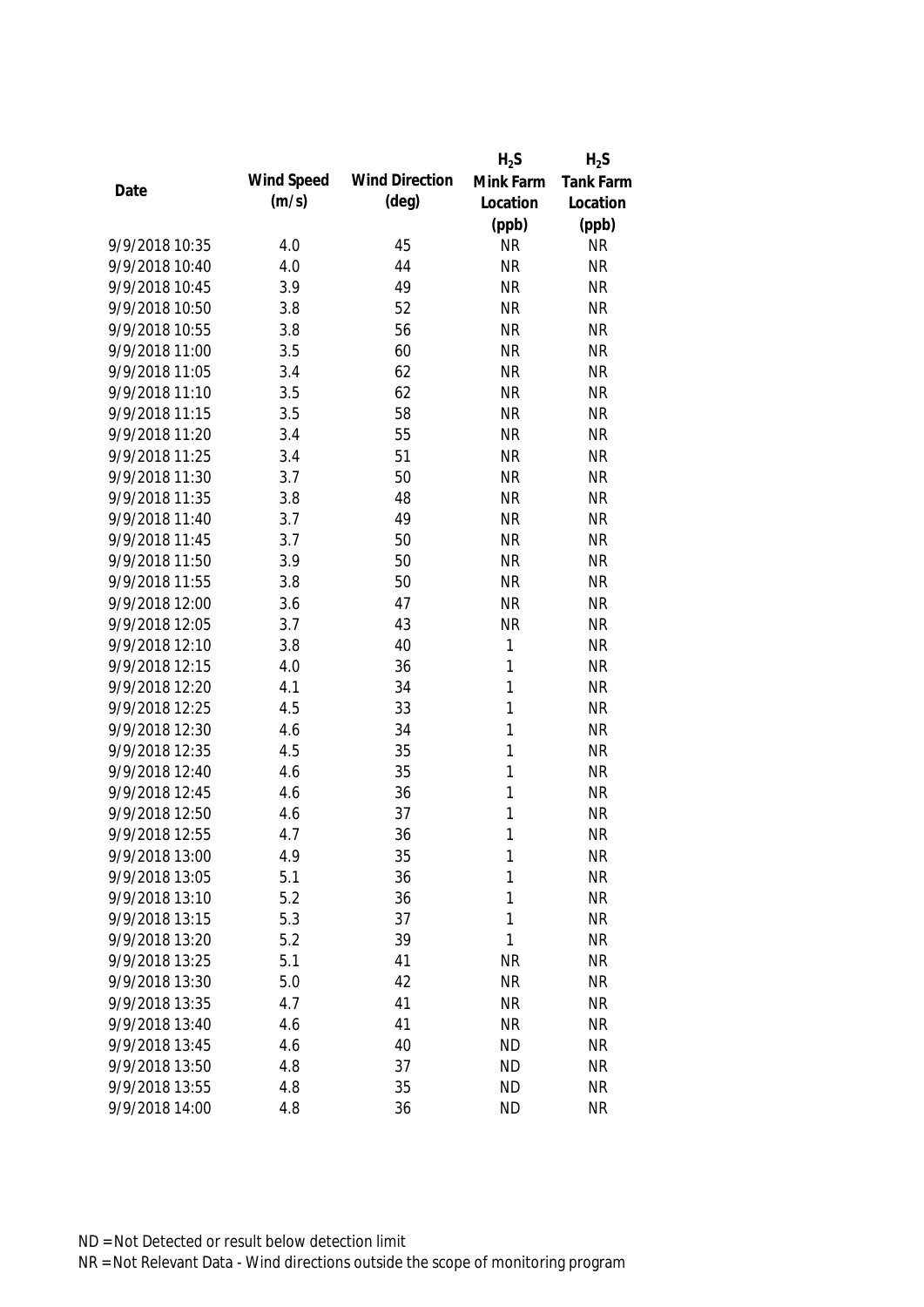| Date | Wind Speed (m/s) | Wind Direction (deg) | $H_2S$ Mink Farm Location (ppb) | $H_2S$ Tank Farm Location (ppb) |
|---|---|---|---|---|
| 9/9/2018 10:35 | 4.0 | 45 | NR | NR |
| 9/9/2018 10:40 | 4.0 | 44 | NR | NR |
| 9/9/2018 10:45 | 3.9 | 49 | NR | NR |
| 9/9/2018 10:50 | 3.8 | 52 | NR | NR |
| 9/9/2018 10:55 | 3.8 | 56 | NR | NR |
| 9/9/2018 11:00 | 3.5 | 60 | NR | NR |
| 9/9/2018 11:05 | 3.4 | 62 | NR | NR |
| 9/9/2018 11:10 | 3.5 | 62 | NR | NR |
| 9/9/2018 11:15 | 3.5 | 58 | NR | NR |
| 9/9/2018 11:20 | 3.4 | 55 | NR | NR |
| 9/9/2018 11:25 | 3.4 | 51 | NR | NR |
| 9/9/2018 11:30 | 3.7 | 50 | NR | NR |
| 9/9/2018 11:35 | 3.8 | 48 | NR | NR |
| 9/9/2018 11:40 | 3.7 | 49 | NR | NR |
| 9/9/2018 11:45 | 3.7 | 50 | NR | NR |
| 9/9/2018 11:50 | 3.9 | 50 | NR | NR |
| 9/9/2018 11:55 | 3.8 | 50 | NR | NR |
| 9/9/2018 12:00 | 3.6 | 47 | NR | NR |
| 9/9/2018 12:05 | 3.7 | 43 | NR | NR |
| 9/9/2018 12:10 | 3.8 | 40 | 1 | NR |
| 9/9/2018 12:15 | 4.0 | 36 | 1 | NR |
| 9/9/2018 12:20 | 4.1 | 34 | 1 | NR |
| 9/9/2018 12:25 | 4.5 | 33 | 1 | NR |
| 9/9/2018 12:30 | 4.6 | 34 | 1 | NR |
| 9/9/2018 12:35 | 4.5 | 35 | 1 | NR |
| 9/9/2018 12:40 | 4.6 | 35 | 1 | NR |
| 9/9/2018 12:45 | 4.6 | 36 | 1 | NR |
| 9/9/2018 12:50 | 4.6 | 37 | 1 | NR |
| 9/9/2018 12:55 | 4.7 | 36 | 1 | NR |
| 9/9/2018 13:00 | 4.9 | 35 | 1 | NR |
| 9/9/2018 13:05 | 5.1 | 36 | 1 | NR |
| 9/9/2018 13:10 | 5.2 | 36 | 1 | NR |
| 9/9/2018 13:15 | 5.3 | 37 | 1 | NR |
| 9/9/2018 13:20 | 5.2 | 39 | 1 | NR |
| 9/9/2018 13:25 | 5.1 | 41 | NR | NR |
| 9/9/2018 13:30 | 5.0 | 42 | NR | NR |
| 9/9/2018 13:35 | 4.7 | 41 | NR | NR |
| 9/9/2018 13:40 | 4.6 | 41 | NR | NR |
| 9/9/2018 13:45 | 4.6 | 40 | ND | NR |
| 9/9/2018 13:50 | 4.8 | 37 | ND | NR |
| 9/9/2018 13:55 | 4.8 | 35 | ND | NR |
| 9/9/2018 14:00 | 4.8 | 36 | ND | NR |

ND = Not Detected or result below detection limit

NR = Not Relevant Data - Wind directions outside the scope of monitoring program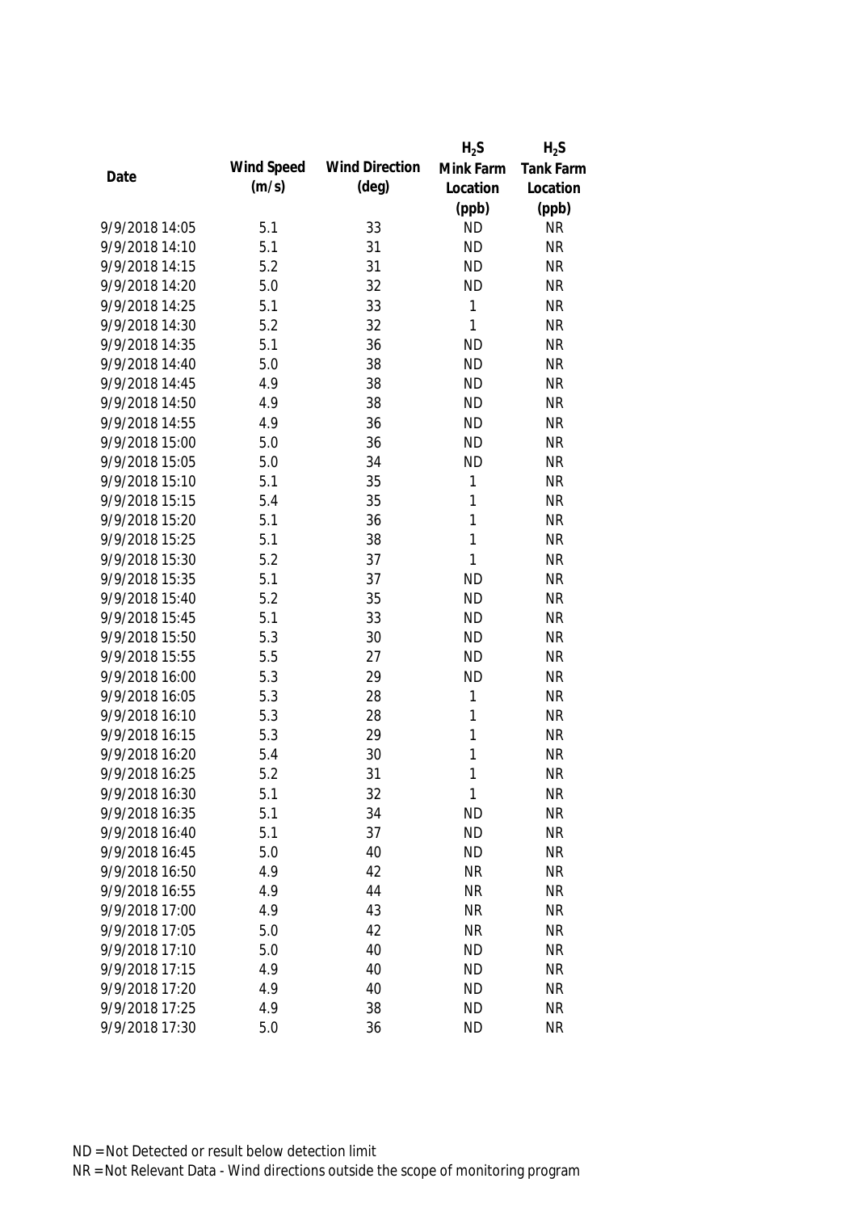| Date | Wind Speed (m/s) | Wind Direction (deg) | $H_2S$ Mink Farm Location (ppb) | $H_2S$ Tank Farm Location (ppb) |
|---|---|---|---|---|
| 9/9/2018 14:05 | 5.1 | 33 | ND | NR |
| 9/9/2018 14:10 | 5.1 | 31 | ND | NR |
| 9/9/2018 14:15 | 5.2 | 31 | ND | NR |
| 9/9/2018 14:20 | 5.0 | 32 | ND | NR |
| 9/9/2018 14:25 | 5.1 | 33 | 1 | NR |
| 9/9/2018 14:30 | 5.2 | 32 | 1 | NR |
| 9/9/2018 14:35 | 5.1 | 36 | ND | NR |
| 9/9/2018 14:40 | 5.0 | 38 | ND | NR |
| 9/9/2018 14:45 | 4.9 | 38 | ND | NR |
| 9/9/2018 14:50 | 4.9 | 38 | ND | NR |
| 9/9/2018 14:55 | 4.9 | 36 | ND | NR |
| 9/9/2018 15:00 | 5.0 | 36 | ND | NR |
| 9/9/2018 15:05 | 5.0 | 34 | ND | NR |
| 9/9/2018 15:10 | 5.1 | 35 | 1 | NR |
| 9/9/2018 15:15 | 5.4 | 35 | 1 | NR |
| 9/9/2018 15:20 | 5.1 | 36 | 1 | NR |
| 9/9/2018 15:25 | 5.1 | 38 | 1 | NR |
| 9/9/2018 15:30 | 5.2 | 37 | 1 | NR |
| 9/9/2018 15:35 | 5.1 | 37 | ND | NR |
| 9/9/2018 15:40 | 5.2 | 35 | ND | NR |
| 9/9/2018 15:45 | 5.1 | 33 | ND | NR |
| 9/9/2018 15:50 | 5.3 | 30 | ND | NR |
| 9/9/2018 15:55 | 5.5 | 27 | ND | NR |
| 9/9/2018 16:00 | 5.3 | 29 | ND | NR |
| 9/9/2018 16:05 | 5.3 | 28 | 1 | NR |
| 9/9/2018 16:10 | 5.3 | 28 | 1 | NR |
| 9/9/2018 16:15 | 5.3 | 29 | 1 | NR |
| 9/9/2018 16:20 | 5.4 | 30 | 1 | NR |
| 9/9/2018 16:25 | 5.2 | 31 | 1 | NR |
| 9/9/2018 16:30 | 5.1 | 32 | 1 | NR |
| 9/9/2018 16:35 | 5.1 | 34 | ND | NR |
| 9/9/2018 16:40 | 5.1 | 37 | ND | NR |
| 9/9/2018 16:45 | 5.0 | 40 | ND | NR |
| 9/9/2018 16:50 | 4.9 | 42 | NR | NR |
| 9/9/2018 16:55 | 4.9 | 44 | NR | NR |
| 9/9/2018 17:00 | 4.9 | 43 | NR | NR |
| 9/9/2018 17:05 | 5.0 | 42 | NR | NR |
| 9/9/2018 17:10 | 5.0 | 40 | ND | NR |
| 9/9/2018 17:15 | 4.9 | 40 | ND | NR |
| 9/9/2018 17:20 | 4.9 | 40 | ND | NR |
| 9/9/2018 17:25 | 4.9 | 38 | ND | NR |
| 9/9/2018 17:30 | 5.0 | 36 | ND | NR |

ND = Not Detected or result below detection limit

NR = Not Relevant Data - Wind directions outside the scope of monitoring program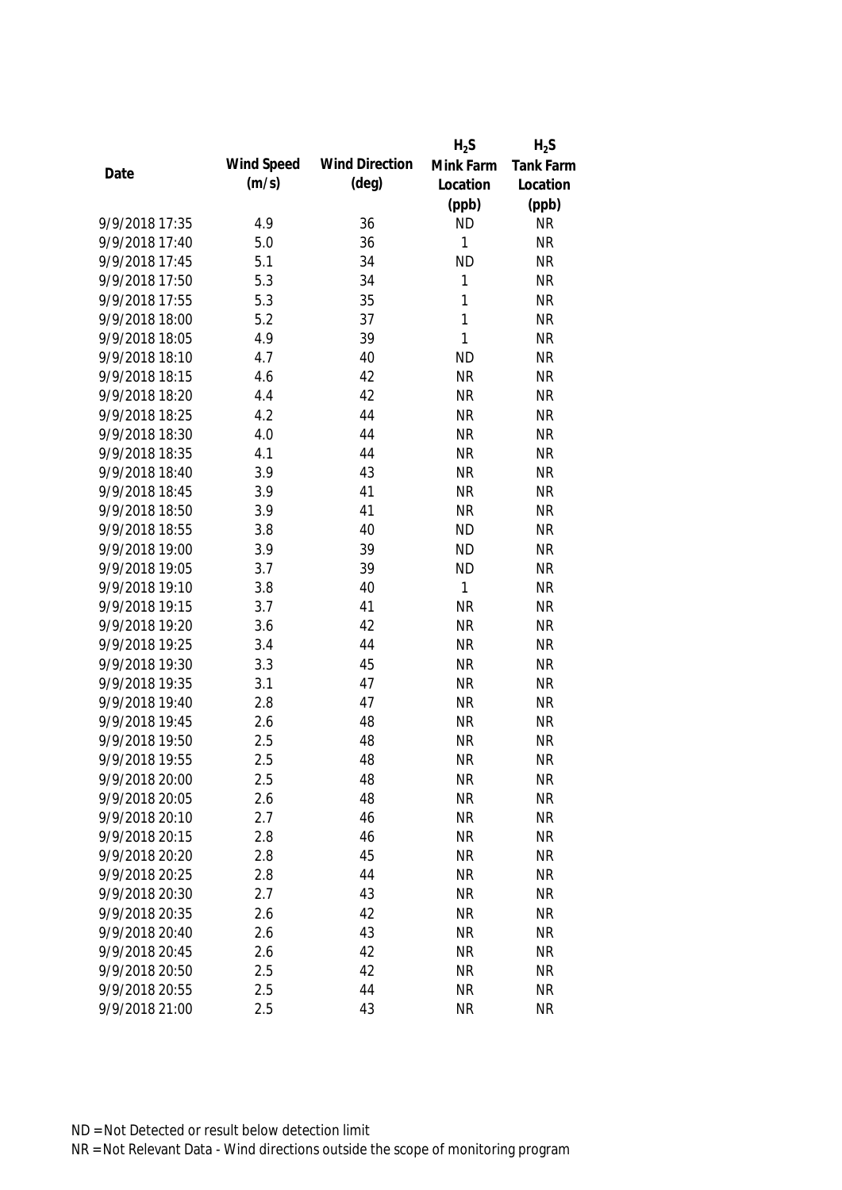| Date | Wind Speed (m/s) | Wind Direction (deg) | $H_2S$ Mink Farm Location (ppb) | $H_2S$ Tank Farm Location (ppb) |
|---|---|---|---|---|
| 9/9/2018 17:35 | 4.9 | 36 | ND | NR |
| 9/9/2018 17:40 | 5.0 | 36 | 1 | NR |
| 9/9/2018 17:45 | 5.1 | 34 | ND | NR |
| 9/9/2018 17:50 | 5.3 | 34 | 1 | NR |
| 9/9/2018 17:55 | 5.3 | 35 | 1 | NR |
| 9/9/2018 18:00 | 5.2 | 37 | 1 | NR |
| 9/9/2018 18:05 | 4.9 | 39 | 1 | NR |
| 9/9/2018 18:10 | 4.7 | 40 | ND | NR |
| 9/9/2018 18:15 | 4.6 | 42 | NR | NR |
| 9/9/2018 18:20 | 4.4 | 42 | NR | NR |
| 9/9/2018 18:25 | 4.2 | 44 | NR | NR |
| 9/9/2018 18:30 | 4.0 | 44 | NR | NR |
| 9/9/2018 18:35 | 4.1 | 44 | NR | NR |
| 9/9/2018 18:40 | 3.9 | 43 | NR | NR |
| 9/9/2018 18:45 | 3.9 | 41 | NR | NR |
| 9/9/2018 18:50 | 3.9 | 41 | NR | NR |
| 9/9/2018 18:55 | 3.8 | 40 | ND | NR |
| 9/9/2018 19:00 | 3.9 | 39 | ND | NR |
| 9/9/2018 19:05 | 3.7 | 39 | ND | NR |
| 9/9/2018 19:10 | 3.8 | 40 | 1 | NR |
| 9/9/2018 19:15 | 3.7 | 41 | NR | NR |
| 9/9/2018 19:20 | 3.6 | 42 | NR | NR |
| 9/9/2018 19:25 | 3.4 | 44 | NR | NR |
| 9/9/2018 19:30 | 3.3 | 45 | NR | NR |
| 9/9/2018 19:35 | 3.1 | 47 | NR | NR |
| 9/9/2018 19:40 | 2.8 | 47 | NR | NR |
| 9/9/2018 19:45 | 2.6 | 48 | NR | NR |
| 9/9/2018 19:50 | 2.5 | 48 | NR | NR |
| 9/9/2018 19:55 | 2.5 | 48 | NR | NR |
| 9/9/2018 20:00 | 2.5 | 48 | NR | NR |
| 9/9/2018 20:05 | 2.6 | 48 | NR | NR |
| 9/9/2018 20:10 | 2.7 | 46 | NR | NR |
| 9/9/2018 20:15 | 2.8 | 46 | NR | NR |
| 9/9/2018 20:20 | 2.8 | 45 | NR | NR |
| 9/9/2018 20:25 | 2.8 | 44 | NR | NR |
| 9/9/2018 20:30 | 2.7 | 43 | NR | NR |
| 9/9/2018 20:35 | 2.6 | 42 | NR | NR |
| 9/9/2018 20:40 | 2.6 | 43 | NR | NR |
| 9/9/2018 20:45 | 2.6 | 42 | NR | NR |
| 9/9/2018 20:50 | 2.5 | 42 | NR | NR |
| 9/9/2018 20:55 | 2.5 | 44 | NR | NR |
| 9/9/2018 21:00 | 2.5 | 43 | NR | NR |

ND = Not Detected or result below detection limit

NR = Not Relevant Data - Wind directions outside the scope of monitoring program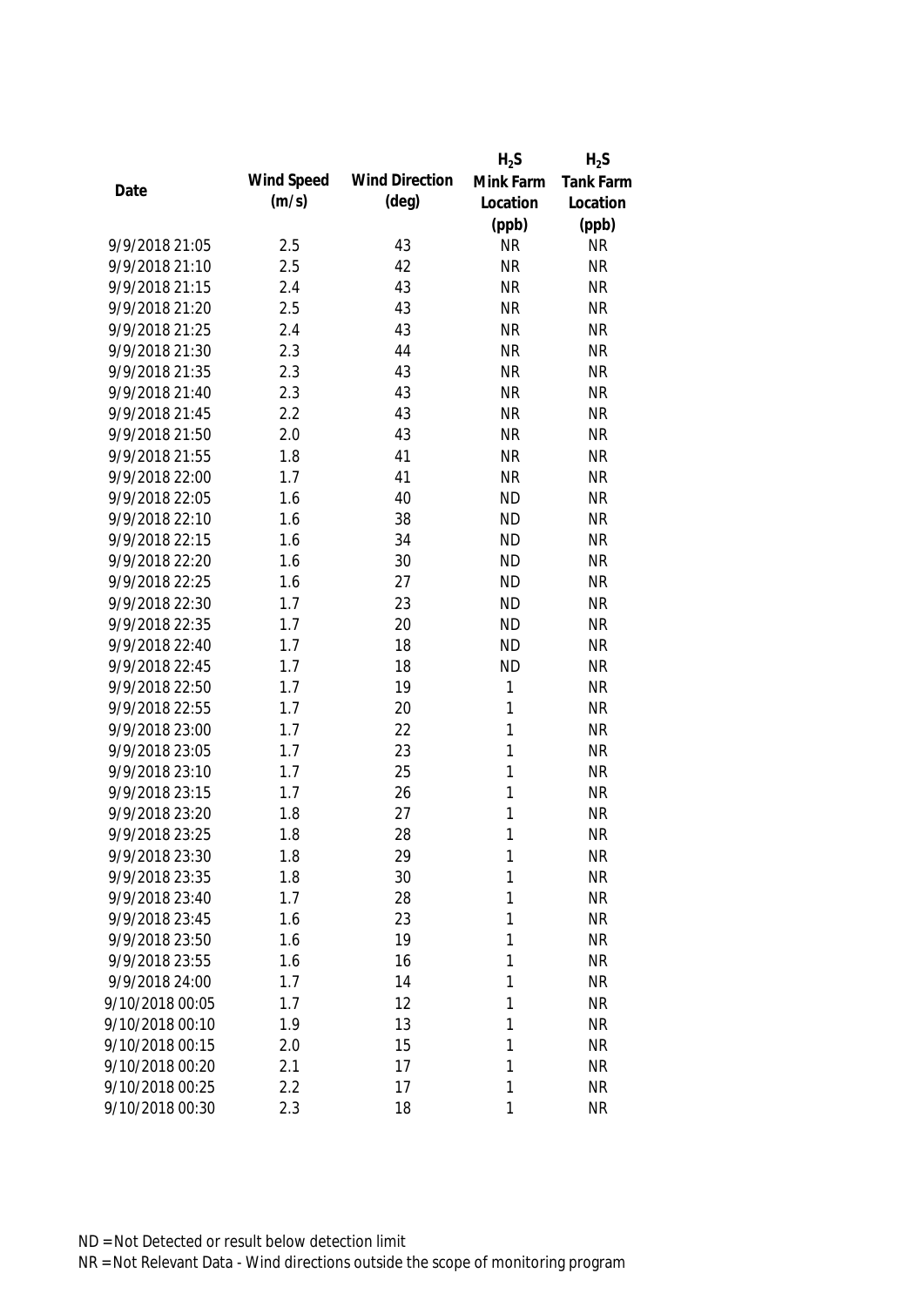| Date | Wind Speed (m/s) | Wind Direction (deg) | $H_2S$ Mink Farm Location (ppb) | $H_2S$ Tank Farm Location (ppb) |
|---|---|---|---|---|
| 9/9/2018 21:05 | 2.5 | 43 | NR | NR |
| 9/9/2018 21:10 | 2.5 | 42 | NR | NR |
| 9/9/2018 21:15 | 2.4 | 43 | NR | NR |
| 9/9/2018 21:20 | 2.5 | 43 | NR | NR |
| 9/9/2018 21:25 | 2.4 | 43 | NR | NR |
| 9/9/2018 21:30 | 2.3 | 44 | NR | NR |
| 9/9/2018 21:35 | 2.3 | 43 | NR | NR |
| 9/9/2018 21:40 | 2.3 | 43 | NR | NR |
| 9/9/2018 21:45 | 2.2 | 43 | NR | NR |
| 9/9/2018 21:50 | 2.0 | 43 | NR | NR |
| 9/9/2018 21:55 | 1.8 | 41 | NR | NR |
| 9/9/2018 22:00 | 1.7 | 41 | NR | NR |
| 9/9/2018 22:05 | 1.6 | 40 | ND | NR |
| 9/9/2018 22:10 | 1.6 | 38 | ND | NR |
| 9/9/2018 22:15 | 1.6 | 34 | ND | NR |
| 9/9/2018 22:20 | 1.6 | 30 | ND | NR |
| 9/9/2018 22:25 | 1.6 | 27 | ND | NR |
| 9/9/2018 22:30 | 1.7 | 23 | ND | NR |
| 9/9/2018 22:35 | 1.7 | 20 | ND | NR |
| 9/9/2018 22:40 | 1.7 | 18 | ND | NR |
| 9/9/2018 22:45 | 1.7 | 18 | ND | NR |
| 9/9/2018 22:50 | 1.7 | 19 | 1 | NR |
| 9/9/2018 22:55 | 1.7 | 20 | 1 | NR |
| 9/9/2018 23:00 | 1.7 | 22 | 1 | NR |
| 9/9/2018 23:05 | 1.7 | 23 | 1 | NR |
| 9/9/2018 23:10 | 1.7 | 25 | 1 | NR |
| 9/9/2018 23:15 | 1.7 | 26 | 1 | NR |
| 9/9/2018 23:20 | 1.8 | 27 | 1 | NR |
| 9/9/2018 23:25 | 1.8 | 28 | 1 | NR |
| 9/9/2018 23:30 | 1.8 | 29 | 1 | NR |
| 9/9/2018 23:35 | 1.8 | 30 | 1 | NR |
| 9/9/2018 23:40 | 1.7 | 28 | 1 | NR |
| 9/9/2018 23:45 | 1.6 | 23 | 1 | NR |
| 9/9/2018 23:50 | 1.6 | 19 | 1 | NR |
| 9/9/2018 23:55 | 1.6 | 16 | 1 | NR |
| 9/9/2018 24:00 | 1.7 | 14 | 1 | NR |
| 9/10/2018 00:05 | 1.7 | 12 | 1 | NR |
| 9/10/2018 00:10 | 1.9 | 13 | 1 | NR |
| 9/10/2018 00:15 | 2.0 | 15 | 1 | NR |
| 9/10/2018 00:20 | 2.1 | 17 | 1 | NR |
| 9/10/2018 00:25 | 2.2 | 17 | 1 | NR |
| 9/10/2018 00:30 | 2.3 | 18 | 1 | NR |

ND = Not Detected or result below detection limit

NR = Not Relevant Data - Wind directions outside the scope of monitoring program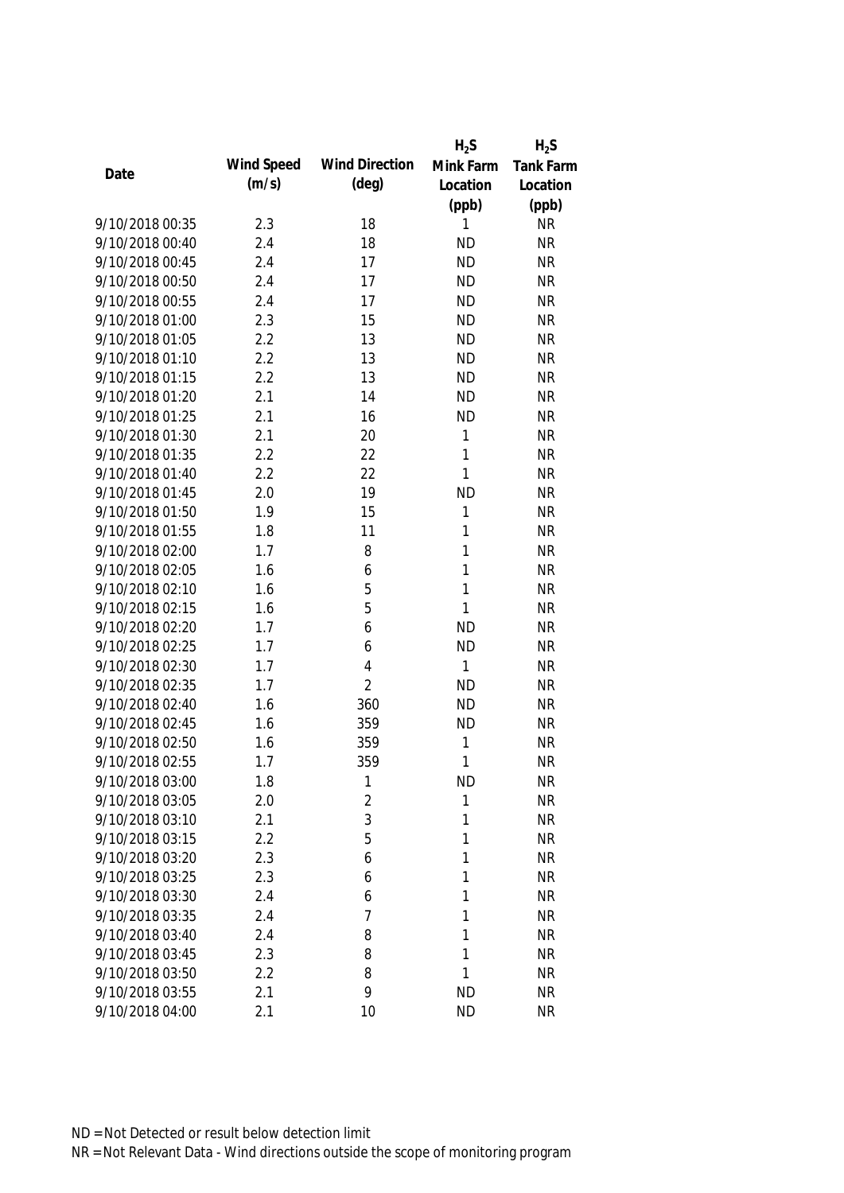| Date | Wind Speed (m/s) | Wind Direction (deg) | $H_2S$ Mink Farm Location (ppb) | $H_2S$ Tank Farm Location (ppb) |
|---|---|---|---|---|
| 9/10/2018 00:35 | 2.3 | 18 | 1 | NR |
| 9/10/2018 00:40 | 2.4 | 18 | ND | NR |
| 9/10/2018 00:45 | 2.4 | 17 | ND | NR |
| 9/10/2018 00:50 | 2.4 | 17 | ND | NR |
| 9/10/2018 00:55 | 2.4 | 17 | ND | NR |
| 9/10/2018 01:00 | 2.3 | 15 | ND | NR |
| 9/10/2018 01:05 | 2.2 | 13 | ND | NR |
| 9/10/2018 01:10 | 2.2 | 13 | ND | NR |
| 9/10/2018 01:15 | 2.2 | 13 | ND | NR |
| 9/10/2018 01:20 | 2.1 | 14 | ND | NR |
| 9/10/2018 01:25 | 2.1 | 16 | ND | NR |
| 9/10/2018 01:30 | 2.1 | 20 | 1 | NR |
| 9/10/2018 01:35 | 2.2 | 22 | 1 | NR |
| 9/10/2018 01:40 | 2.2 | 22 | 1 | NR |
| 9/10/2018 01:45 | 2.0 | 19 | ND | NR |
| 9/10/2018 01:50 | 1.9 | 15 | 1 | NR |
| 9/10/2018 01:55 | 1.8 | 11 | 1 | NR |
| 9/10/2018 02:00 | 1.7 | 8 | 1 | NR |
| 9/10/2018 02:05 | 1.6 | 6 | 1 | NR |
| 9/10/2018 02:10 | 1.6 | 5 | 1 | NR |
| 9/10/2018 02:15 | 1.6 | 5 | 1 | NR |
| 9/10/2018 02:20 | 1.7 | 6 | ND | NR |
| 9/10/2018 02:25 | 1.7 | 6 | ND | NR |
| 9/10/2018 02:30 | 1.7 | 4 | 1 | NR |
| 9/10/2018 02:35 | 1.7 | 2 | ND | NR |
| 9/10/2018 02:40 | 1.6 | 360 | ND | NR |
| 9/10/2018 02:45 | 1.6 | 359 | ND | NR |
| 9/10/2018 02:50 | 1.6 | 359 | 1 | NR |
| 9/10/2018 02:55 | 1.7 | 359 | 1 | NR |
| 9/10/2018 03:00 | 1.8 | 1 | ND | NR |
| 9/10/2018 03:05 | 2.0 | 2 | 1 | NR |
| 9/10/2018 03:10 | 2.1 | 3 | 1 | NR |
| 9/10/2018 03:15 | 2.2 | 5 | 1 | NR |
| 9/10/2018 03:20 | 2.3 | 6 | 1 | NR |
| 9/10/2018 03:25 | 2.3 | 6 | 1 | NR |
| 9/10/2018 03:30 | 2.4 | 6 | 1 | NR |
| 9/10/2018 03:35 | 2.4 | 7 | 1 | NR |
| 9/10/2018 03:40 | 2.4 | 8 | 1 | NR |
| 9/10/2018 03:45 | 2.3 | 8 | 1 | NR |
| 9/10/2018 03:50 | 2.2 | 8 | 1 | NR |
| 9/10/2018 03:55 | 2.1 | 9 | ND | NR |
| 9/10/2018 04:00 | 2.1 | 10 | ND | NR |

ND = Not Detected or result below detection limit

NR = Not Relevant Data - Wind directions outside the scope of monitoring program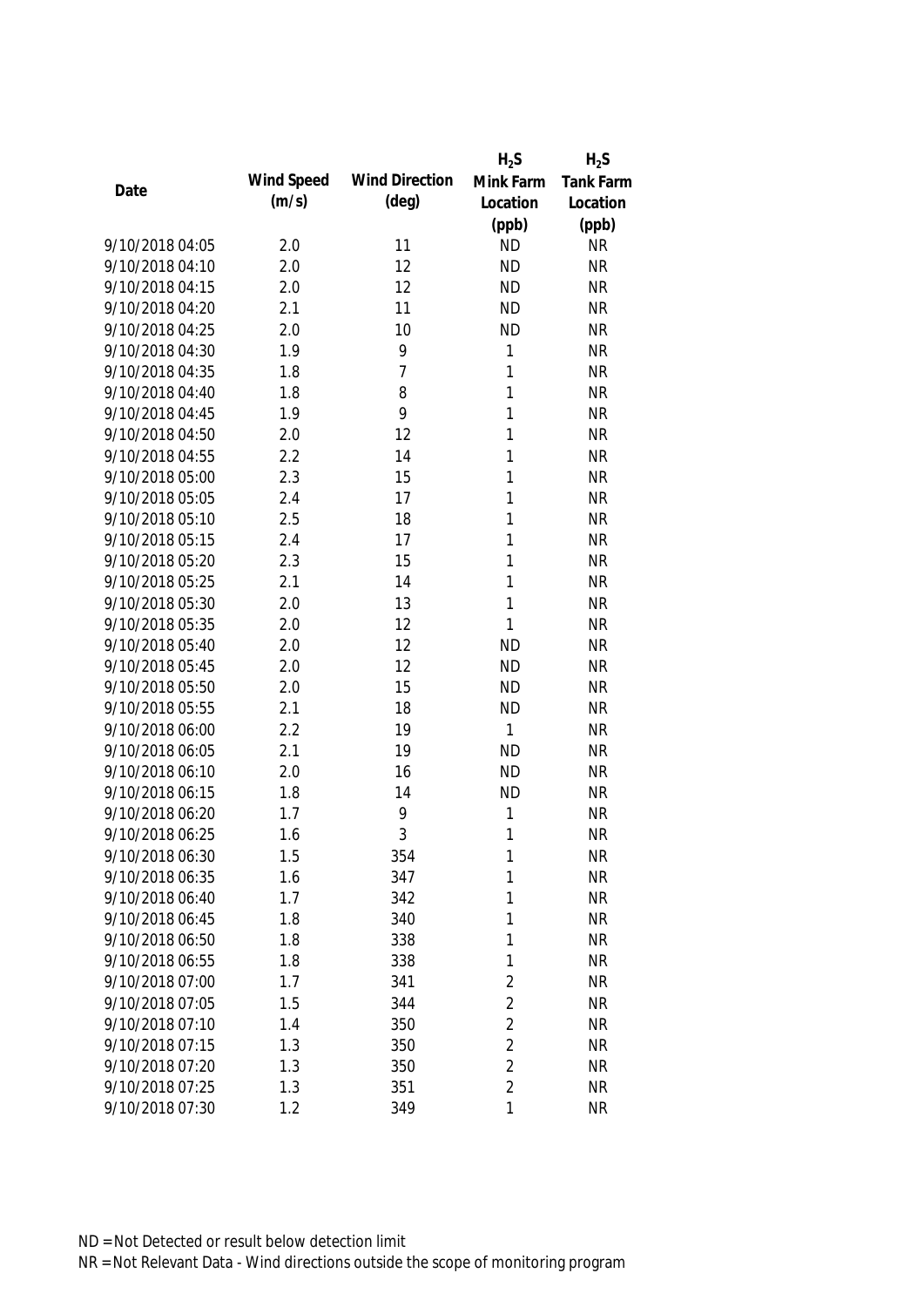| Date | Wind Speed (m/s) | Wind Direction (deg) | $H_2S$ Mink Farm Location (ppb) | $H_2S$ Tank Farm Location (ppb) |
|---|---|---|---|---|
| 9/10/2018 04:05 | 2.0 | 11 | ND | NR |
| 9/10/2018 04:10 | 2.0 | 12 | ND | NR |
| 9/10/2018 04:15 | 2.0 | 12 | ND | NR |
| 9/10/2018 04:20 | 2.1 | 11 | ND | NR |
| 9/10/2018 04:25 | 2.0 | 10 | ND | NR |
| 9/10/2018 04:30 | 1.9 | 9 | 1 | NR |
| 9/10/2018 04:35 | 1.8 | 7 | 1 | NR |
| 9/10/2018 04:40 | 1.8 | 8 | 1 | NR |
| 9/10/2018 04:45 | 1.9 | 9 | 1 | NR |
| 9/10/2018 04:50 | 2.0 | 12 | 1 | NR |
| 9/10/2018 04:55 | 2.2 | 14 | 1 | NR |
| 9/10/2018 05:00 | 2.3 | 15 | 1 | NR |
| 9/10/2018 05:05 | 2.4 | 17 | 1 | NR |
| 9/10/2018 05:10 | 2.5 | 18 | 1 | NR |
| 9/10/2018 05:15 | 2.4 | 17 | 1 | NR |
| 9/10/2018 05:20 | 2.3 | 15 | 1 | NR |
| 9/10/2018 05:25 | 2.1 | 14 | 1 | NR |
| 9/10/2018 05:30 | 2.0 | 13 | 1 | NR |
| 9/10/2018 05:35 | 2.0 | 12 | 1 | NR |
| 9/10/2018 05:40 | 2.0 | 12 | ND | NR |
| 9/10/2018 05:45 | 2.0 | 12 | ND | NR |
| 9/10/2018 05:50 | 2.0 | 15 | ND | NR |
| 9/10/2018 05:55 | 2.1 | 18 | ND | NR |
| 9/10/2018 06:00 | 2.2 | 19 | 1 | NR |
| 9/10/2018 06:05 | 2.1 | 19 | ND | NR |
| 9/10/2018 06:10 | 2.0 | 16 | ND | NR |
| 9/10/2018 06:15 | 1.8 | 14 | ND | NR |
| 9/10/2018 06:20 | 1.7 | 9 | 1 | NR |
| 9/10/2018 06:25 | 1.6 | 3 | 1 | NR |
| 9/10/2018 06:30 | 1.5 | 354 | 1 | NR |
| 9/10/2018 06:35 | 1.6 | 347 | 1 | NR |
| 9/10/2018 06:40 | 1.7 | 342 | 1 | NR |
| 9/10/2018 06:45 | 1.8 | 340 | 1 | NR |
| 9/10/2018 06:50 | 1.8 | 338 | 1 | NR |
| 9/10/2018 06:55 | 1.8 | 338 | 1 | NR |
| 9/10/2018 07:00 | 1.7 | 341 | 2 | NR |
| 9/10/2018 07:05 | 1.5 | 344 | 2 | NR |
| 9/10/2018 07:10 | 1.4 | 350 | 2 | NR |
| 9/10/2018 07:15 | 1.3 | 350 | 2 | NR |
| 9/10/2018 07:20 | 1.3 | 350 | 2 | NR |
| 9/10/2018 07:25 | 1.3 | 351 | 2 | NR |
| 9/10/2018 07:30 | 1.2 | 349 | 1 | NR |

ND = Not Detected or result below detection limit

NR = Not Relevant Data - Wind directions outside the scope of monitoring program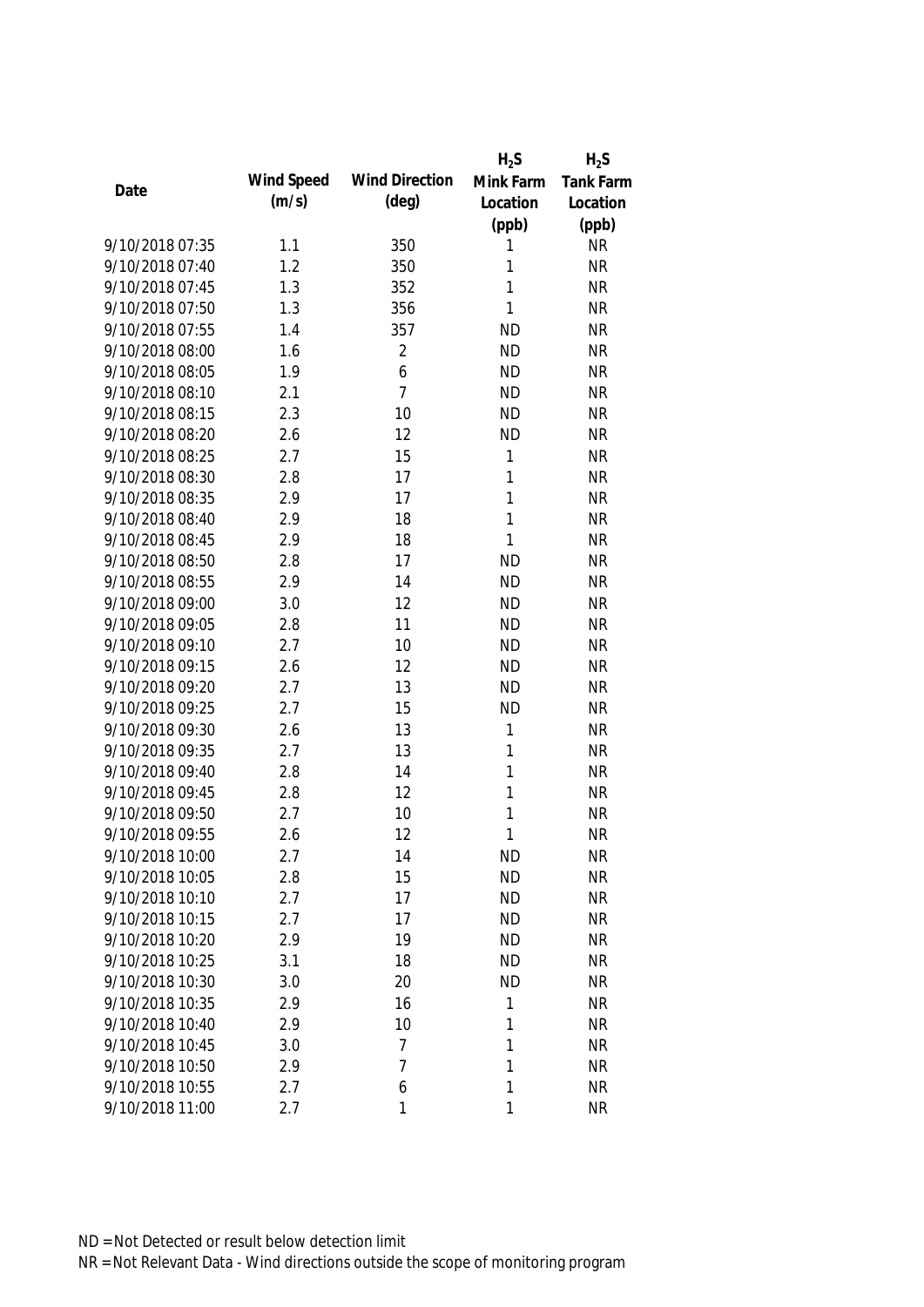| Date | Wind Speed (m/s) | Wind Direction (deg) | $H_2S$ Mink Farm Location (ppb) | $H_2S$ Tank Farm Location (ppb) |
|---|---|---|---|---|
| 9/10/2018 07:35 | 1.1 | 350 | 1 | NR |
| 9/10/2018 07:40 | 1.2 | 350 | 1 | NR |
| 9/10/2018 07:45 | 1.3 | 352 | 1 | NR |
| 9/10/2018 07:50 | 1.3 | 356 | 1 | NR |
| 9/10/2018 07:55 | 1.4 | 357 | ND | NR |
| 9/10/2018 08:00 | 1.6 | 2 | ND | NR |
| 9/10/2018 08:05 | 1.9 | 6 | ND | NR |
| 9/10/2018 08:10 | 2.1 | 7 | ND | NR |
| 9/10/2018 08:15 | 2.3 | 10 | ND | NR |
| 9/10/2018 08:20 | 2.6 | 12 | ND | NR |
| 9/10/2018 08:25 | 2.7 | 15 | 1 | NR |
| 9/10/2018 08:30 | 2.8 | 17 | 1 | NR |
| 9/10/2018 08:35 | 2.9 | 17 | 1 | NR |
| 9/10/2018 08:40 | 2.9 | 18 | 1 | NR |
| 9/10/2018 08:45 | 2.9 | 18 | 1 | NR |
| 9/10/2018 08:50 | 2.8 | 17 | ND | NR |
| 9/10/2018 08:55 | 2.9 | 14 | ND | NR |
| 9/10/2018 09:00 | 3.0 | 12 | ND | NR |
| 9/10/2018 09:05 | 2.8 | 11 | ND | NR |
| 9/10/2018 09:10 | 2.7 | 10 | ND | NR |
| 9/10/2018 09:15 | 2.6 | 12 | ND | NR |
| 9/10/2018 09:20 | 2.7 | 13 | ND | NR |
| 9/10/2018 09:25 | 2.7 | 15 | ND | NR |
| 9/10/2018 09:30 | 2.6 | 13 | 1 | NR |
| 9/10/2018 09:35 | 2.7 | 13 | 1 | NR |
| 9/10/2018 09:40 | 2.8 | 14 | 1 | NR |
| 9/10/2018 09:45 | 2.8 | 12 | 1 | NR |
| 9/10/2018 09:50 | 2.7 | 10 | 1 | NR |
| 9/10/2018 09:55 | 2.6 | 12 | 1 | NR |
| 9/10/2018 10:00 | 2.7 | 14 | ND | NR |
| 9/10/2018 10:05 | 2.8 | 15 | ND | NR |
| 9/10/2018 10:10 | 2.7 | 17 | ND | NR |
| 9/10/2018 10:15 | 2.7 | 17 | ND | NR |
| 9/10/2018 10:20 | 2.9 | 19 | ND | NR |
| 9/10/2018 10:25 | 3.1 | 18 | ND | NR |
| 9/10/2018 10:30 | 3.0 | 20 | ND | NR |
| 9/10/2018 10:35 | 2.9 | 16 | 1 | NR |
| 9/10/2018 10:40 | 2.9 | 10 | 1 | NR |
| 9/10/2018 10:45 | 3.0 | 7 | 1 | NR |
| 9/10/2018 10:50 | 2.9 | 7 | 1 | NR |
| 9/10/2018 10:55 | 2.7 | 6 | 1 | NR |
| 9/10/2018 11:00 | 2.7 | 1 | 1 | NR |

ND = Not Detected or result below detection limit

NR = Not Relevant Data - Wind directions outside the scope of monitoring program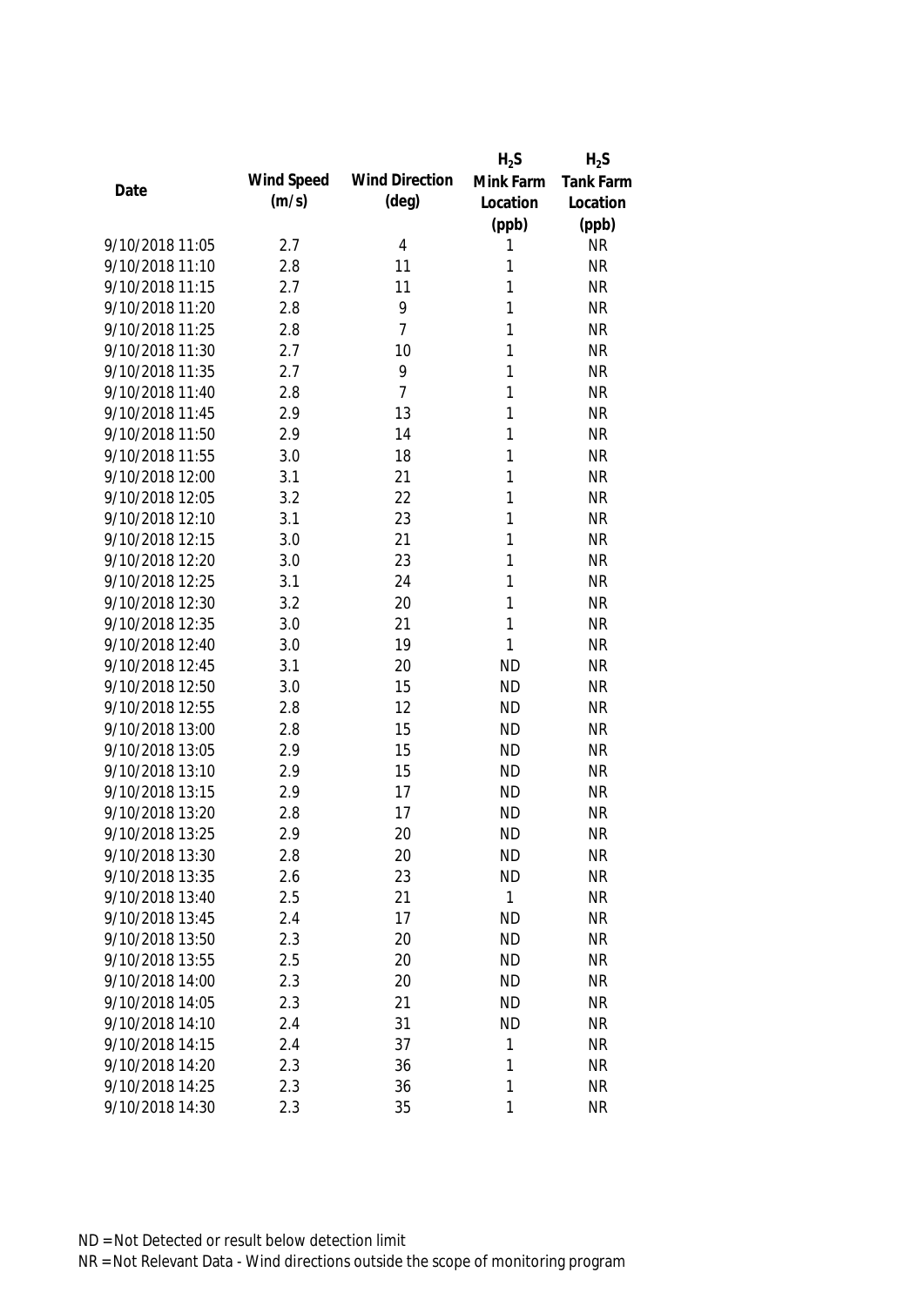| Date | Wind Speed (m/s) | Wind Direction (deg) | $H_2S$ Mink Farm Location (ppb) | $H_2S$ Tank Farm Location (ppb) |
|---|---|---|---|---|
| 9/10/2018 11:05 | 2.7 | 4 | 1 | NR |
| 9/10/2018 11:10 | 2.8 | 11 | 1 | NR |
| 9/10/2018 11:15 | 2.7 | 11 | 1 | NR |
| 9/10/2018 11:20 | 2.8 | 9 | 1 | NR |
| 9/10/2018 11:25 | 2.8 | 7 | 1 | NR |
| 9/10/2018 11:30 | 2.7 | 10 | 1 | NR |
| 9/10/2018 11:35 | 2.7 | 9 | 1 | NR |
| 9/10/2018 11:40 | 2.8 | 7 | 1 | NR |
| 9/10/2018 11:45 | 2.9 | 13 | 1 | NR |
| 9/10/2018 11:50 | 2.9 | 14 | 1 | NR |
| 9/10/2018 11:55 | 3.0 | 18 | 1 | NR |
| 9/10/2018 12:00 | 3.1 | 21 | 1 | NR |
| 9/10/2018 12:05 | 3.2 | 22 | 1 | NR |
| 9/10/2018 12:10 | 3.1 | 23 | 1 | NR |
| 9/10/2018 12:15 | 3.0 | 21 | 1 | NR |
| 9/10/2018 12:20 | 3.0 | 23 | 1 | NR |
| 9/10/2018 12:25 | 3.1 | 24 | 1 | NR |
| 9/10/2018 12:30 | 3.2 | 20 | 1 | NR |
| 9/10/2018 12:35 | 3.0 | 21 | 1 | NR |
| 9/10/2018 12:40 | 3.0 | 19 | 1 | NR |
| 9/10/2018 12:45 | 3.1 | 20 | ND | NR |
| 9/10/2018 12:50 | 3.0 | 15 | ND | NR |
| 9/10/2018 12:55 | 2.8 | 12 | ND | NR |
| 9/10/2018 13:00 | 2.8 | 15 | ND | NR |
| 9/10/2018 13:05 | 2.9 | 15 | ND | NR |
| 9/10/2018 13:10 | 2.9 | 15 | ND | NR |
| 9/10/2018 13:15 | 2.9 | 17 | ND | NR |
| 9/10/2018 13:20 | 2.8 | 17 | ND | NR |
| 9/10/2018 13:25 | 2.9 | 20 | ND | NR |
| 9/10/2018 13:30 | 2.8 | 20 | ND | NR |
| 9/10/2018 13:35 | 2.6 | 23 | ND | NR |
| 9/10/2018 13:40 | 2.5 | 21 | 1 | NR |
| 9/10/2018 13:45 | 2.4 | 17 | ND | NR |
| 9/10/2018 13:50 | 2.3 | 20 | ND | NR |
| 9/10/2018 13:55 | 2.5 | 20 | ND | NR |
| 9/10/2018 14:00 | 2.3 | 20 | ND | NR |
| 9/10/2018 14:05 | 2.3 | 21 | ND | NR |
| 9/10/2018 14:10 | 2.4 | 31 | ND | NR |
| 9/10/2018 14:15 | 2.4 | 37 | 1 | NR |
| 9/10/2018 14:20 | 2.3 | 36 | 1 | NR |
| 9/10/2018 14:25 | 2.3 | 36 | 1 | NR |
| 9/10/2018 14:30 | 2.3 | 35 | 1 | NR |

ND = Not Detected or result below detection limit

NR = Not Relevant Data - Wind directions outside the scope of monitoring program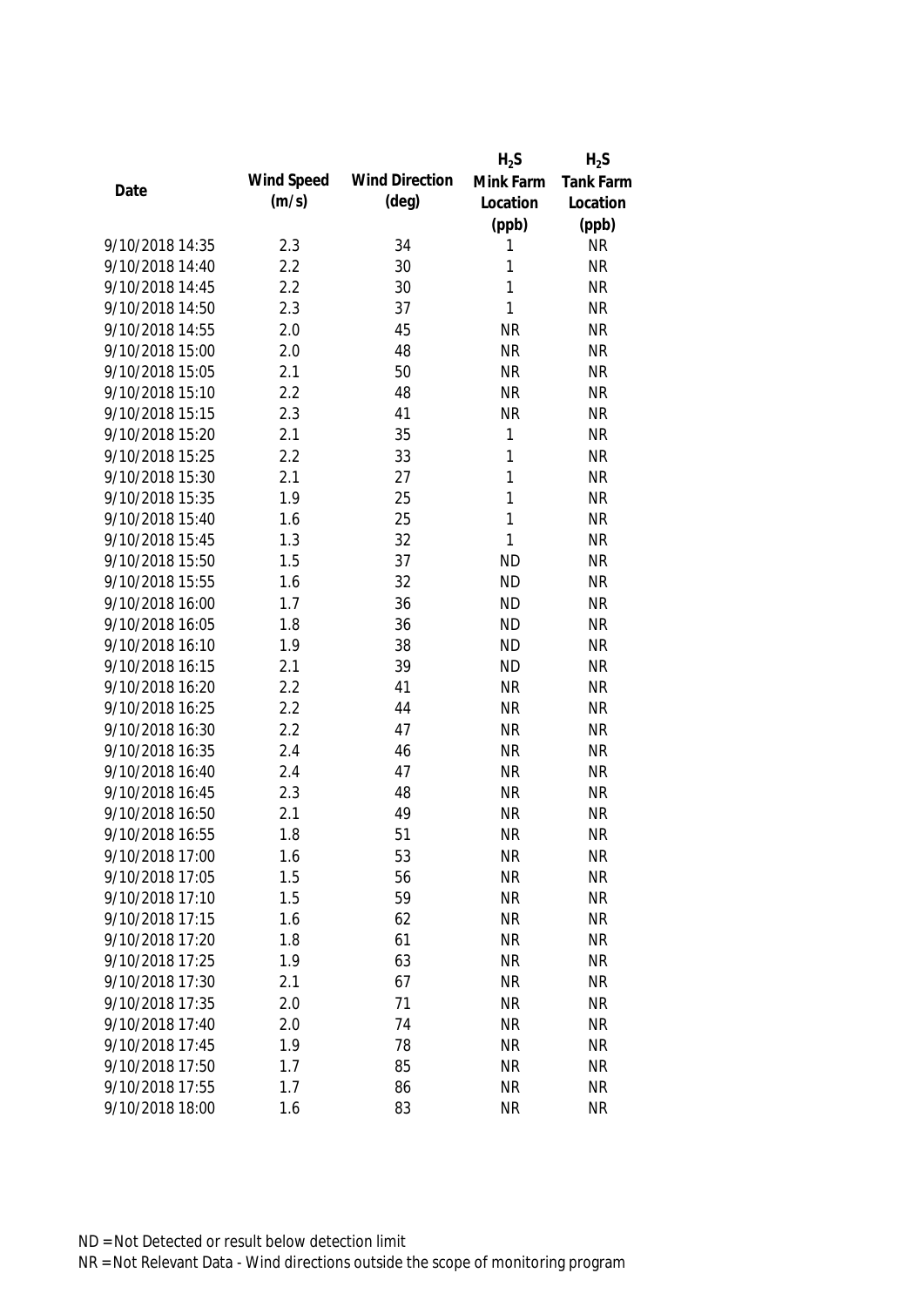| Date | Wind Speed (m/s) | Wind Direction (deg) | $H_2S$ Mink Farm Location (ppb) | $H_2S$ Tank Farm Location (ppb) |
|---|---|---|---|---|
| 9/10/2018 14:35 | 2.3 | 34 | 1 | NR |
| 9/10/2018 14:40 | 2.2 | 30 | 1 | NR |
| 9/10/2018 14:45 | 2.2 | 30 | 1 | NR |
| 9/10/2018 14:50 | 2.3 | 37 | 1 | NR |
| 9/10/2018 14:55 | 2.0 | 45 | NR | NR |
| 9/10/2018 15:00 | 2.0 | 48 | NR | NR |
| 9/10/2018 15:05 | 2.1 | 50 | NR | NR |
| 9/10/2018 15:10 | 2.2 | 48 | NR | NR |
| 9/10/2018 15:15 | 2.3 | 41 | NR | NR |
| 9/10/2018 15:20 | 2.1 | 35 | 1 | NR |
| 9/10/2018 15:25 | 2.2 | 33 | 1 | NR |
| 9/10/2018 15:30 | 2.1 | 27 | 1 | NR |
| 9/10/2018 15:35 | 1.9 | 25 | 1 | NR |
| 9/10/2018 15:40 | 1.6 | 25 | 1 | NR |
| 9/10/2018 15:45 | 1.3 | 32 | 1 | NR |
| 9/10/2018 15:50 | 1.5 | 37 | ND | NR |
| 9/10/2018 15:55 | 1.6 | 32 | ND | NR |
| 9/10/2018 16:00 | 1.7 | 36 | ND | NR |
| 9/10/2018 16:05 | 1.8 | 36 | ND | NR |
| 9/10/2018 16:10 | 1.9 | 38 | ND | NR |
| 9/10/2018 16:15 | 2.1 | 39 | ND | NR |
| 9/10/2018 16:20 | 2.2 | 41 | NR | NR |
| 9/10/2018 16:25 | 2.2 | 44 | NR | NR |
| 9/10/2018 16:30 | 2.2 | 47 | NR | NR |
| 9/10/2018 16:35 | 2.4 | 46 | NR | NR |
| 9/10/2018 16:40 | 2.4 | 47 | NR | NR |
| 9/10/2018 16:45 | 2.3 | 48 | NR | NR |
| 9/10/2018 16:50 | 2.1 | 49 | NR | NR |
| 9/10/2018 16:55 | 1.8 | 51 | NR | NR |
| 9/10/2018 17:00 | 1.6 | 53 | NR | NR |
| 9/10/2018 17:05 | 1.5 | 56 | NR | NR |
| 9/10/2018 17:10 | 1.5 | 59 | NR | NR |
| 9/10/2018 17:15 | 1.6 | 62 | NR | NR |
| 9/10/2018 17:20 | 1.8 | 61 | NR | NR |
| 9/10/2018 17:25 | 1.9 | 63 | NR | NR |
| 9/10/2018 17:30 | 2.1 | 67 | NR | NR |
| 9/10/2018 17:35 | 2.0 | 71 | NR | NR |
| 9/10/2018 17:40 | 2.0 | 74 | NR | NR |
| 9/10/2018 17:45 | 1.9 | 78 | NR | NR |
| 9/10/2018 17:50 | 1.7 | 85 | NR | NR |
| 9/10/2018 17:55 | 1.7 | 86 | NR | NR |
| 9/10/2018 18:00 | 1.6 | 83 | NR | NR |

ND = Not Detected or result below detection limit
NR = Not Relevant Data - Wind directions outside the scope of monitoring program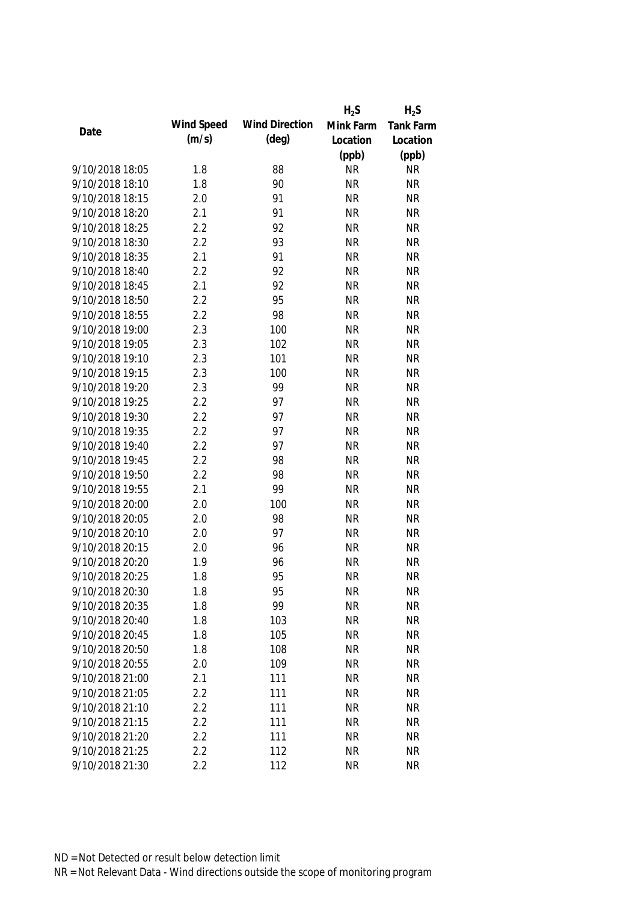| Date | Wind Speed (m/s) | Wind Direction (deg) | $H_2S$ Mink Farm Location (ppb) | $H_2S$ Tank Farm Location (ppb) |
|---|---|---|---|---|
| 9/10/2018 18:05 | 1.8 | 88 | NR | NR |
| 9/10/2018 18:10 | 1.8 | 90 | NR | NR |
| 9/10/2018 18:15 | 2.0 | 91 | NR | NR |
| 9/10/2018 18:20 | 2.1 | 91 | NR | NR |
| 9/10/2018 18:25 | 2.2 | 92 | NR | NR |
| 9/10/2018 18:30 | 2.2 | 93 | NR | NR |
| 9/10/2018 18:35 | 2.1 | 91 | NR | NR |
| 9/10/2018 18:40 | 2.2 | 92 | NR | NR |
| 9/10/2018 18:45 | 2.1 | 92 | NR | NR |
| 9/10/2018 18:50 | 2.2 | 95 | NR | NR |
| 9/10/2018 18:55 | 2.2 | 98 | NR | NR |
| 9/10/2018 19:00 | 2.3 | 100 | NR | NR |
| 9/10/2018 19:05 | 2.3 | 102 | NR | NR |
| 9/10/2018 19:10 | 2.3 | 101 | NR | NR |
| 9/10/2018 19:15 | 2.3 | 100 | NR | NR |
| 9/10/2018 19:20 | 2.3 | 99 | NR | NR |
| 9/10/2018 19:25 | 2.2 | 97 | NR | NR |
| 9/10/2018 19:30 | 2.2 | 97 | NR | NR |
| 9/10/2018 19:35 | 2.2 | 97 | NR | NR |
| 9/10/2018 19:40 | 2.2 | 97 | NR | NR |
| 9/10/2018 19:45 | 2.2 | 98 | NR | NR |
| 9/10/2018 19:50 | 2.2 | 98 | NR | NR |
| 9/10/2018 19:55 | 2.1 | 99 | NR | NR |
| 9/10/2018 20:00 | 2.0 | 100 | NR | NR |
| 9/10/2018 20:05 | 2.0 | 98 | NR | NR |
| 9/10/2018 20:10 | 2.0 | 97 | NR | NR |
| 9/10/2018 20:15 | 2.0 | 96 | NR | NR |
| 9/10/2018 20:20 | 1.9 | 96 | NR | NR |
| 9/10/2018 20:25 | 1.8 | 95 | NR | NR |
| 9/10/2018 20:30 | 1.8 | 95 | NR | NR |
| 9/10/2018 20:35 | 1.8 | 99 | NR | NR |
| 9/10/2018 20:40 | 1.8 | 103 | NR | NR |
| 9/10/2018 20:45 | 1.8 | 105 | NR | NR |
| 9/10/2018 20:50 | 1.8 | 108 | NR | NR |
| 9/10/2018 20:55 | 2.0 | 109 | NR | NR |
| 9/10/2018 21:00 | 2.1 | 111 | NR | NR |
| 9/10/2018 21:05 | 2.2 | 111 | NR | NR |
| 9/10/2018 21:10 | 2.2 | 111 | NR | NR |
| 9/10/2018 21:15 | 2.2 | 111 | NR | NR |
| 9/10/2018 21:20 | 2.2 | 111 | NR | NR |
| 9/10/2018 21:25 | 2.2 | 112 | NR | NR |
| 9/10/2018 21:30 | 2.2 | 112 | NR | NR |

ND = Not Detected or result below detection limit

NR = Not Relevant Data - Wind directions outside the scope of monitoring program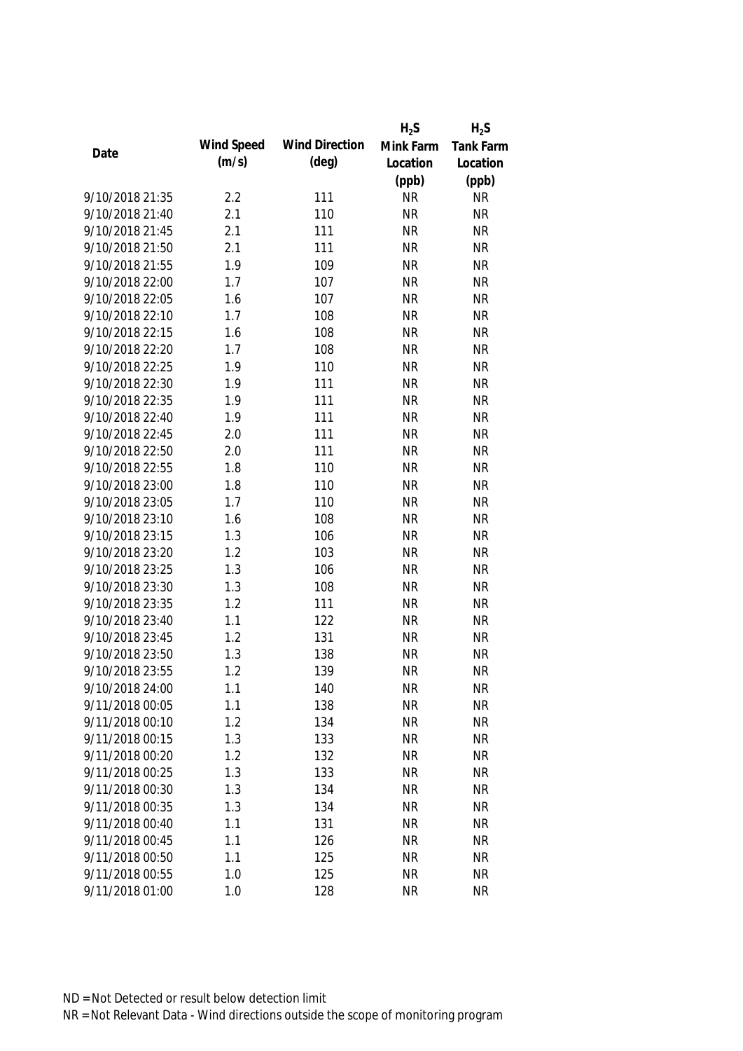| Date | Wind Speed (m/s) | Wind Direction (deg) | $H_2S$ Mink Farm Location (ppb) | $H_2S$ Tank Farm Location (ppb) |
|---|---|---|---|---|
| 9/10/2018 21:35 | 2.2 | 111 | NR | NR |
| 9/10/2018 21:40 | 2.1 | 110 | NR | NR |
| 9/10/2018 21:45 | 2.1 | 111 | NR | NR |
| 9/10/2018 21:50 | 2.1 | 111 | NR | NR |
| 9/10/2018 21:55 | 1.9 | 109 | NR | NR |
| 9/10/2018 22:00 | 1.7 | 107 | NR | NR |
| 9/10/2018 22:05 | 1.6 | 107 | NR | NR |
| 9/10/2018 22:10 | 1.7 | 108 | NR | NR |
| 9/10/2018 22:15 | 1.6 | 108 | NR | NR |
| 9/10/2018 22:20 | 1.7 | 108 | NR | NR |
| 9/10/2018 22:25 | 1.9 | 110 | NR | NR |
| 9/10/2018 22:30 | 1.9 | 111 | NR | NR |
| 9/10/2018 22:35 | 1.9 | 111 | NR | NR |
| 9/10/2018 22:40 | 1.9 | 111 | NR | NR |
| 9/10/2018 22:45 | 2.0 | 111 | NR | NR |
| 9/10/2018 22:50 | 2.0 | 111 | NR | NR |
| 9/10/2018 22:55 | 1.8 | 110 | NR | NR |
| 9/10/2018 23:00 | 1.8 | 110 | NR | NR |
| 9/10/2018 23:05 | 1.7 | 110 | NR | NR |
| 9/10/2018 23:10 | 1.6 | 108 | NR | NR |
| 9/10/2018 23:15 | 1.3 | 106 | NR | NR |
| 9/10/2018 23:20 | 1.2 | 103 | NR | NR |
| 9/10/2018 23:25 | 1.3 | 106 | NR | NR |
| 9/10/2018 23:30 | 1.3 | 108 | NR | NR |
| 9/10/2018 23:35 | 1.2 | 111 | NR | NR |
| 9/10/2018 23:40 | 1.1 | 122 | NR | NR |
| 9/10/2018 23:45 | 1.2 | 131 | NR | NR |
| 9/10/2018 23:50 | 1.3 | 138 | NR | NR |
| 9/10/2018 23:55 | 1.2 | 139 | NR | NR |
| 9/10/2018 24:00 | 1.1 | 140 | NR | NR |
| 9/11/2018 00:05 | 1.1 | 138 | NR | NR |
| 9/11/2018 00:10 | 1.2 | 134 | NR | NR |
| 9/11/2018 00:15 | 1.3 | 133 | NR | NR |
| 9/11/2018 00:20 | 1.2 | 132 | NR | NR |
| 9/11/2018 00:25 | 1.3 | 133 | NR | NR |
| 9/11/2018 00:30 | 1.3 | 134 | NR | NR |
| 9/11/2018 00:35 | 1.3 | 134 | NR | NR |
| 9/11/2018 00:40 | 1.1 | 131 | NR | NR |
| 9/11/2018 00:45 | 1.1 | 126 | NR | NR |
| 9/11/2018 00:50 | 1.1 | 125 | NR | NR |
| 9/11/2018 00:55 | 1.0 | 125 | NR | NR |
| 9/11/2018 01:00 | 1.0 | 128 | NR | NR |

ND = Not Detected or result below detection limit

NR = Not Relevant Data - Wind directions outside the scope of monitoring program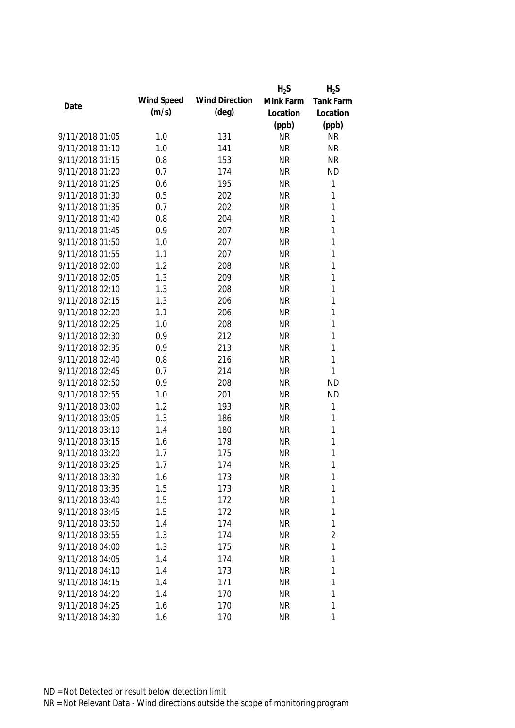| Date | Wind Speed (m/s) | Wind Direction (deg) | $H_2S$ Mink Farm Location (ppb) | $H_2S$ Tank Farm Location (ppb) |
|---|---|---|---|---|
| 9/11/2018 01:05 | 1.0 | 131 | NR | NR |
| 9/11/2018 01:10 | 1.0 | 141 | NR | NR |
| 9/11/2018 01:15 | 0.8 | 153 | NR | NR |
| 9/11/2018 01:20 | 0.7 | 174 | NR | ND |
| 9/11/2018 01:25 | 0.6 | 195 | NR | 1 |
| 9/11/2018 01:30 | 0.5 | 202 | NR | 1 |
| 9/11/2018 01:35 | 0.7 | 202 | NR | 1 |
| 9/11/2018 01:40 | 0.8 | 204 | NR | 1 |
| 9/11/2018 01:45 | 0.9 | 207 | NR | 1 |
| 9/11/2018 01:50 | 1.0 | 207 | NR | 1 |
| 9/11/2018 01:55 | 1.1 | 207 | NR | 1 |
| 9/11/2018 02:00 | 1.2 | 208 | NR | 1 |
| 9/11/2018 02:05 | 1.3 | 209 | NR | 1 |
| 9/11/2018 02:10 | 1.3 | 208 | NR | 1 |
| 9/11/2018 02:15 | 1.3 | 206 | NR | 1 |
| 9/11/2018 02:20 | 1.1 | 206 | NR | 1 |
| 9/11/2018 02:25 | 1.0 | 208 | NR | 1 |
| 9/11/2018 02:30 | 0.9 | 212 | NR | 1 |
| 9/11/2018 02:35 | 0.9 | 213 | NR | 1 |
| 9/11/2018 02:40 | 0.8 | 216 | NR | 1 |
| 9/11/2018 02:45 | 0.7 | 214 | NR | 1 |
| 9/11/2018 02:50 | 0.9 | 208 | NR | ND |
| 9/11/2018 02:55 | 1.0 | 201 | NR | ND |
| 9/11/2018 03:00 | 1.2 | 193 | NR | 1 |
| 9/11/2018 03:05 | 1.3 | 186 | NR | 1 |
| 9/11/2018 03:10 | 1.4 | 180 | NR | 1 |
| 9/11/2018 03:15 | 1.6 | 178 | NR | 1 |
| 9/11/2018 03:20 | 1.7 | 175 | NR | 1 |
| 9/11/2018 03:25 | 1.7 | 174 | NR | 1 |
| 9/11/2018 03:30 | 1.6 | 173 | NR | 1 |
| 9/11/2018 03:35 | 1.5 | 173 | NR | 1 |
| 9/11/2018 03:40 | 1.5 | 172 | NR | 1 |
| 9/11/2018 03:45 | 1.5 | 172 | NR | 1 |
| 9/11/2018 03:50 | 1.4 | 174 | NR | 1 |
| 9/11/2018 03:55 | 1.3 | 174 | NR | 2 |
| 9/11/2018 04:00 | 1.3 | 175 | NR | 1 |
| 9/11/2018 04:05 | 1.4 | 174 | NR | 1 |
| 9/11/2018 04:10 | 1.4 | 173 | NR | 1 |
| 9/11/2018 04:15 | 1.4 | 171 | NR | 1 |
| 9/11/2018 04:20 | 1.4 | 170 | NR | 1 |
| 9/11/2018 04:25 | 1.6 | 170 | NR | 1 |
| 9/11/2018 04:30 | 1.6 | 170 | NR | 1 |

ND = Not Detected or result below detection limit

NR = Not Relevant Data - Wind directions outside the scope of monitoring program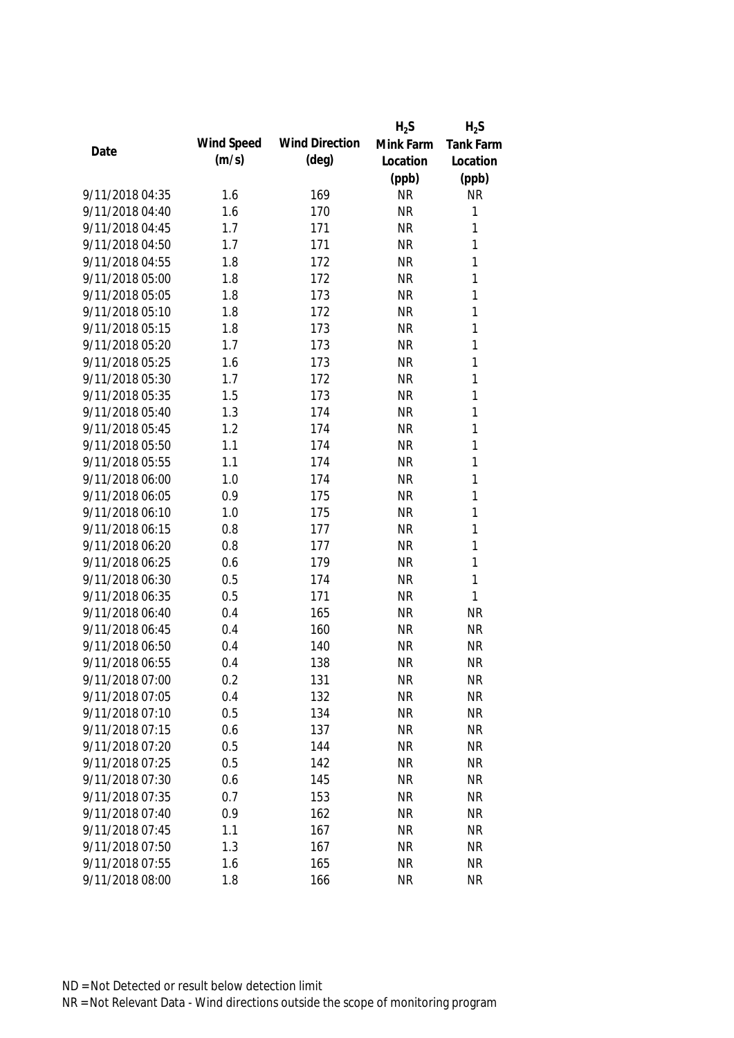| Date | Wind Speed (m/s) | Wind Direction (deg) | $H_2S$ Mink Farm Location (ppb) | $H_2S$ Tank Farm Location (ppb) |
|---|---|---|---|---|
| 9/11/2018 04:35 | 1.6 | 169 | NR | NR |
| 9/11/2018 04:40 | 1.6 | 170 | NR | 1 |
| 9/11/2018 04:45 | 1.7 | 171 | NR | 1 |
| 9/11/2018 04:50 | 1.7 | 171 | NR | 1 |
| 9/11/2018 04:55 | 1.8 | 172 | NR | 1 |
| 9/11/2018 05:00 | 1.8 | 172 | NR | 1 |
| 9/11/2018 05:05 | 1.8 | 173 | NR | 1 |
| 9/11/2018 05:10 | 1.8 | 172 | NR | 1 |
| 9/11/2018 05:15 | 1.8 | 173 | NR | 1 |
| 9/11/2018 05:20 | 1.7 | 173 | NR | 1 |
| 9/11/2018 05:25 | 1.6 | 173 | NR | 1 |
| 9/11/2018 05:30 | 1.7 | 172 | NR | 1 |
| 9/11/2018 05:35 | 1.5 | 173 | NR | 1 |
| 9/11/2018 05:40 | 1.3 | 174 | NR | 1 |
| 9/11/2018 05:45 | 1.2 | 174 | NR | 1 |
| 9/11/2018 05:50 | 1.1 | 174 | NR | 1 |
| 9/11/2018 05:55 | 1.1 | 174 | NR | 1 |
| 9/11/2018 06:00 | 1.0 | 174 | NR | 1 |
| 9/11/2018 06:05 | 0.9 | 175 | NR | 1 |
| 9/11/2018 06:10 | 1.0 | 175 | NR | 1 |
| 9/11/2018 06:15 | 0.8 | 177 | NR | 1 |
| 9/11/2018 06:20 | 0.8 | 177 | NR | 1 |
| 9/11/2018 06:25 | 0.6 | 179 | NR | 1 |
| 9/11/2018 06:30 | 0.5 | 174 | NR | 1 |
| 9/11/2018 06:35 | 0.5 | 171 | NR | 1 |
| 9/11/2018 06:40 | 0.4 | 165 | NR | NR |
| 9/11/2018 06:45 | 0.4 | 160 | NR | NR |
| 9/11/2018 06:50 | 0.4 | 140 | NR | NR |
| 9/11/2018 06:55 | 0.4 | 138 | NR | NR |
| 9/11/2018 07:00 | 0.2 | 131 | NR | NR |
| 9/11/2018 07:05 | 0.4 | 132 | NR | NR |
| 9/11/2018 07:10 | 0.5 | 134 | NR | NR |
| 9/11/2018 07:15 | 0.6 | 137 | NR | NR |
| 9/11/2018 07:20 | 0.5 | 144 | NR | NR |
| 9/11/2018 07:25 | 0.5 | 142 | NR | NR |
| 9/11/2018 07:30 | 0.6 | 145 | NR | NR |
| 9/11/2018 07:35 | 0.7 | 153 | NR | NR |
| 9/11/2018 07:40 | 0.9 | 162 | NR | NR |
| 9/11/2018 07:45 | 1.1 | 167 | NR | NR |
| 9/11/2018 07:50 | 1.3 | 167 | NR | NR |
| 9/11/2018 07:55 | 1.6 | 165 | NR | NR |
| 9/11/2018 08:00 | 1.8 | 166 | NR | NR |

ND = Not Detected or result below detection limit
NR = Not Relevant Data - Wind directions outside the scope of monitoring program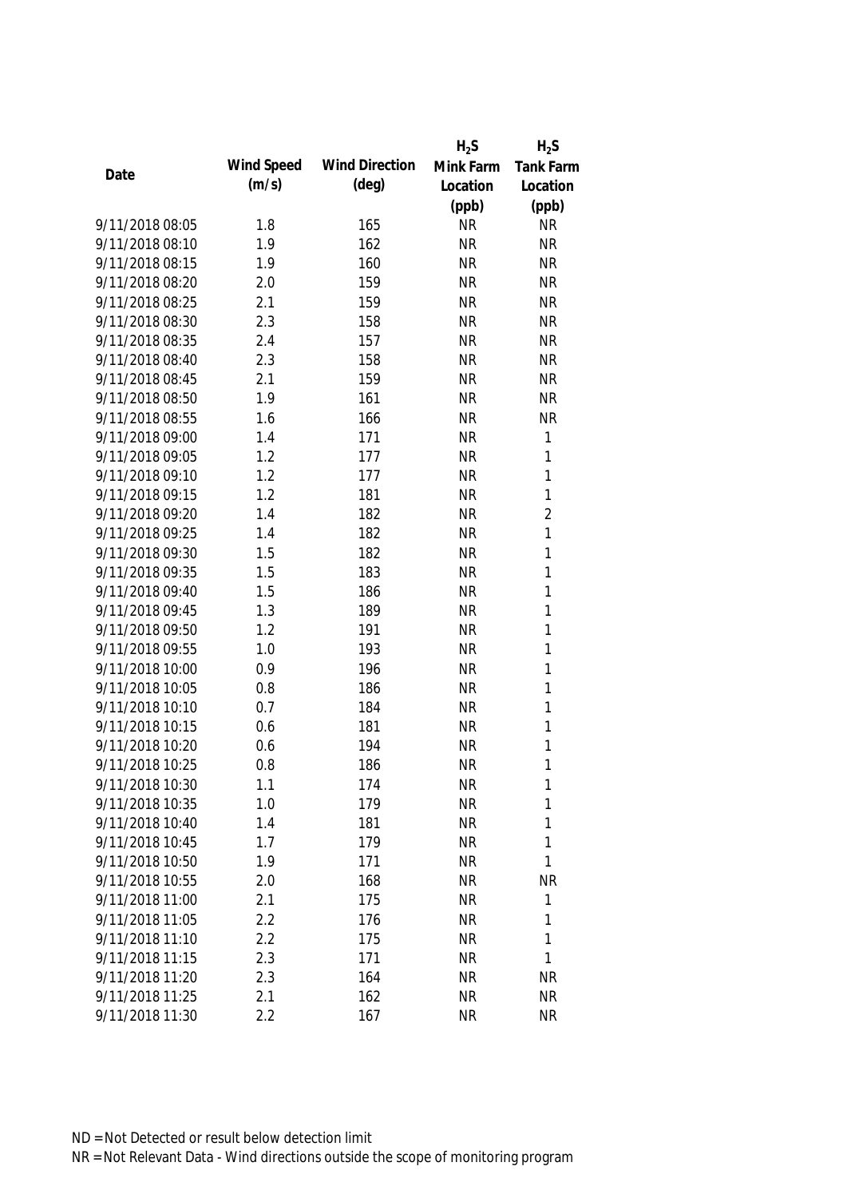| Date | Wind Speed (m/s) | Wind Direction (deg) | $H_2S$ Mink Farm Location (ppb) | $H_2S$ Tank Farm Location (ppb) |
|---|---|---|---|---|
| 9/11/2018 08:05 | 1.8 | 165 | NR | NR |
| 9/11/2018 08:10 | 1.9 | 162 | NR | NR |
| 9/11/2018 08:15 | 1.9 | 160 | NR | NR |
| 9/11/2018 08:20 | 2.0 | 159 | NR | NR |
| 9/11/2018 08:25 | 2.1 | 159 | NR | NR |
| 9/11/2018 08:30 | 2.3 | 158 | NR | NR |
| 9/11/2018 08:35 | 2.4 | 157 | NR | NR |
| 9/11/2018 08:40 | 2.3 | 158 | NR | NR |
| 9/11/2018 08:45 | 2.1 | 159 | NR | NR |
| 9/11/2018 08:50 | 1.9 | 161 | NR | NR |
| 9/11/2018 08:55 | 1.6 | 166 | NR | NR |
| 9/11/2018 09:00 | 1.4 | 171 | NR | 1 |
| 9/11/2018 09:05 | 1.2 | 177 | NR | 1 |
| 9/11/2018 09:10 | 1.2 | 177 | NR | 1 |
| 9/11/2018 09:15 | 1.2 | 181 | NR | 1 |
| 9/11/2018 09:20 | 1.4 | 182 | NR | 2 |
| 9/11/2018 09:25 | 1.4 | 182 | NR | 1 |
| 9/11/2018 09:30 | 1.5 | 182 | NR | 1 |
| 9/11/2018 09:35 | 1.5 | 183 | NR | 1 |
| 9/11/2018 09:40 | 1.5 | 186 | NR | 1 |
| 9/11/2018 09:45 | 1.3 | 189 | NR | 1 |
| 9/11/2018 09:50 | 1.2 | 191 | NR | 1 |
| 9/11/2018 09:55 | 1.0 | 193 | NR | 1 |
| 9/11/2018 10:00 | 0.9 | 196 | NR | 1 |
| 9/11/2018 10:05 | 0.8 | 186 | NR | 1 |
| 9/11/2018 10:10 | 0.7 | 184 | NR | 1 |
| 9/11/2018 10:15 | 0.6 | 181 | NR | 1 |
| 9/11/2018 10:20 | 0.6 | 194 | NR | 1 |
| 9/11/2018 10:25 | 0.8 | 186 | NR | 1 |
| 9/11/2018 10:30 | 1.1 | 174 | NR | 1 |
| 9/11/2018 10:35 | 1.0 | 179 | NR | 1 |
| 9/11/2018 10:40 | 1.4 | 181 | NR | 1 |
| 9/11/2018 10:45 | 1.7 | 179 | NR | 1 |
| 9/11/2018 10:50 | 1.9 | 171 | NR | 1 |
| 9/11/2018 10:55 | 2.0 | 168 | NR | NR |
| 9/11/2018 11:00 | 2.1 | 175 | NR | 1 |
| 9/11/2018 11:05 | 2.2 | 176 | NR | 1 |
| 9/11/2018 11:10 | 2.2 | 175 | NR | 1 |
| 9/11/2018 11:15 | 2.3 | 171 | NR | 1 |
| 9/11/2018 11:20 | 2.3 | 164 | NR | NR |
| 9/11/2018 11:25 | 2.1 | 162 | NR | NR |
| 9/11/2018 11:30 | 2.2 | 167 | NR | NR |

ND = Not Detected or result below detection limit

NR = Not Relevant Data - Wind directions outside the scope of monitoring program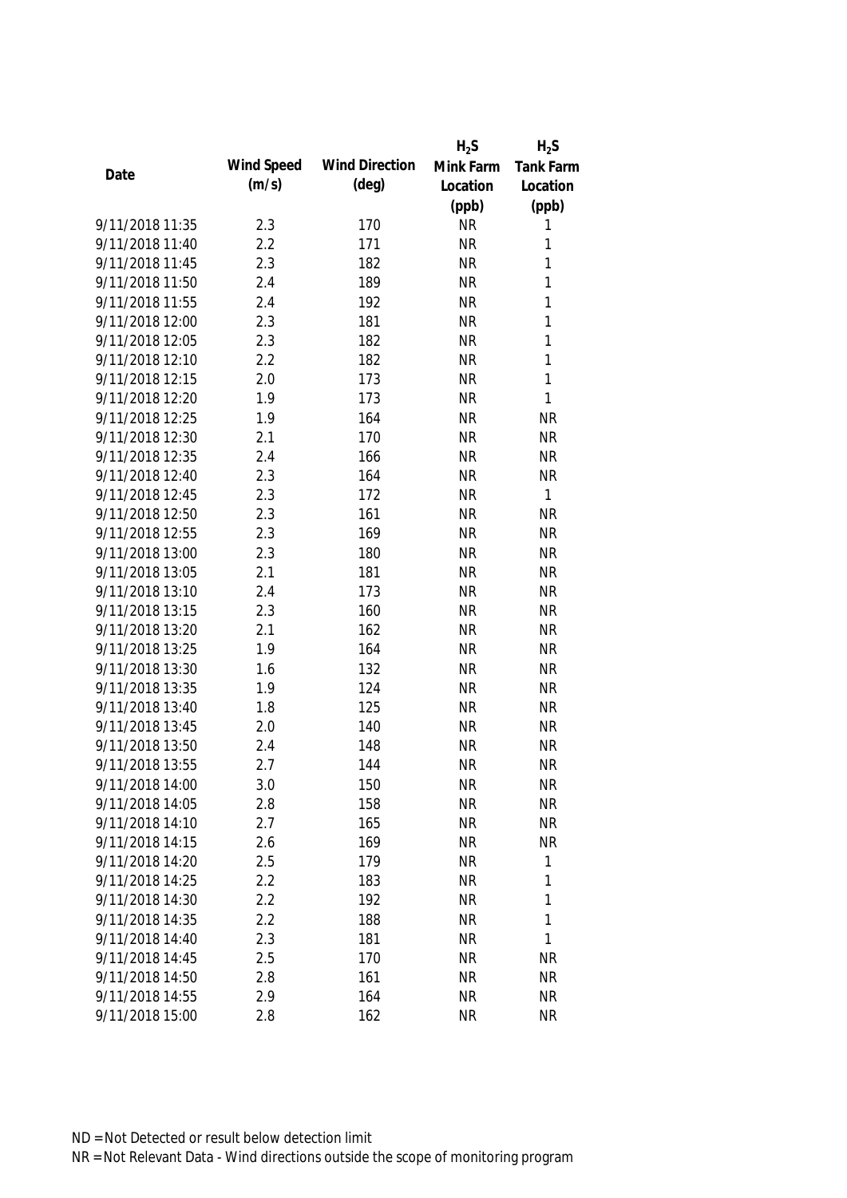| Date | Wind Speed (m/s) | Wind Direction (deg) | $H_2S$ Mink Farm Location (ppb) | $H_2S$ Tank Farm Location (ppb) |
|---|---|---|---|---|
| 9/11/2018 11:35 | 2.3 | 170 | NR | 1 |
| 9/11/2018 11:40 | 2.2 | 171 | NR | 1 |
| 9/11/2018 11:45 | 2.3 | 182 | NR | 1 |
| 9/11/2018 11:50 | 2.4 | 189 | NR | 1 |
| 9/11/2018 11:55 | 2.4 | 192 | NR | 1 |
| 9/11/2018 12:00 | 2.3 | 181 | NR | 1 |
| 9/11/2018 12:05 | 2.3 | 182 | NR | 1 |
| 9/11/2018 12:10 | 2.2 | 182 | NR | 1 |
| 9/11/2018 12:15 | 2.0 | 173 | NR | 1 |
| 9/11/2018 12:20 | 1.9 | 173 | NR | 1 |
| 9/11/2018 12:25 | 1.9 | 164 | NR | NR |
| 9/11/2018 12:30 | 2.1 | 170 | NR | NR |
| 9/11/2018 12:35 | 2.4 | 166 | NR | NR |
| 9/11/2018 12:40 | 2.3 | 164 | NR | NR |
| 9/11/2018 12:45 | 2.3 | 172 | NR | 1 |
| 9/11/2018 12:50 | 2.3 | 161 | NR | NR |
| 9/11/2018 12:55 | 2.3 | 169 | NR | NR |
| 9/11/2018 13:00 | 2.3 | 180 | NR | NR |
| 9/11/2018 13:05 | 2.1 | 181 | NR | NR |
| 9/11/2018 13:10 | 2.4 | 173 | NR | NR |
| 9/11/2018 13:15 | 2.3 | 160 | NR | NR |
| 9/11/2018 13:20 | 2.1 | 162 | NR | NR |
| 9/11/2018 13:25 | 1.9 | 164 | NR | NR |
| 9/11/2018 13:30 | 1.6 | 132 | NR | NR |
| 9/11/2018 13:35 | 1.9 | 124 | NR | NR |
| 9/11/2018 13:40 | 1.8 | 125 | NR | NR |
| 9/11/2018 13:45 | 2.0 | 140 | NR | NR |
| 9/11/2018 13:50 | 2.4 | 148 | NR | NR |
| 9/11/2018 13:55 | 2.7 | 144 | NR | NR |
| 9/11/2018 14:00 | 3.0 | 150 | NR | NR |
| 9/11/2018 14:05 | 2.8 | 158 | NR | NR |
| 9/11/2018 14:10 | 2.7 | 165 | NR | NR |
| 9/11/2018 14:15 | 2.6 | 169 | NR | NR |
| 9/11/2018 14:20 | 2.5 | 179 | NR | 1 |
| 9/11/2018 14:25 | 2.2 | 183 | NR | 1 |
| 9/11/2018 14:30 | 2.2 | 192 | NR | 1 |
| 9/11/2018 14:35 | 2.2 | 188 | NR | 1 |
| 9/11/2018 14:40 | 2.3 | 181 | NR | 1 |
| 9/11/2018 14:45 | 2.5 | 170 | NR | NR |
| 9/11/2018 14:50 | 2.8 | 161 | NR | NR |
| 9/11/2018 14:55 | 2.9 | 164 | NR | NR |
| 9/11/2018 15:00 | 2.8 | 162 | NR | NR |

ND = Not Detected or result below detection limit

NR = Not Relevant Data - Wind directions outside the scope of monitoring program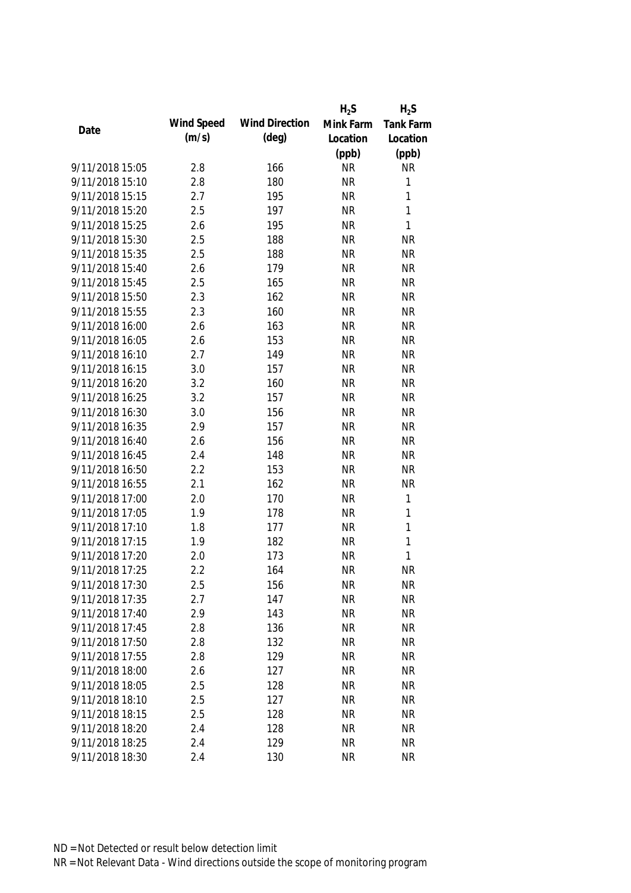| Date | Wind Speed (m/s) | Wind Direction (deg) | $H_2S$ Mink Farm Location (ppb) | $H_2S$ Tank Farm Location (ppb) |
|---|---|---|---|---|
| 9/11/2018 15:05 | 2.8 | 166 | NR | NR |
| 9/11/2018 15:10 | 2.8 | 180 | NR | 1 |
| 9/11/2018 15:15 | 2.7 | 195 | NR | 1 |
| 9/11/2018 15:20 | 2.5 | 197 | NR | 1 |
| 9/11/2018 15:25 | 2.6 | 195 | NR | 1 |
| 9/11/2018 15:30 | 2.5 | 188 | NR | NR |
| 9/11/2018 15:35 | 2.5 | 188 | NR | NR |
| 9/11/2018 15:40 | 2.6 | 179 | NR | NR |
| 9/11/2018 15:45 | 2.5 | 165 | NR | NR |
| 9/11/2018 15:50 | 2.3 | 162 | NR | NR |
| 9/11/2018 15:55 | 2.3 | 160 | NR | NR |
| 9/11/2018 16:00 | 2.6 | 163 | NR | NR |
| 9/11/2018 16:05 | 2.6 | 153 | NR | NR |
| 9/11/2018 16:10 | 2.7 | 149 | NR | NR |
| 9/11/2018 16:15 | 3.0 | 157 | NR | NR |
| 9/11/2018 16:20 | 3.2 | 160 | NR | NR |
| 9/11/2018 16:25 | 3.2 | 157 | NR | NR |
| 9/11/2018 16:30 | 3.0 | 156 | NR | NR |
| 9/11/2018 16:35 | 2.9 | 157 | NR | NR |
| 9/11/2018 16:40 | 2.6 | 156 | NR | NR |
| 9/11/2018 16:45 | 2.4 | 148 | NR | NR |
| 9/11/2018 16:50 | 2.2 | 153 | NR | NR |
| 9/11/2018 16:55 | 2.1 | 162 | NR | NR |
| 9/11/2018 17:00 | 2.0 | 170 | NR | 1 |
| 9/11/2018 17:05 | 1.9 | 178 | NR | 1 |
| 9/11/2018 17:10 | 1.8 | 177 | NR | 1 |
| 9/11/2018 17:15 | 1.9 | 182 | NR | 1 |
| 9/11/2018 17:20 | 2.0 | 173 | NR | 1 |
| 9/11/2018 17:25 | 2.2 | 164 | NR | NR |
| 9/11/2018 17:30 | 2.5 | 156 | NR | NR |
| 9/11/2018 17:35 | 2.7 | 147 | NR | NR |
| 9/11/2018 17:40 | 2.9 | 143 | NR | NR |
| 9/11/2018 17:45 | 2.8 | 136 | NR | NR |
| 9/11/2018 17:50 | 2.8 | 132 | NR | NR |
| 9/11/2018 17:55 | 2.8 | 129 | NR | NR |
| 9/11/2018 18:00 | 2.6 | 127 | NR | NR |
| 9/11/2018 18:05 | 2.5 | 128 | NR | NR |
| 9/11/2018 18:10 | 2.5 | 127 | NR | NR |
| 9/11/2018 18:15 | 2.5 | 128 | NR | NR |
| 9/11/2018 18:20 | 2.4 | 128 | NR | NR |
| 9/11/2018 18:25 | 2.4 | 129 | NR | NR |
| 9/11/2018 18:30 | 2.4 | 130 | NR | NR |

ND = Not Detected or result below detection limit

NR = Not Relevant Data - Wind directions outside the scope of monitoring program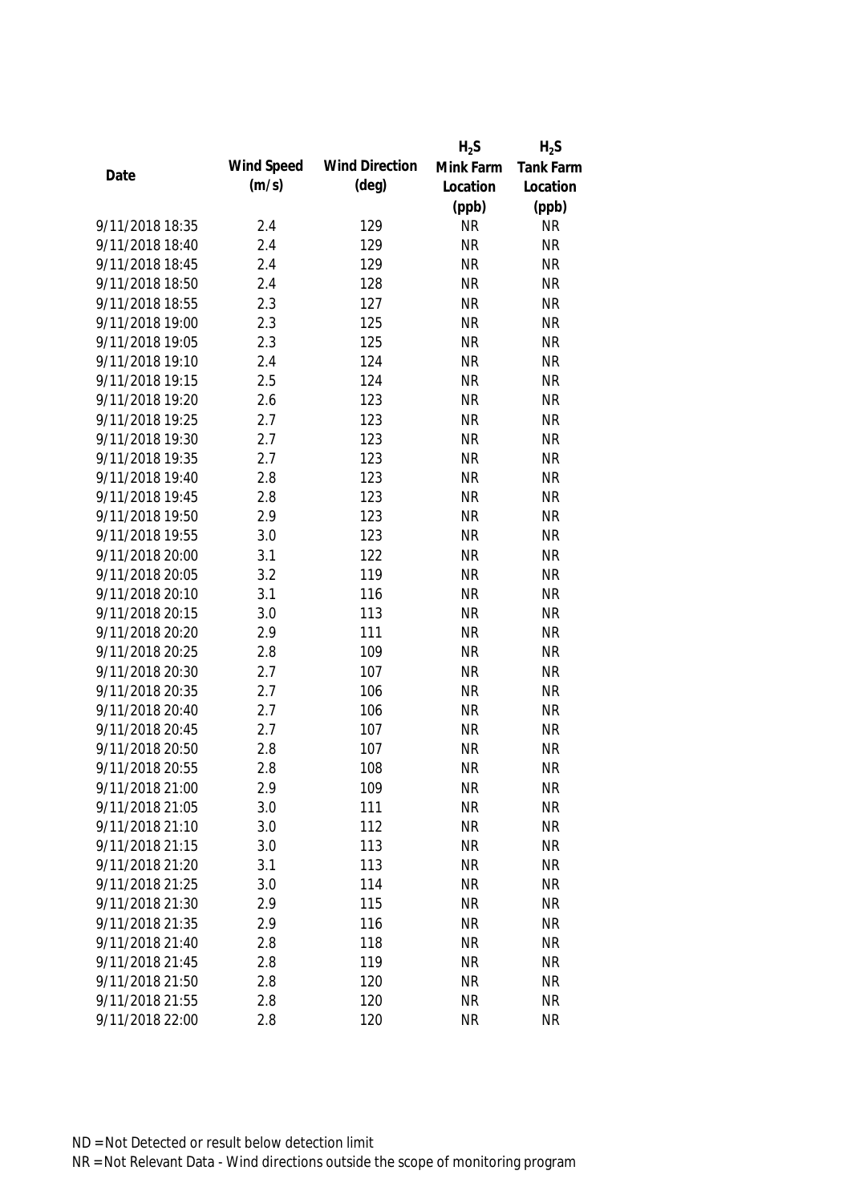| Date | Wind Speed (m/s) | Wind Direction (deg) | $H_2S$ Mink Farm Location (ppb) | $H_2S$ Tank Farm Location (ppb) |
|---|---|---|---|---|
| 9/11/2018 18:35 | 2.4 | 129 | NR | NR |
| 9/11/2018 18:40 | 2.4 | 129 | NR | NR |
| 9/11/2018 18:45 | 2.4 | 129 | NR | NR |
| 9/11/2018 18:50 | 2.4 | 128 | NR | NR |
| 9/11/2018 18:55 | 2.3 | 127 | NR | NR |
| 9/11/2018 19:00 | 2.3 | 125 | NR | NR |
| 9/11/2018 19:05 | 2.3 | 125 | NR | NR |
| 9/11/2018 19:10 | 2.4 | 124 | NR | NR |
| 9/11/2018 19:15 | 2.5 | 124 | NR | NR |
| 9/11/2018 19:20 | 2.6 | 123 | NR | NR |
| 9/11/2018 19:25 | 2.7 | 123 | NR | NR |
| 9/11/2018 19:30 | 2.7 | 123 | NR | NR |
| 9/11/2018 19:35 | 2.7 | 123 | NR | NR |
| 9/11/2018 19:40 | 2.8 | 123 | NR | NR |
| 9/11/2018 19:45 | 2.8 | 123 | NR | NR |
| 9/11/2018 19:50 | 2.9 | 123 | NR | NR |
| 9/11/2018 19:55 | 3.0 | 123 | NR | NR |
| 9/11/2018 20:00 | 3.1 | 122 | NR | NR |
| 9/11/2018 20:05 | 3.2 | 119 | NR | NR |
| 9/11/2018 20:10 | 3.1 | 116 | NR | NR |
| 9/11/2018 20:15 | 3.0 | 113 | NR | NR |
| 9/11/2018 20:20 | 2.9 | 111 | NR | NR |
| 9/11/2018 20:25 | 2.8 | 109 | NR | NR |
| 9/11/2018 20:30 | 2.7 | 107 | NR | NR |
| 9/11/2018 20:35 | 2.7 | 106 | NR | NR |
| 9/11/2018 20:40 | 2.7 | 106 | NR | NR |
| 9/11/2018 20:45 | 2.7 | 107 | NR | NR |
| 9/11/2018 20:50 | 2.8 | 107 | NR | NR |
| 9/11/2018 20:55 | 2.8 | 108 | NR | NR |
| 9/11/2018 21:00 | 2.9 | 109 | NR | NR |
| 9/11/2018 21:05 | 3.0 | 111 | NR | NR |
| 9/11/2018 21:10 | 3.0 | 112 | NR | NR |
| 9/11/2018 21:15 | 3.0 | 113 | NR | NR |
| 9/11/2018 21:20 | 3.1 | 113 | NR | NR |
| 9/11/2018 21:25 | 3.0 | 114 | NR | NR |
| 9/11/2018 21:30 | 2.9 | 115 | NR | NR |
| 9/11/2018 21:35 | 2.9 | 116 | NR | NR |
| 9/11/2018 21:40 | 2.8 | 118 | NR | NR |
| 9/11/2018 21:45 | 2.8 | 119 | NR | NR |
| 9/11/2018 21:50 | 2.8 | 120 | NR | NR |
| 9/11/2018 21:55 | 2.8 | 120 | NR | NR |
| 9/11/2018 22:00 | 2.8 | 120 | NR | NR |

ND = Not Detected or result below detection limit

NR = Not Relevant Data - Wind directions outside the scope of monitoring program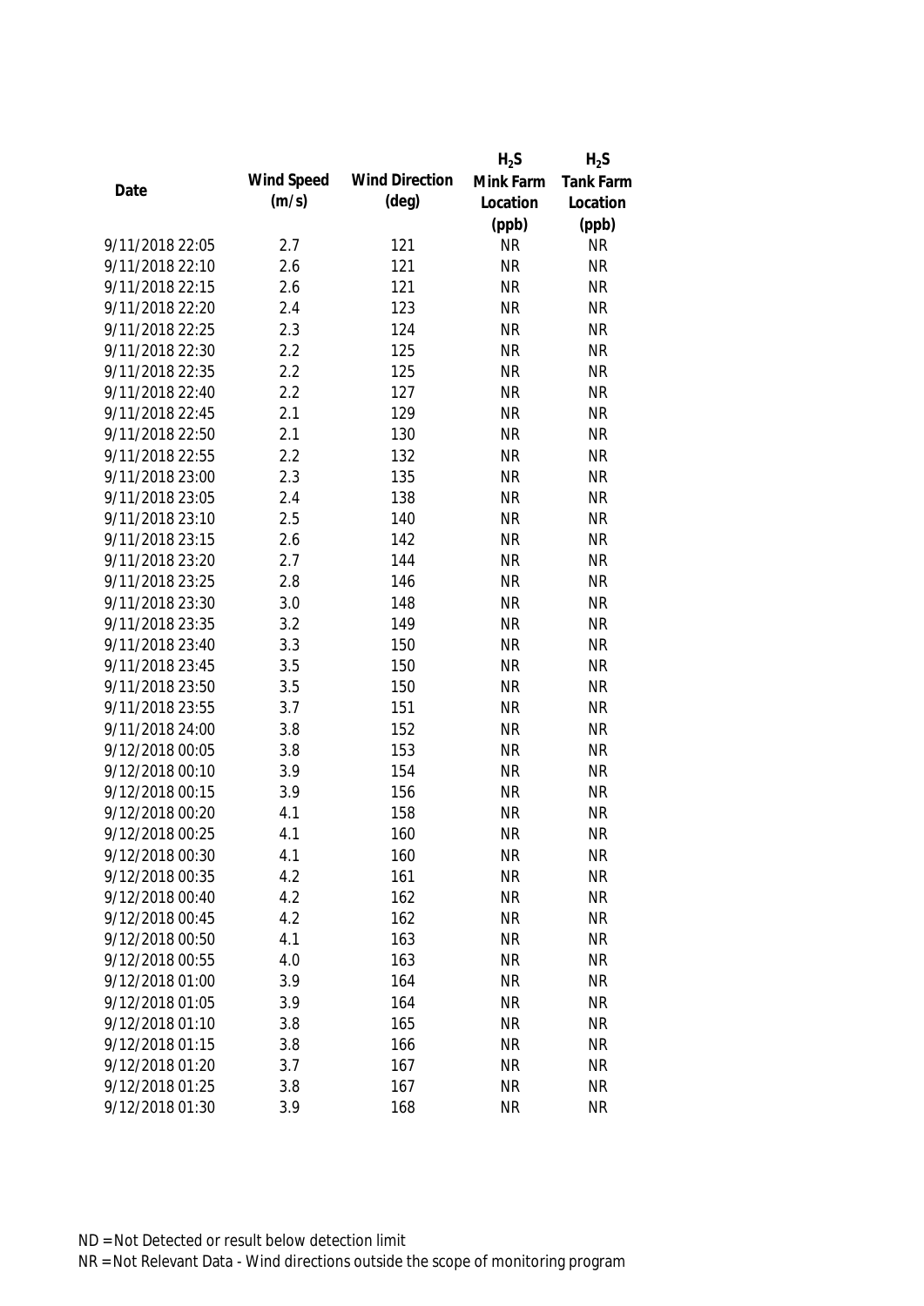| Date | Wind Speed (m/s) | Wind Direction (deg) | $H_2S$ Mink Farm Location (ppb) | $H_2S$ Tank Farm Location (ppb) |
|---|---|---|---|---|
| 9/11/2018 22:05 | 2.7 | 121 | NR | NR |
| 9/11/2018 22:10 | 2.6 | 121 | NR | NR |
| 9/11/2018 22:15 | 2.6 | 121 | NR | NR |
| 9/11/2018 22:20 | 2.4 | 123 | NR | NR |
| 9/11/2018 22:25 | 2.3 | 124 | NR | NR |
| 9/11/2018 22:30 | 2.2 | 125 | NR | NR |
| 9/11/2018 22:35 | 2.2 | 125 | NR | NR |
| 9/11/2018 22:40 | 2.2 | 127 | NR | NR |
| 9/11/2018 22:45 | 2.1 | 129 | NR | NR |
| 9/11/2018 22:50 | 2.1 | 130 | NR | NR |
| 9/11/2018 22:55 | 2.2 | 132 | NR | NR |
| 9/11/2018 23:00 | 2.3 | 135 | NR | NR |
| 9/11/2018 23:05 | 2.4 | 138 | NR | NR |
| 9/11/2018 23:10 | 2.5 | 140 | NR | NR |
| 9/11/2018 23:15 | 2.6 | 142 | NR | NR |
| 9/11/2018 23:20 | 2.7 | 144 | NR | NR |
| 9/11/2018 23:25 | 2.8 | 146 | NR | NR |
| 9/11/2018 23:30 | 3.0 | 148 | NR | NR |
| 9/11/2018 23:35 | 3.2 | 149 | NR | NR |
| 9/11/2018 23:40 | 3.3 | 150 | NR | NR |
| 9/11/2018 23:45 | 3.5 | 150 | NR | NR |
| 9/11/2018 23:50 | 3.5 | 150 | NR | NR |
| 9/11/2018 23:55 | 3.7 | 151 | NR | NR |
| 9/11/2018 24:00 | 3.8 | 152 | NR | NR |
| 9/12/2018 00:05 | 3.8 | 153 | NR | NR |
| 9/12/2018 00:10 | 3.9 | 154 | NR | NR |
| 9/12/2018 00:15 | 3.9 | 156 | NR | NR |
| 9/12/2018 00:20 | 4.1 | 158 | NR | NR |
| 9/12/2018 00:25 | 4.1 | 160 | NR | NR |
| 9/12/2018 00:30 | 4.1 | 160 | NR | NR |
| 9/12/2018 00:35 | 4.2 | 161 | NR | NR |
| 9/12/2018 00:40 | 4.2 | 162 | NR | NR |
| 9/12/2018 00:45 | 4.2 | 162 | NR | NR |
| 9/12/2018 00:50 | 4.1 | 163 | NR | NR |
| 9/12/2018 00:55 | 4.0 | 163 | NR | NR |
| 9/12/2018 01:00 | 3.9 | 164 | NR | NR |
| 9/12/2018 01:05 | 3.9 | 164 | NR | NR |
| 9/12/2018 01:10 | 3.8 | 165 | NR | NR |
| 9/12/2018 01:15 | 3.8 | 166 | NR | NR |
| 9/12/2018 01:20 | 3.7 | 167 | NR | NR |
| 9/12/2018 01:25 | 3.8 | 167 | NR | NR |
| 9/12/2018 01:30 | 3.9 | 168 | NR | NR |

ND = Not Detected or result below detection limit

NR = Not Relevant Data - Wind directions outside the scope of monitoring program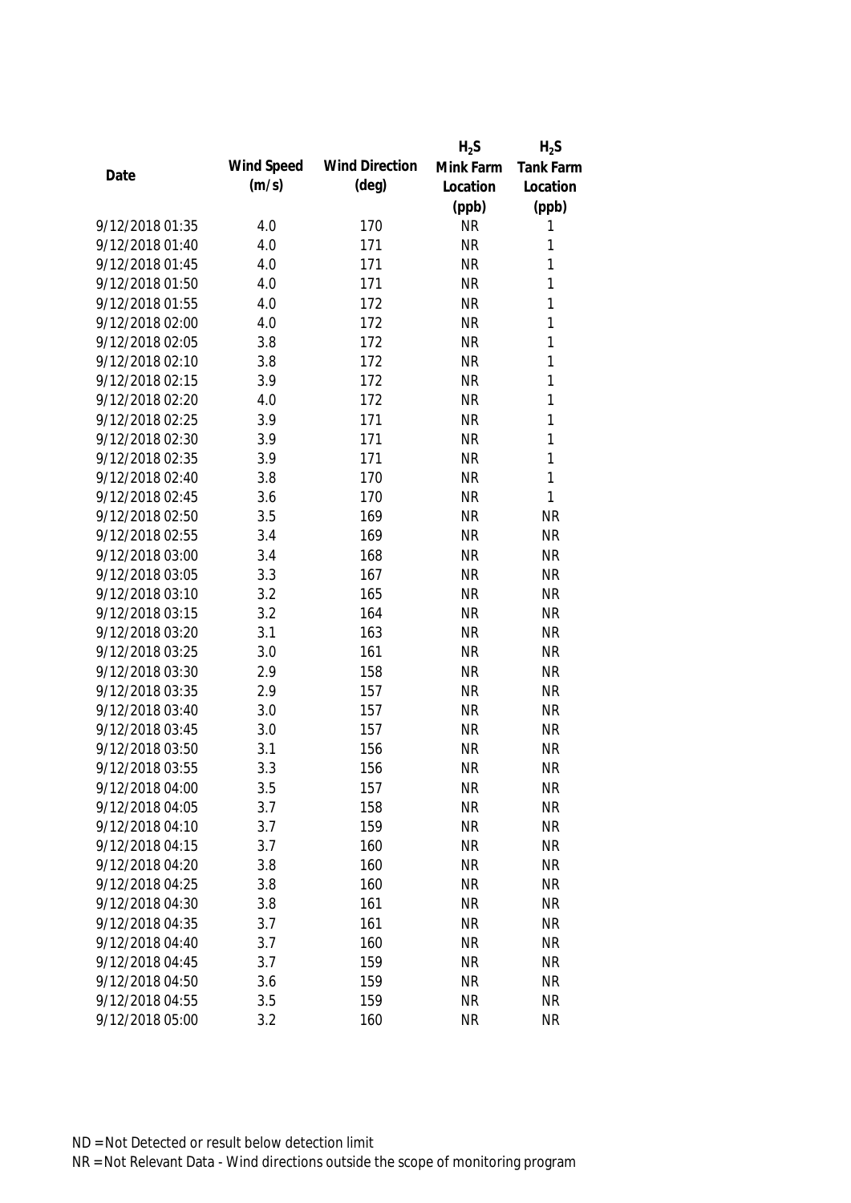| Date | Wind Speed (m/s) | Wind Direction (deg) | $H_2S$ Mink Farm Location (ppb) | $H_2S$ Tank Farm Location (ppb) |
|---|---|---|---|---|
| 9/12/2018 01:35 | 4.0 | 170 | NR | 1 |
| 9/12/2018 01:40 | 4.0 | 171 | NR | 1 |
| 9/12/2018 01:45 | 4.0 | 171 | NR | 1 |
| 9/12/2018 01:50 | 4.0 | 171 | NR | 1 |
| 9/12/2018 01:55 | 4.0 | 172 | NR | 1 |
| 9/12/2018 02:00 | 4.0 | 172 | NR | 1 |
| 9/12/2018 02:05 | 3.8 | 172 | NR | 1 |
| 9/12/2018 02:10 | 3.8 | 172 | NR | 1 |
| 9/12/2018 02:15 | 3.9 | 172 | NR | 1 |
| 9/12/2018 02:20 | 4.0 | 172 | NR | 1 |
| 9/12/2018 02:25 | 3.9 | 171 | NR | 1 |
| 9/12/2018 02:30 | 3.9 | 171 | NR | 1 |
| 9/12/2018 02:35 | 3.9 | 171 | NR | 1 |
| 9/12/2018 02:40 | 3.8 | 170 | NR | 1 |
| 9/12/2018 02:45 | 3.6 | 170 | NR | 1 |
| 9/12/2018 02:50 | 3.5 | 169 | NR | NR |
| 9/12/2018 02:55 | 3.4 | 169 | NR | NR |
| 9/12/2018 03:00 | 3.4 | 168 | NR | NR |
| 9/12/2018 03:05 | 3.3 | 167 | NR | NR |
| 9/12/2018 03:10 | 3.2 | 165 | NR | NR |
| 9/12/2018 03:15 | 3.2 | 164 | NR | NR |
| 9/12/2018 03:20 | 3.1 | 163 | NR | NR |
| 9/12/2018 03:25 | 3.0 | 161 | NR | NR |
| 9/12/2018 03:30 | 2.9 | 158 | NR | NR |
| 9/12/2018 03:35 | 2.9 | 157 | NR | NR |
| 9/12/2018 03:40 | 3.0 | 157 | NR | NR |
| 9/12/2018 03:45 | 3.0 | 157 | NR | NR |
| 9/12/2018 03:50 | 3.1 | 156 | NR | NR |
| 9/12/2018 03:55 | 3.3 | 156 | NR | NR |
| 9/12/2018 04:00 | 3.5 | 157 | NR | NR |
| 9/12/2018 04:05 | 3.7 | 158 | NR | NR |
| 9/12/2018 04:10 | 3.7 | 159 | NR | NR |
| 9/12/2018 04:15 | 3.7 | 160 | NR | NR |
| 9/12/2018 04:20 | 3.8 | 160 | NR | NR |
| 9/12/2018 04:25 | 3.8 | 160 | NR | NR |
| 9/12/2018 04:30 | 3.8 | 161 | NR | NR |
| 9/12/2018 04:35 | 3.7 | 161 | NR | NR |
| 9/12/2018 04:40 | 3.7 | 160 | NR | NR |
| 9/12/2018 04:45 | 3.7 | 159 | NR | NR |
| 9/12/2018 04:50 | 3.6 | 159 | NR | NR |
| 9/12/2018 04:55 | 3.5 | 159 | NR | NR |
| 9/12/2018 05:00 | 3.2 | 160 | NR | NR |

ND = Not Detected or result below detection limit

NR = Not Relevant Data - Wind directions outside the scope of monitoring program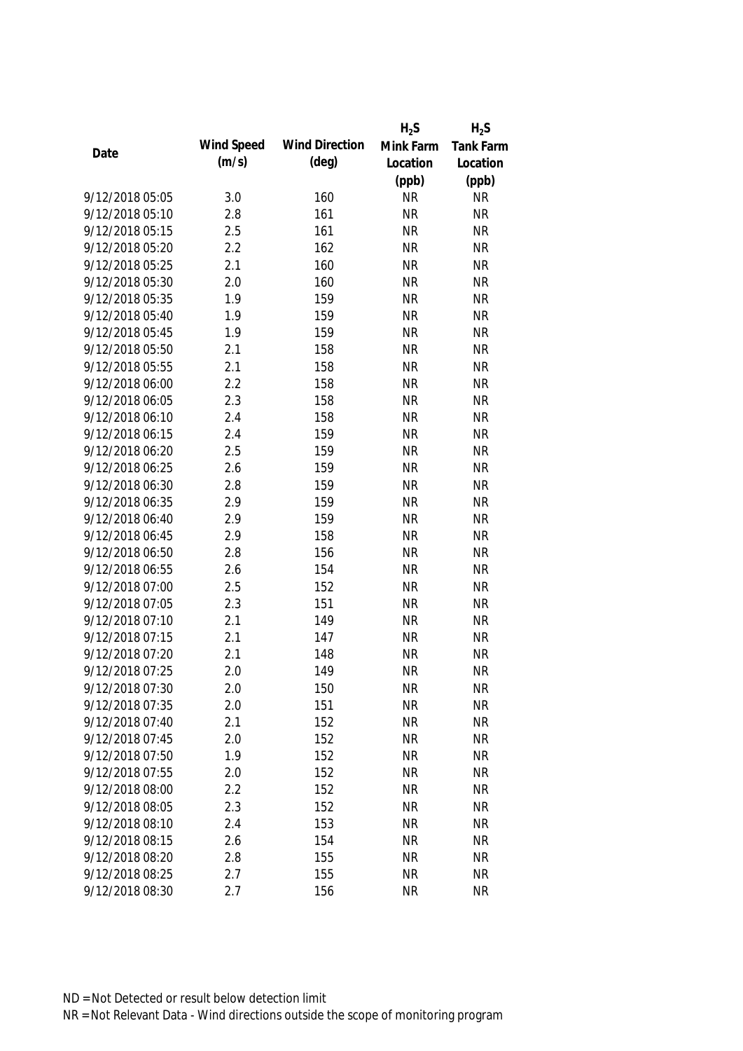| Date | Wind Speed (m/s) | Wind Direction (deg) | $H_2S$ Mink Farm Location (ppb) | $H_2S$ Tank Farm Location (ppb) |
|---|---|---|---|---|
| 9/12/2018 05:05 | 3.0 | 160 | NR | NR |
| 9/12/2018 05:10 | 2.8 | 161 | NR | NR |
| 9/12/2018 05:15 | 2.5 | 161 | NR | NR |
| 9/12/2018 05:20 | 2.2 | 162 | NR | NR |
| 9/12/2018 05:25 | 2.1 | 160 | NR | NR |
| 9/12/2018 05:30 | 2.0 | 160 | NR | NR |
| 9/12/2018 05:35 | 1.9 | 159 | NR | NR |
| 9/12/2018 05:40 | 1.9 | 159 | NR | NR |
| 9/12/2018 05:45 | 1.9 | 159 | NR | NR |
| 9/12/2018 05:50 | 2.1 | 158 | NR | NR |
| 9/12/2018 05:55 | 2.1 | 158 | NR | NR |
| 9/12/2018 06:00 | 2.2 | 158 | NR | NR |
| 9/12/2018 06:05 | 2.3 | 158 | NR | NR |
| 9/12/2018 06:10 | 2.4 | 158 | NR | NR |
| 9/12/2018 06:15 | 2.4 | 159 | NR | NR |
| 9/12/2018 06:20 | 2.5 | 159 | NR | NR |
| 9/12/2018 06:25 | 2.6 | 159 | NR | NR |
| 9/12/2018 06:30 | 2.8 | 159 | NR | NR |
| 9/12/2018 06:35 | 2.9 | 159 | NR | NR |
| 9/12/2018 06:40 | 2.9 | 159 | NR | NR |
| 9/12/2018 06:45 | 2.9 | 158 | NR | NR |
| 9/12/2018 06:50 | 2.8 | 156 | NR | NR |
| 9/12/2018 06:55 | 2.6 | 154 | NR | NR |
| 9/12/2018 07:00 | 2.5 | 152 | NR | NR |
| 9/12/2018 07:05 | 2.3 | 151 | NR | NR |
| 9/12/2018 07:10 | 2.1 | 149 | NR | NR |
| 9/12/2018 07:15 | 2.1 | 147 | NR | NR |
| 9/12/2018 07:20 | 2.1 | 148 | NR | NR |
| 9/12/2018 07:25 | 2.0 | 149 | NR | NR |
| 9/12/2018 07:30 | 2.0 | 150 | NR | NR |
| 9/12/2018 07:35 | 2.0 | 151 | NR | NR |
| 9/12/2018 07:40 | 2.1 | 152 | NR | NR |
| 9/12/2018 07:45 | 2.0 | 152 | NR | NR |
| 9/12/2018 07:50 | 1.9 | 152 | NR | NR |
| 9/12/2018 07:55 | 2.0 | 152 | NR | NR |
| 9/12/2018 08:00 | 2.2 | 152 | NR | NR |
| 9/12/2018 08:05 | 2.3 | 152 | NR | NR |
| 9/12/2018 08:10 | 2.4 | 153 | NR | NR |
| 9/12/2018 08:15 | 2.6 | 154 | NR | NR |
| 9/12/2018 08:20 | 2.8 | 155 | NR | NR |
| 9/12/2018 08:25 | 2.7 | 155 | NR | NR |
| 9/12/2018 08:30 | 2.7 | 156 | NR | NR |

ND = Not Detected or result below detection limit

NR = Not Relevant Data - Wind directions outside the scope of monitoring program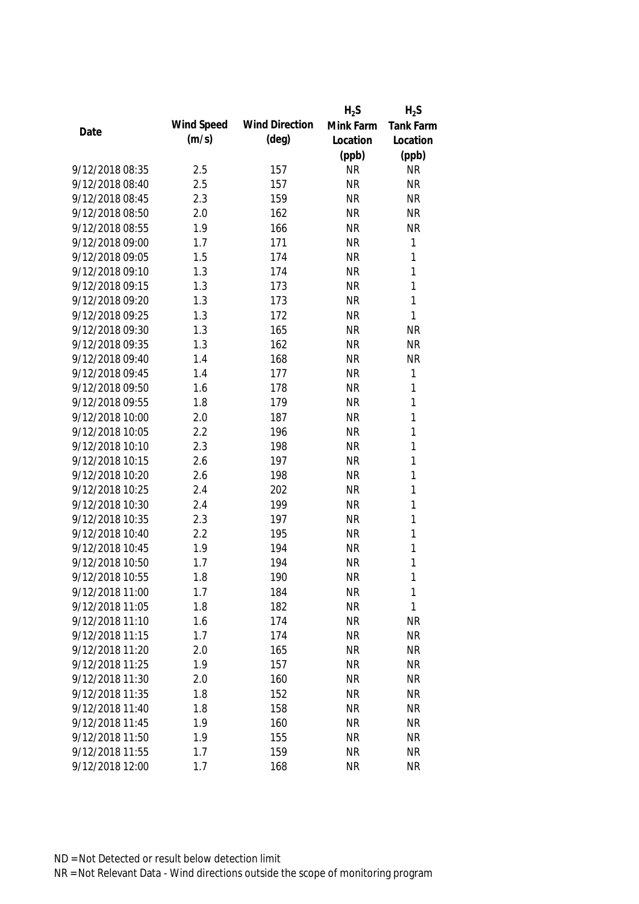| Date | Wind Speed (m/s) | Wind Direction (deg) | $H_2S$ Mink Farm Location (ppb) | $H_2S$ Tank Farm Location (ppb) |
|---|---|---|---|---|
| 9/12/2018 08:35 | 2.5 | 157 | NR | NR |
| 9/12/2018 08:40 | 2.5 | 157 | NR | NR |
| 9/12/2018 08:45 | 2.3 | 159 | NR | NR |
| 9/12/2018 08:50 | 2.0 | 162 | NR | NR |
| 9/12/2018 08:55 | 1.9 | 166 | NR | NR |
| 9/12/2018 09:00 | 1.7 | 171 | NR | 1 |
| 9/12/2018 09:05 | 1.5 | 174 | NR | 1 |
| 9/12/2018 09:10 | 1.3 | 174 | NR | 1 |
| 9/12/2018 09:15 | 1.3 | 173 | NR | 1 |
| 9/12/2018 09:20 | 1.3 | 173 | NR | 1 |
| 9/12/2018 09:25 | 1.3 | 172 | NR | 1 |
| 9/12/2018 09:30 | 1.3 | 165 | NR | NR |
| 9/12/2018 09:35 | 1.3 | 162 | NR | NR |
| 9/12/2018 09:40 | 1.4 | 168 | NR | NR |
| 9/12/2018 09:45 | 1.4 | 177 | NR | 1 |
| 9/12/2018 09:50 | 1.6 | 178 | NR | 1 |
| 9/12/2018 09:55 | 1.8 | 179 | NR | 1 |
| 9/12/2018 10:00 | 2.0 | 187 | NR | 1 |
| 9/12/2018 10:05 | 2.2 | 196 | NR | 1 |
| 9/12/2018 10:10 | 2.3 | 198 | NR | 1 |
| 9/12/2018 10:15 | 2.6 | 197 | NR | 1 |
| 9/12/2018 10:20 | 2.6 | 198 | NR | 1 |
| 9/12/2018 10:25 | 2.4 | 202 | NR | 1 |
| 9/12/2018 10:30 | 2.4 | 199 | NR | 1 |
| 9/12/2018 10:35 | 2.3 | 197 | NR | 1 |
| 9/12/2018 10:40 | 2.2 | 195 | NR | 1 |
| 9/12/2018 10:45 | 1.9 | 194 | NR | 1 |
| 9/12/2018 10:50 | 1.7 | 194 | NR | 1 |
| 9/12/2018 10:55 | 1.8 | 190 | NR | 1 |
| 9/12/2018 11:00 | 1.7 | 184 | NR | 1 |
| 9/12/2018 11:05 | 1.8 | 182 | NR | 1 |
| 9/12/2018 11:10 | 1.6 | 174 | NR | NR |
| 9/12/2018 11:15 | 1.7 | 174 | NR | NR |
| 9/12/2018 11:20 | 2.0 | 165 | NR | NR |
| 9/12/2018 11:25 | 1.9 | 157 | NR | NR |
| 9/12/2018 11:30 | 2.0 | 160 | NR | NR |
| 9/12/2018 11:35 | 1.8 | 152 | NR | NR |
| 9/12/2018 11:40 | 1.8 | 158 | NR | NR |
| 9/12/2018 11:45 | 1.9 | 160 | NR | NR |
| 9/12/2018 11:50 | 1.9 | 155 | NR | NR |
| 9/12/2018 11:55 | 1.7 | 159 | NR | NR |
| 9/12/2018 12:00 | 1.7 | 168 | NR | NR |

ND = Not Detected or result below detection limit

NR = Not Relevant Data - Wind directions outside the scope of monitoring program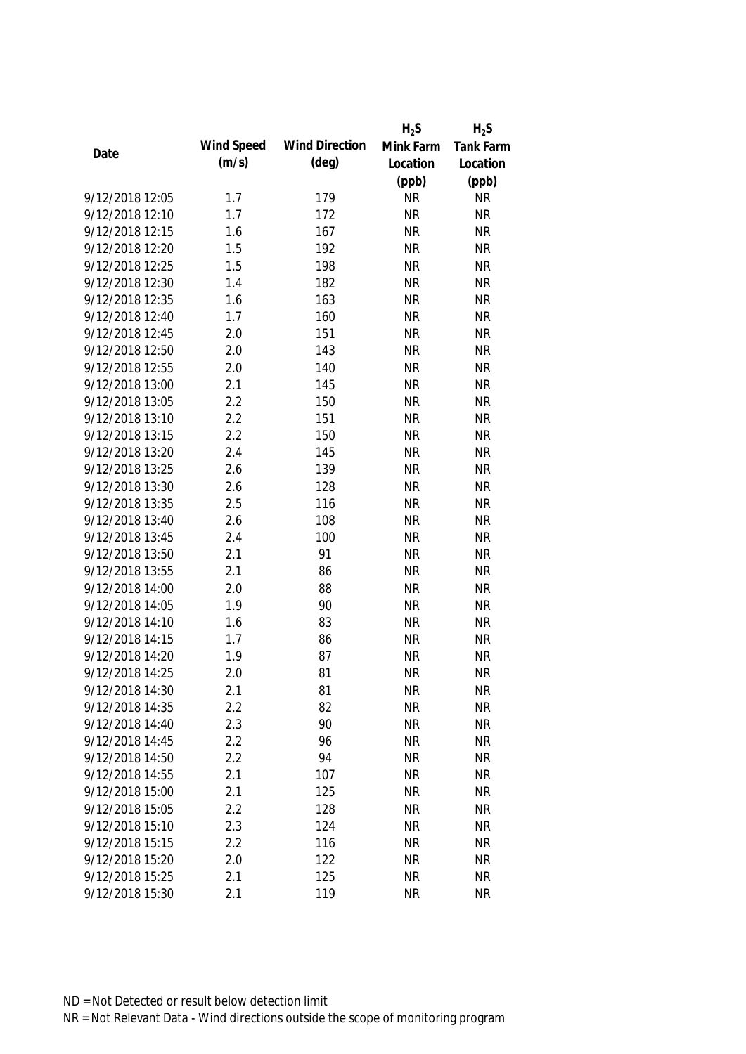| Date | Wind Speed (m/s) | Wind Direction (deg) | $H_2S$ Mink Farm Location (ppb) | $H_2S$ Tank Farm Location (ppb) |
|---|---|---|---|---|
| 9/12/2018 12:05 | 1.7 | 179 | NR | NR |
| 9/12/2018 12:10 | 1.7 | 172 | NR | NR |
| 9/12/2018 12:15 | 1.6 | 167 | NR | NR |
| 9/12/2018 12:20 | 1.5 | 192 | NR | NR |
| 9/12/2018 12:25 | 1.5 | 198 | NR | NR |
| 9/12/2018 12:30 | 1.4 | 182 | NR | NR |
| 9/12/2018 12:35 | 1.6 | 163 | NR | NR |
| 9/12/2018 12:40 | 1.7 | 160 | NR | NR |
| 9/12/2018 12:45 | 2.0 | 151 | NR | NR |
| 9/12/2018 12:50 | 2.0 | 143 | NR | NR |
| 9/12/2018 12:55 | 2.0 | 140 | NR | NR |
| 9/12/2018 13:00 | 2.1 | 145 | NR | NR |
| 9/12/2018 13:05 | 2.2 | 150 | NR | NR |
| 9/12/2018 13:10 | 2.2 | 151 | NR | NR |
| 9/12/2018 13:15 | 2.2 | 150 | NR | NR |
| 9/12/2018 13:20 | 2.4 | 145 | NR | NR |
| 9/12/2018 13:25 | 2.6 | 139 | NR | NR |
| 9/12/2018 13:30 | 2.6 | 128 | NR | NR |
| 9/12/2018 13:35 | 2.5 | 116 | NR | NR |
| 9/12/2018 13:40 | 2.6 | 108 | NR | NR |
| 9/12/2018 13:45 | 2.4 | 100 | NR | NR |
| 9/12/2018 13:50 | 2.1 | 91 | NR | NR |
| 9/12/2018 13:55 | 2.1 | 86 | NR | NR |
| 9/12/2018 14:00 | 2.0 | 88 | NR | NR |
| 9/12/2018 14:05 | 1.9 | 90 | NR | NR |
| 9/12/2018 14:10 | 1.6 | 83 | NR | NR |
| 9/12/2018 14:15 | 1.7 | 86 | NR | NR |
| 9/12/2018 14:20 | 1.9 | 87 | NR | NR |
| 9/12/2018 14:25 | 2.0 | 81 | NR | NR |
| 9/12/2018 14:30 | 2.1 | 81 | NR | NR |
| 9/12/2018 14:35 | 2.2 | 82 | NR | NR |
| 9/12/2018 14:40 | 2.3 | 90 | NR | NR |
| 9/12/2018 14:45 | 2.2 | 96 | NR | NR |
| 9/12/2018 14:50 | 2.2 | 94 | NR | NR |
| 9/12/2018 14:55 | 2.1 | 107 | NR | NR |
| 9/12/2018 15:00 | 2.1 | 125 | NR | NR |
| 9/12/2018 15:05 | 2.2 | 128 | NR | NR |
| 9/12/2018 15:10 | 2.3 | 124 | NR | NR |
| 9/12/2018 15:15 | 2.2 | 116 | NR | NR |
| 9/12/2018 15:20 | 2.0 | 122 | NR | NR |
| 9/12/2018 15:25 | 2.1 | 125 | NR | NR |
| 9/12/2018 15:30 | 2.1 | 119 | NR | NR |

ND = Not Detected or result below detection limit

NR = Not Relevant Data - Wind directions outside the scope of monitoring program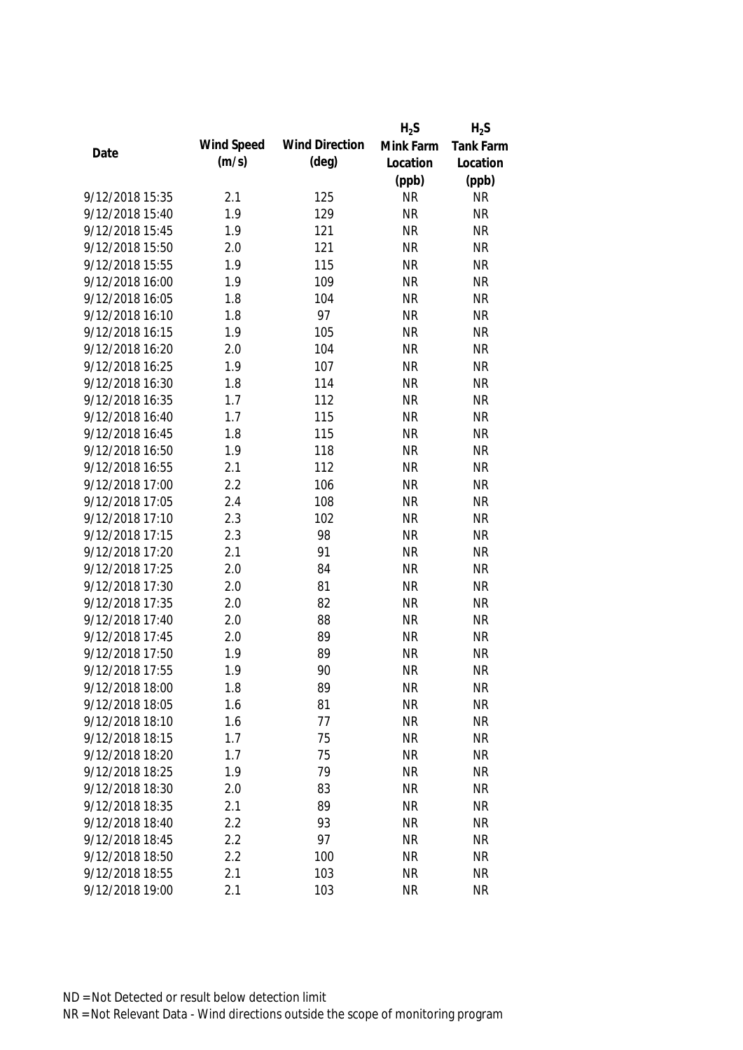| Date | Wind Speed (m/s) | Wind Direction (deg) | $H_2S$ Mink Farm Location (ppb) | $H_2S$ Tank Farm Location (ppb) |
|---|---|---|---|---|
| 9/12/2018 15:35 | 2.1 | 125 | NR | NR |
| 9/12/2018 15:40 | 1.9 | 129 | NR | NR |
| 9/12/2018 15:45 | 1.9 | 121 | NR | NR |
| 9/12/2018 15:50 | 2.0 | 121 | NR | NR |
| 9/12/2018 15:55 | 1.9 | 115 | NR | NR |
| 9/12/2018 16:00 | 1.9 | 109 | NR | NR |
| 9/12/2018 16:05 | 1.8 | 104 | NR | NR |
| 9/12/2018 16:10 | 1.8 | 97 | NR | NR |
| 9/12/2018 16:15 | 1.9 | 105 | NR | NR |
| 9/12/2018 16:20 | 2.0 | 104 | NR | NR |
| 9/12/2018 16:25 | 1.9 | 107 | NR | NR |
| 9/12/2018 16:30 | 1.8 | 114 | NR | NR |
| 9/12/2018 16:35 | 1.7 | 112 | NR | NR |
| 9/12/2018 16:40 | 1.7 | 115 | NR | NR |
| 9/12/2018 16:45 | 1.8 | 115 | NR | NR |
| 9/12/2018 16:50 | 1.9 | 118 | NR | NR |
| 9/12/2018 16:55 | 2.1 | 112 | NR | NR |
| 9/12/2018 17:00 | 2.2 | 106 | NR | NR |
| 9/12/2018 17:05 | 2.4 | 108 | NR | NR |
| 9/12/2018 17:10 | 2.3 | 102 | NR | NR |
| 9/12/2018 17:15 | 2.3 | 98 | NR | NR |
| 9/12/2018 17:20 | 2.1 | 91 | NR | NR |
| 9/12/2018 17:25 | 2.0 | 84 | NR | NR |
| 9/12/2018 17:30 | 2.0 | 81 | NR | NR |
| 9/12/2018 17:35 | 2.0 | 82 | NR | NR |
| 9/12/2018 17:40 | 2.0 | 88 | NR | NR |
| 9/12/2018 17:45 | 2.0 | 89 | NR | NR |
| 9/12/2018 17:50 | 1.9 | 89 | NR | NR |
| 9/12/2018 17:55 | 1.9 | 90 | NR | NR |
| 9/12/2018 18:00 | 1.8 | 89 | NR | NR |
| 9/12/2018 18:05 | 1.6 | 81 | NR | NR |
| 9/12/2018 18:10 | 1.6 | 77 | NR | NR |
| 9/12/2018 18:15 | 1.7 | 75 | NR | NR |
| 9/12/2018 18:20 | 1.7 | 75 | NR | NR |
| 9/12/2018 18:25 | 1.9 | 79 | NR | NR |
| 9/12/2018 18:30 | 2.0 | 83 | NR | NR |
| 9/12/2018 18:35 | 2.1 | 89 | NR | NR |
| 9/12/2018 18:40 | 2.2 | 93 | NR | NR |
| 9/12/2018 18:45 | 2.2 | 97 | NR | NR |
| 9/12/2018 18:50 | 2.2 | 100 | NR | NR |
| 9/12/2018 18:55 | 2.1 | 103 | NR | NR |
| 9/12/2018 19:00 | 2.1 | 103 | NR | NR |

ND = Not Detected or result below detection limit

NR = Not Relevant Data - Wind directions outside the scope of monitoring program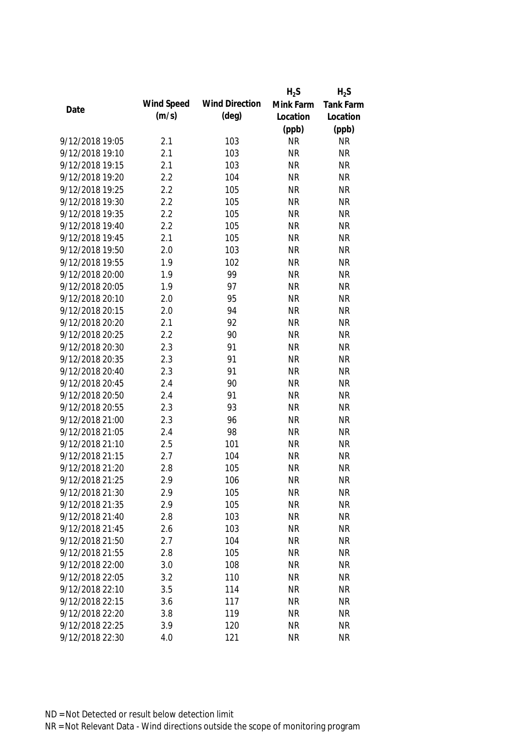| Date | Wind Speed (m/s) | Wind Direction (deg) | $H_2S$ Mink Farm Location (ppb) | $H_2S$ Tank Farm Location (ppb) |
|---|---|---|---|---|
| 9/12/2018 19:05 | 2.1 | 103 | NR | NR |
| 9/12/2018 19:10 | 2.1 | 103 | NR | NR |
| 9/12/2018 19:15 | 2.1 | 103 | NR | NR |
| 9/12/2018 19:20 | 2.2 | 104 | NR | NR |
| 9/12/2018 19:25 | 2.2 | 105 | NR | NR |
| 9/12/2018 19:30 | 2.2 | 105 | NR | NR |
| 9/12/2018 19:35 | 2.2 | 105 | NR | NR |
| 9/12/2018 19:40 | 2.2 | 105 | NR | NR |
| 9/12/2018 19:45 | 2.1 | 105 | NR | NR |
| 9/12/2018 19:50 | 2.0 | 103 | NR | NR |
| 9/12/2018 19:55 | 1.9 | 102 | NR | NR |
| 9/12/2018 20:00 | 1.9 | 99 | NR | NR |
| 9/12/2018 20:05 | 1.9 | 97 | NR | NR |
| 9/12/2018 20:10 | 2.0 | 95 | NR | NR |
| 9/12/2018 20:15 | 2.0 | 94 | NR | NR |
| 9/12/2018 20:20 | 2.1 | 92 | NR | NR |
| 9/12/2018 20:25 | 2.2 | 90 | NR | NR |
| 9/12/2018 20:30 | 2.3 | 91 | NR | NR |
| 9/12/2018 20:35 | 2.3 | 91 | NR | NR |
| 9/12/2018 20:40 | 2.3 | 91 | NR | NR |
| 9/12/2018 20:45 | 2.4 | 90 | NR | NR |
| 9/12/2018 20:50 | 2.4 | 91 | NR | NR |
| 9/12/2018 20:55 | 2.3 | 93 | NR | NR |
| 9/12/2018 21:00 | 2.3 | 96 | NR | NR |
| 9/12/2018 21:05 | 2.4 | 98 | NR | NR |
| 9/12/2018 21:10 | 2.5 | 101 | NR | NR |
| 9/12/2018 21:15 | 2.7 | 104 | NR | NR |
| 9/12/2018 21:20 | 2.8 | 105 | NR | NR |
| 9/12/2018 21:25 | 2.9 | 106 | NR | NR |
| 9/12/2018 21:30 | 2.9 | 105 | NR | NR |
| 9/12/2018 21:35 | 2.9 | 105 | NR | NR |
| 9/12/2018 21:40 | 2.8 | 103 | NR | NR |
| 9/12/2018 21:45 | 2.6 | 103 | NR | NR |
| 9/12/2018 21:50 | 2.7 | 104 | NR | NR |
| 9/12/2018 21:55 | 2.8 | 105 | NR | NR |
| 9/12/2018 22:00 | 3.0 | 108 | NR | NR |
| 9/12/2018 22:05 | 3.2 | 110 | NR | NR |
| 9/12/2018 22:10 | 3.5 | 114 | NR | NR |
| 9/12/2018 22:15 | 3.6 | 117 | NR | NR |
| 9/12/2018 22:20 | 3.8 | 119 | NR | NR |
| 9/12/2018 22:25 | 3.9 | 120 | NR | NR |
| 9/12/2018 22:30 | 4.0 | 121 | NR | NR |

ND = Not Detected or result below detection limit

NR = Not Relevant Data - Wind directions outside the scope of monitoring program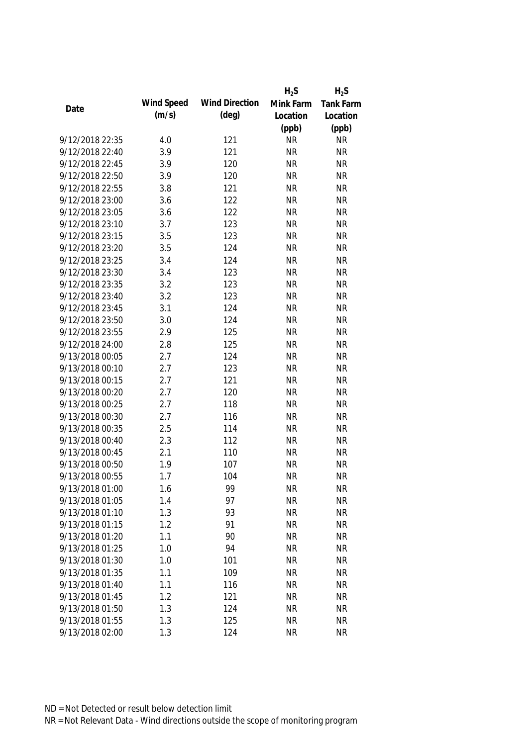| Date | Wind Speed (m/s) | Wind Direction (deg) | $H_2S$ Mink Farm Location (ppb) | $H_2S$ Tank Farm Location (ppb) |
|---|---|---|---|---|
| 9/12/2018 22:35 | 4.0 | 121 | NR | NR |
| 9/12/2018 22:40 | 3.9 | 121 | NR | NR |
| 9/12/2018 22:45 | 3.9 | 120 | NR | NR |
| 9/12/2018 22:50 | 3.9 | 120 | NR | NR |
| 9/12/2018 22:55 | 3.8 | 121 | NR | NR |
| 9/12/2018 23:00 | 3.6 | 122 | NR | NR |
| 9/12/2018 23:05 | 3.6 | 122 | NR | NR |
| 9/12/2018 23:10 | 3.7 | 123 | NR | NR |
| 9/12/2018 23:15 | 3.5 | 123 | NR | NR |
| 9/12/2018 23:20 | 3.5 | 124 | NR | NR |
| 9/12/2018 23:25 | 3.4 | 124 | NR | NR |
| 9/12/2018 23:30 | 3.4 | 123 | NR | NR |
| 9/12/2018 23:35 | 3.2 | 123 | NR | NR |
| 9/12/2018 23:40 | 3.2 | 123 | NR | NR |
| 9/12/2018 23:45 | 3.1 | 124 | NR | NR |
| 9/12/2018 23:50 | 3.0 | 124 | NR | NR |
| 9/12/2018 23:55 | 2.9 | 125 | NR | NR |
| 9/12/2018 24:00 | 2.8 | 125 | NR | NR |
| 9/13/2018 00:05 | 2.7 | 124 | NR | NR |
| 9/13/2018 00:10 | 2.7 | 123 | NR | NR |
| 9/13/2018 00:15 | 2.7 | 121 | NR | NR |
| 9/13/2018 00:20 | 2.7 | 120 | NR | NR |
| 9/13/2018 00:25 | 2.7 | 118 | NR | NR |
| 9/13/2018 00:30 | 2.7 | 116 | NR | NR |
| 9/13/2018 00:35 | 2.5 | 114 | NR | NR |
| 9/13/2018 00:40 | 2.3 | 112 | NR | NR |
| 9/13/2018 00:45 | 2.1 | 110 | NR | NR |
| 9/13/2018 00:50 | 1.9 | 107 | NR | NR |
| 9/13/2018 00:55 | 1.7 | 104 | NR | NR |
| 9/13/2018 01:00 | 1.6 | 99 | NR | NR |
| 9/13/2018 01:05 | 1.4 | 97 | NR | NR |
| 9/13/2018 01:10 | 1.3 | 93 | NR | NR |
| 9/13/2018 01:15 | 1.2 | 91 | NR | NR |
| 9/13/2018 01:20 | 1.1 | 90 | NR | NR |
| 9/13/2018 01:25 | 1.0 | 94 | NR | NR |
| 9/13/2018 01:30 | 1.0 | 101 | NR | NR |
| 9/13/2018 01:35 | 1.1 | 109 | NR | NR |
| 9/13/2018 01:40 | 1.1 | 116 | NR | NR |
| 9/13/2018 01:45 | 1.2 | 121 | NR | NR |
| 9/13/2018 01:50 | 1.3 | 124 | NR | NR |
| 9/13/2018 01:55 | 1.3 | 125 | NR | NR |
| 9/13/2018 02:00 | 1.3 | 124 | NR | NR |

ND = Not Detected or result below detection limit

NR = Not Relevant Data - Wind directions outside the scope of monitoring program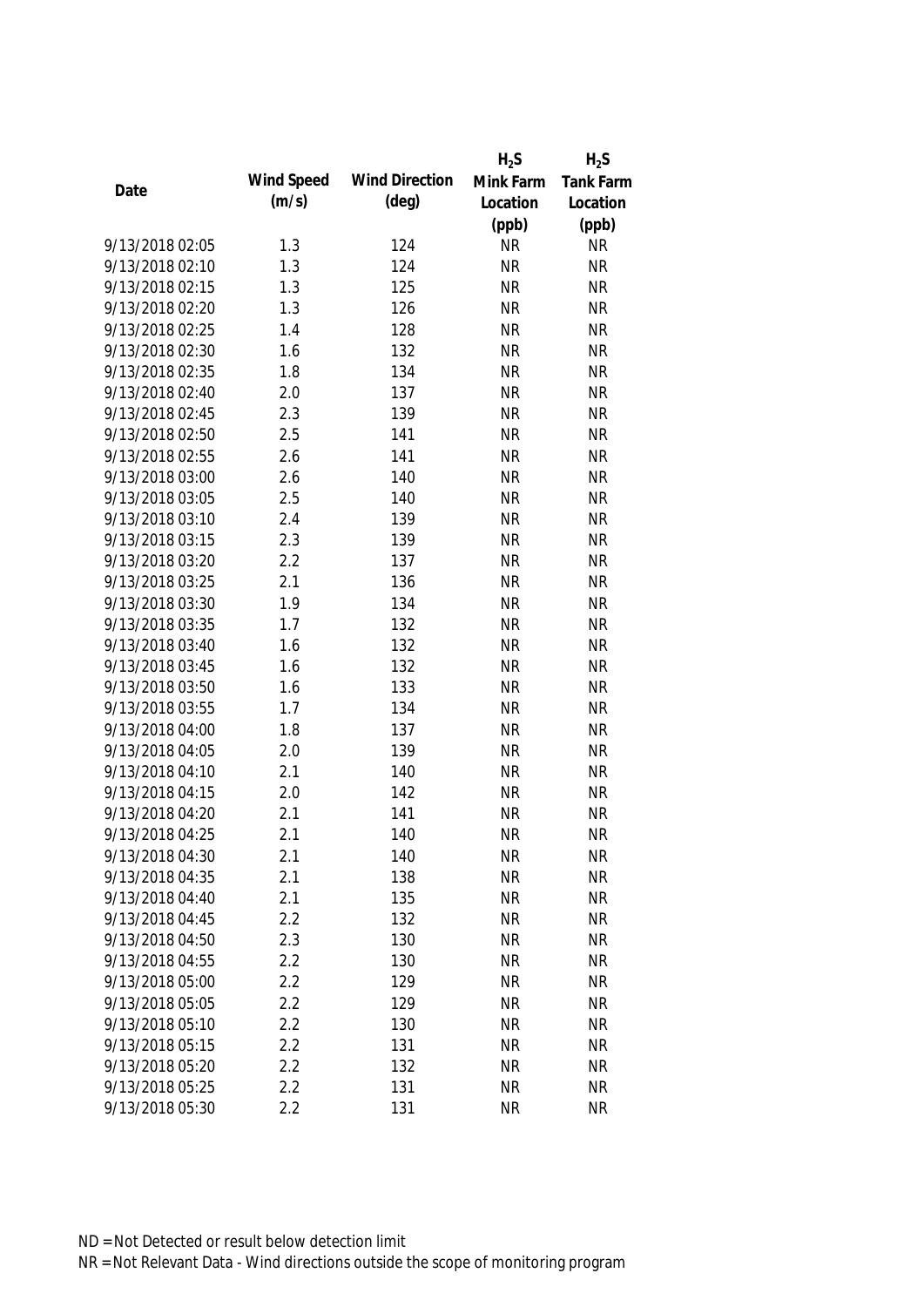| Date | Wind Speed (m/s) | Wind Direction (deg) | $H_2S$ Mink Farm Location (ppb) | $H_2S$ Tank Farm Location (ppb) |
|---|---|---|---|---|
| 9/13/2018 02:05 | 1.3 | 124 | NR | NR |
| 9/13/2018 02:10 | 1.3 | 124 | NR | NR |
| 9/13/2018 02:15 | 1.3 | 125 | NR | NR |
| 9/13/2018 02:20 | 1.3 | 126 | NR | NR |
| 9/13/2018 02:25 | 1.4 | 128 | NR | NR |
| 9/13/2018 02:30 | 1.6 | 132 | NR | NR |
| 9/13/2018 02:35 | 1.8 | 134 | NR | NR |
| 9/13/2018 02:40 | 2.0 | 137 | NR | NR |
| 9/13/2018 02:45 | 2.3 | 139 | NR | NR |
| 9/13/2018 02:50 | 2.5 | 141 | NR | NR |
| 9/13/2018 02:55 | 2.6 | 141 | NR | NR |
| 9/13/2018 03:00 | 2.6 | 140 | NR | NR |
| 9/13/2018 03:05 | 2.5 | 140 | NR | NR |
| 9/13/2018 03:10 | 2.4 | 139 | NR | NR |
| 9/13/2018 03:15 | 2.3 | 139 | NR | NR |
| 9/13/2018 03:20 | 2.2 | 137 | NR | NR |
| 9/13/2018 03:25 | 2.1 | 136 | NR | NR |
| 9/13/2018 03:30 | 1.9 | 134 | NR | NR |
| 9/13/2018 03:35 | 1.7 | 132 | NR | NR |
| 9/13/2018 03:40 | 1.6 | 132 | NR | NR |
| 9/13/2018 03:45 | 1.6 | 132 | NR | NR |
| 9/13/2018 03:50 | 1.6 | 133 | NR | NR |
| 9/13/2018 03:55 | 1.7 | 134 | NR | NR |
| 9/13/2018 04:00 | 1.8 | 137 | NR | NR |
| 9/13/2018 04:05 | 2.0 | 139 | NR | NR |
| 9/13/2018 04:10 | 2.1 | 140 | NR | NR |
| 9/13/2018 04:15 | 2.0 | 142 | NR | NR |
| 9/13/2018 04:20 | 2.1 | 141 | NR | NR |
| 9/13/2018 04:25 | 2.1 | 140 | NR | NR |
| 9/13/2018 04:30 | 2.1 | 140 | NR | NR |
| 9/13/2018 04:35 | 2.1 | 138 | NR | NR |
| 9/13/2018 04:40 | 2.1 | 135 | NR | NR |
| 9/13/2018 04:45 | 2.2 | 132 | NR | NR |
| 9/13/2018 04:50 | 2.3 | 130 | NR | NR |
| 9/13/2018 04:55 | 2.2 | 130 | NR | NR |
| 9/13/2018 05:00 | 2.2 | 129 | NR | NR |
| 9/13/2018 05:05 | 2.2 | 129 | NR | NR |
| 9/13/2018 05:10 | 2.2 | 130 | NR | NR |
| 9/13/2018 05:15 | 2.2 | 131 | NR | NR |
| 9/13/2018 05:20 | 2.2 | 132 | NR | NR |
| 9/13/2018 05:25 | 2.2 | 131 | NR | NR |
| 9/13/2018 05:30 | 2.2 | 131 | NR | NR |

ND = Not Detected or result below detection limit

NR = Not Relevant Data - Wind directions outside the scope of monitoring program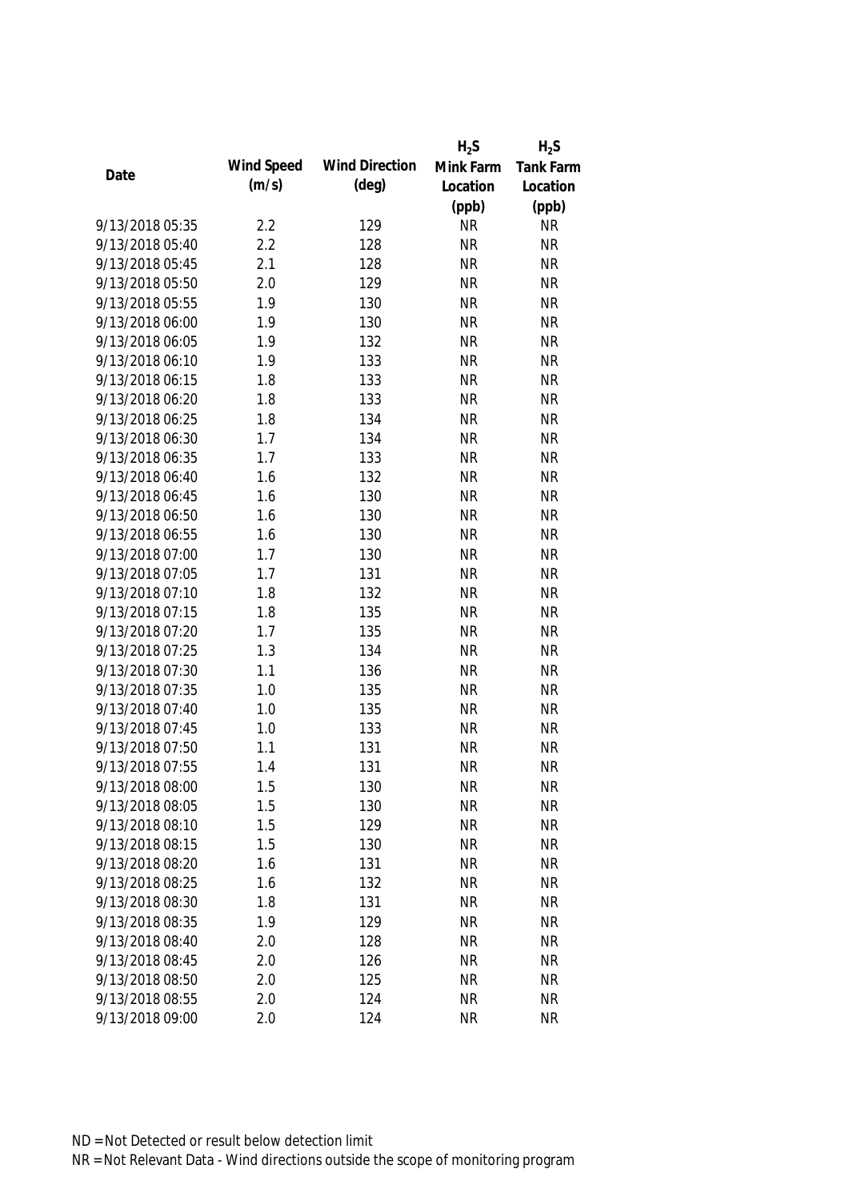| Date | Wind Speed (m/s) | Wind Direction (deg) | $H_2S$ Mink Farm Location (ppb) | $H_2S$ Tank Farm Location (ppb) |
|---|---|---|---|---|
| 9/13/2018 05:35 | 2.2 | 129 | NR | NR |
| 9/13/2018 05:40 | 2.2 | 128 | NR | NR |
| 9/13/2018 05:45 | 2.1 | 128 | NR | NR |
| 9/13/2018 05:50 | 2.0 | 129 | NR | NR |
| 9/13/2018 05:55 | 1.9 | 130 | NR | NR |
| 9/13/2018 06:00 | 1.9 | 130 | NR | NR |
| 9/13/2018 06:05 | 1.9 | 132 | NR | NR |
| 9/13/2018 06:10 | 1.9 | 133 | NR | NR |
| 9/13/2018 06:15 | 1.8 | 133 | NR | NR |
| 9/13/2018 06:20 | 1.8 | 133 | NR | NR |
| 9/13/2018 06:25 | 1.8 | 134 | NR | NR |
| 9/13/2018 06:30 | 1.7 | 134 | NR | NR |
| 9/13/2018 06:35 | 1.7 | 133 | NR | NR |
| 9/13/2018 06:40 | 1.6 | 132 | NR | NR |
| 9/13/2018 06:45 | 1.6 | 130 | NR | NR |
| 9/13/2018 06:50 | 1.6 | 130 | NR | NR |
| 9/13/2018 06:55 | 1.6 | 130 | NR | NR |
| 9/13/2018 07:00 | 1.7 | 130 | NR | NR |
| 9/13/2018 07:05 | 1.7 | 131 | NR | NR |
| 9/13/2018 07:10 | 1.8 | 132 | NR | NR |
| 9/13/2018 07:15 | 1.8 | 135 | NR | NR |
| 9/13/2018 07:20 | 1.7 | 135 | NR | NR |
| 9/13/2018 07:25 | 1.3 | 134 | NR | NR |
| 9/13/2018 07:30 | 1.1 | 136 | NR | NR |
| 9/13/2018 07:35 | 1.0 | 135 | NR | NR |
| 9/13/2018 07:40 | 1.0 | 135 | NR | NR |
| 9/13/2018 07:45 | 1.0 | 133 | NR | NR |
| 9/13/2018 07:50 | 1.1 | 131 | NR | NR |
| 9/13/2018 07:55 | 1.4 | 131 | NR | NR |
| 9/13/2018 08:00 | 1.5 | 130 | NR | NR |
| 9/13/2018 08:05 | 1.5 | 130 | NR | NR |
| 9/13/2018 08:10 | 1.5 | 129 | NR | NR |
| 9/13/2018 08:15 | 1.5 | 130 | NR | NR |
| 9/13/2018 08:20 | 1.6 | 131 | NR | NR |
| 9/13/2018 08:25 | 1.6 | 132 | NR | NR |
| 9/13/2018 08:30 | 1.8 | 131 | NR | NR |
| 9/13/2018 08:35 | 1.9 | 129 | NR | NR |
| 9/13/2018 08:40 | 2.0 | 128 | NR | NR |
| 9/13/2018 08:45 | 2.0 | 126 | NR | NR |
| 9/13/2018 08:50 | 2.0 | 125 | NR | NR |
| 9/13/2018 08:55 | 2.0 | 124 | NR | NR |
| 9/13/2018 09:00 | 2.0 | 124 | NR | NR |

ND = Not Detected or result below detection limit

NR = Not Relevant Data - Wind directions outside the scope of monitoring program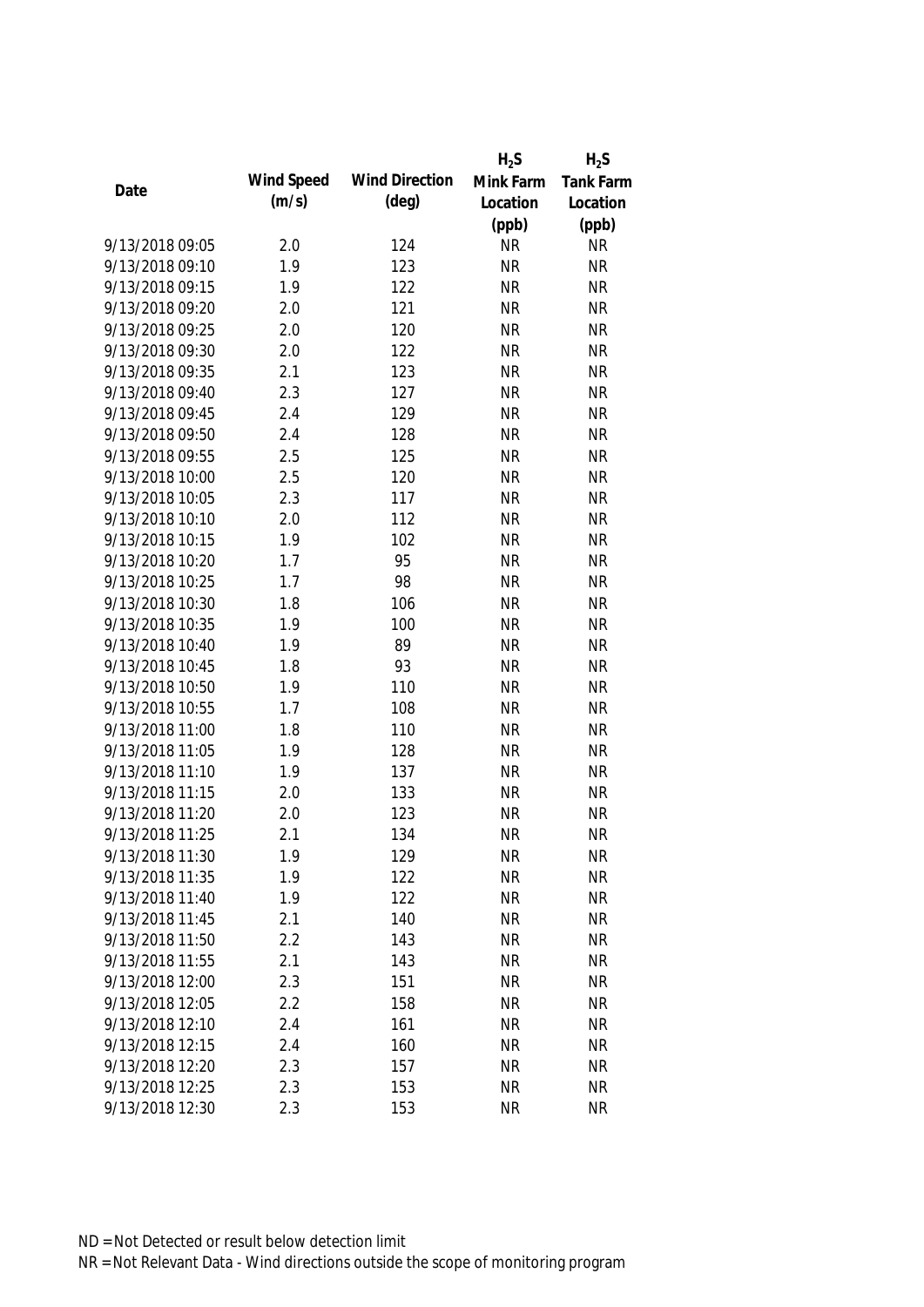| Date | Wind Speed (m/s) | Wind Direction (deg) | $H_2S$ Mink Farm Location (ppb) | $H_2S$ Tank Farm Location (ppb) |
|---|---|---|---|---|
| 9/13/2018 09:05 | 2.0 | 124 | NR | NR |
| 9/13/2018 09:10 | 1.9 | 123 | NR | NR |
| 9/13/2018 09:15 | 1.9 | 122 | NR | NR |
| 9/13/2018 09:20 | 2.0 | 121 | NR | NR |
| 9/13/2018 09:25 | 2.0 | 120 | NR | NR |
| 9/13/2018 09:30 | 2.0 | 122 | NR | NR |
| 9/13/2018 09:35 | 2.1 | 123 | NR | NR |
| 9/13/2018 09:40 | 2.3 | 127 | NR | NR |
| 9/13/2018 09:45 | 2.4 | 129 | NR | NR |
| 9/13/2018 09:50 | 2.4 | 128 | NR | NR |
| 9/13/2018 09:55 | 2.5 | 125 | NR | NR |
| 9/13/2018 10:00 | 2.5 | 120 | NR | NR |
| 9/13/2018 10:05 | 2.3 | 117 | NR | NR |
| 9/13/2018 10:10 | 2.0 | 112 | NR | NR |
| 9/13/2018 10:15 | 1.9 | 102 | NR | NR |
| 9/13/2018 10:20 | 1.7 | 95 | NR | NR |
| 9/13/2018 10:25 | 1.7 | 98 | NR | NR |
| 9/13/2018 10:30 | 1.8 | 106 | NR | NR |
| 9/13/2018 10:35 | 1.9 | 100 | NR | NR |
| 9/13/2018 10:40 | 1.9 | 89 | NR | NR |
| 9/13/2018 10:45 | 1.8 | 93 | NR | NR |
| 9/13/2018 10:50 | 1.9 | 110 | NR | NR |
| 9/13/2018 10:55 | 1.7 | 108 | NR | NR |
| 9/13/2018 11:00 | 1.8 | 110 | NR | NR |
| 9/13/2018 11:05 | 1.9 | 128 | NR | NR |
| 9/13/2018 11:10 | 1.9 | 137 | NR | NR |
| 9/13/2018 11:15 | 2.0 | 133 | NR | NR |
| 9/13/2018 11:20 | 2.0 | 123 | NR | NR |
| 9/13/2018 11:25 | 2.1 | 134 | NR | NR |
| 9/13/2018 11:30 | 1.9 | 129 | NR | NR |
| 9/13/2018 11:35 | 1.9 | 122 | NR | NR |
| 9/13/2018 11:40 | 1.9 | 122 | NR | NR |
| 9/13/2018 11:45 | 2.1 | 140 | NR | NR |
| 9/13/2018 11:50 | 2.2 | 143 | NR | NR |
| 9/13/2018 11:55 | 2.1 | 143 | NR | NR |
| 9/13/2018 12:00 | 2.3 | 151 | NR | NR |
| 9/13/2018 12:05 | 2.2 | 158 | NR | NR |
| 9/13/2018 12:10 | 2.4 | 161 | NR | NR |
| 9/13/2018 12:15 | 2.4 | 160 | NR | NR |
| 9/13/2018 12:20 | 2.3 | 157 | NR | NR |
| 9/13/2018 12:25 | 2.3 | 153 | NR | NR |
| 9/13/2018 12:30 | 2.3 | 153 | NR | NR |

ND = Not Detected or result below detection limit

NR = Not Relevant Data - Wind directions outside the scope of monitoring program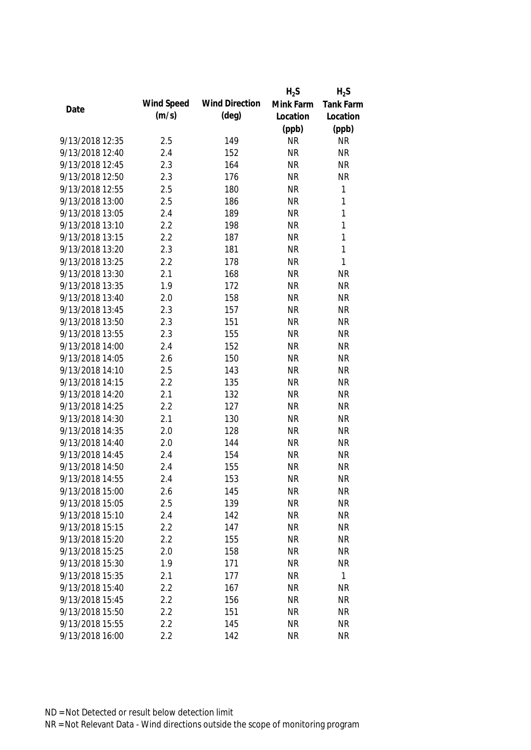| Date | Wind Speed (m/s) | Wind Direction (deg) | $H_2S$ Mink Farm Location (ppb) | $H_2S$ Tank Farm Location (ppb) |
|---|---|---|---|---|
| 9/13/2018 12:35 | 2.5 | 149 | NR | NR |
| 9/13/2018 12:40 | 2.4 | 152 | NR | NR |
| 9/13/2018 12:45 | 2.3 | 164 | NR | NR |
| 9/13/2018 12:50 | 2.3 | 176 | NR | NR |
| 9/13/2018 12:55 | 2.5 | 180 | NR | 1 |
| 9/13/2018 13:00 | 2.5 | 186 | NR | 1 |
| 9/13/2018 13:05 | 2.4 | 189 | NR | 1 |
| 9/13/2018 13:10 | 2.2 | 198 | NR | 1 |
| 9/13/2018 13:15 | 2.2 | 187 | NR | 1 |
| 9/13/2018 13:20 | 2.3 | 181 | NR | 1 |
| 9/13/2018 13:25 | 2.2 | 178 | NR | 1 |
| 9/13/2018 13:30 | 2.1 | 168 | NR | NR |
| 9/13/2018 13:35 | 1.9 | 172 | NR | NR |
| 9/13/2018 13:40 | 2.0 | 158 | NR | NR |
| 9/13/2018 13:45 | 2.3 | 157 | NR | NR |
| 9/13/2018 13:50 | 2.3 | 151 | NR | NR |
| 9/13/2018 13:55 | 2.3 | 155 | NR | NR |
| 9/13/2018 14:00 | 2.4 | 152 | NR | NR |
| 9/13/2018 14:05 | 2.6 | 150 | NR | NR |
| 9/13/2018 14:10 | 2.5 | 143 | NR | NR |
| 9/13/2018 14:15 | 2.2 | 135 | NR | NR |
| 9/13/2018 14:20 | 2.1 | 132 | NR | NR |
| 9/13/2018 14:25 | 2.2 | 127 | NR | NR |
| 9/13/2018 14:30 | 2.1 | 130 | NR | NR |
| 9/13/2018 14:35 | 2.0 | 128 | NR | NR |
| 9/13/2018 14:40 | 2.0 | 144 | NR | NR |
| 9/13/2018 14:45 | 2.4 | 154 | NR | NR |
| 9/13/2018 14:50 | 2.4 | 155 | NR | NR |
| 9/13/2018 14:55 | 2.4 | 153 | NR | NR |
| 9/13/2018 15:00 | 2.6 | 145 | NR | NR |
| 9/13/2018 15:05 | 2.5 | 139 | NR | NR |
| 9/13/2018 15:10 | 2.4 | 142 | NR | NR |
| 9/13/2018 15:15 | 2.2 | 147 | NR | NR |
| 9/13/2018 15:20 | 2.2 | 155 | NR | NR |
| 9/13/2018 15:25 | 2.0 | 158 | NR | NR |
| 9/13/2018 15:30 | 1.9 | 171 | NR | NR |
| 9/13/2018 15:35 | 2.1 | 177 | NR | 1 |
| 9/13/2018 15:40 | 2.2 | 167 | NR | NR |
| 9/13/2018 15:45 | 2.2 | 156 | NR | NR |
| 9/13/2018 15:50 | 2.2 | 151 | NR | NR |
| 9/13/2018 15:55 | 2.2 | 145 | NR | NR |
| 9/13/2018 16:00 | 2.2 | 142 | NR | NR |

ND = Not Detected or result below detection limit

NR = Not Relevant Data - Wind directions outside the scope of monitoring program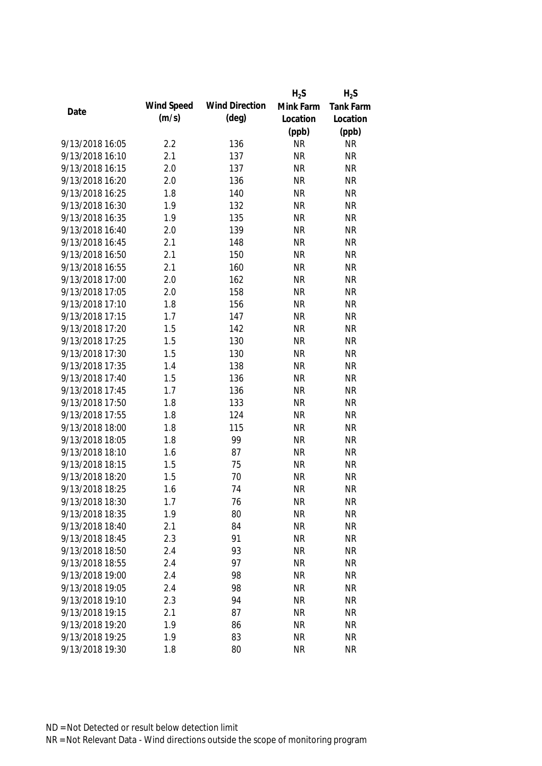| Date | Wind Speed (m/s) | Wind Direction (deg) | $H_2S$ Mink Farm Location (ppb) | $H_2S$ Tank Farm Location (ppb) |
|---|---|---|---|---|
| 9/13/2018 16:05 | 2.2 | 136 | NR | NR |
| 9/13/2018 16:10 | 2.1 | 137 | NR | NR |
| 9/13/2018 16:15 | 2.0 | 137 | NR | NR |
| 9/13/2018 16:20 | 2.0 | 136 | NR | NR |
| 9/13/2018 16:25 | 1.8 | 140 | NR | NR |
| 9/13/2018 16:30 | 1.9 | 132 | NR | NR |
| 9/13/2018 16:35 | 1.9 | 135 | NR | NR |
| 9/13/2018 16:40 | 2.0 | 139 | NR | NR |
| 9/13/2018 16:45 | 2.1 | 148 | NR | NR |
| 9/13/2018 16:50 | 2.1 | 150 | NR | NR |
| 9/13/2018 16:55 | 2.1 | 160 | NR | NR |
| 9/13/2018 17:00 | 2.0 | 162 | NR | NR |
| 9/13/2018 17:05 | 2.0 | 158 | NR | NR |
| 9/13/2018 17:10 | 1.8 | 156 | NR | NR |
| 9/13/2018 17:15 | 1.7 | 147 | NR | NR |
| 9/13/2018 17:20 | 1.5 | 142 | NR | NR |
| 9/13/2018 17:25 | 1.5 | 130 | NR | NR |
| 9/13/2018 17:30 | 1.5 | 130 | NR | NR |
| 9/13/2018 17:35 | 1.4 | 138 | NR | NR |
| 9/13/2018 17:40 | 1.5 | 136 | NR | NR |
| 9/13/2018 17:45 | 1.7 | 136 | NR | NR |
| 9/13/2018 17:50 | 1.8 | 133 | NR | NR |
| 9/13/2018 17:55 | 1.8 | 124 | NR | NR |
| 9/13/2018 18:00 | 1.8 | 115 | NR | NR |
| 9/13/2018 18:05 | 1.8 | 99 | NR | NR |
| 9/13/2018 18:10 | 1.6 | 87 | NR | NR |
| 9/13/2018 18:15 | 1.5 | 75 | NR | NR |
| 9/13/2018 18:20 | 1.5 | 70 | NR | NR |
| 9/13/2018 18:25 | 1.6 | 74 | NR | NR |
| 9/13/2018 18:30 | 1.7 | 76 | NR | NR |
| 9/13/2018 18:35 | 1.9 | 80 | NR | NR |
| 9/13/2018 18:40 | 2.1 | 84 | NR | NR |
| 9/13/2018 18:45 | 2.3 | 91 | NR | NR |
| 9/13/2018 18:50 | 2.4 | 93 | NR | NR |
| 9/13/2018 18:55 | 2.4 | 97 | NR | NR |
| 9/13/2018 19:00 | 2.4 | 98 | NR | NR |
| 9/13/2018 19:05 | 2.4 | 98 | NR | NR |
| 9/13/2018 19:10 | 2.3 | 94 | NR | NR |
| 9/13/2018 19:15 | 2.1 | 87 | NR | NR |
| 9/13/2018 19:20 | 1.9 | 86 | NR | NR |
| 9/13/2018 19:25 | 1.9 | 83 | NR | NR |
| 9/13/2018 19:30 | 1.8 | 80 | NR | NR |

ND = Not Detected or result below detection limit

NR = Not Relevant Data - Wind directions outside the scope of monitoring program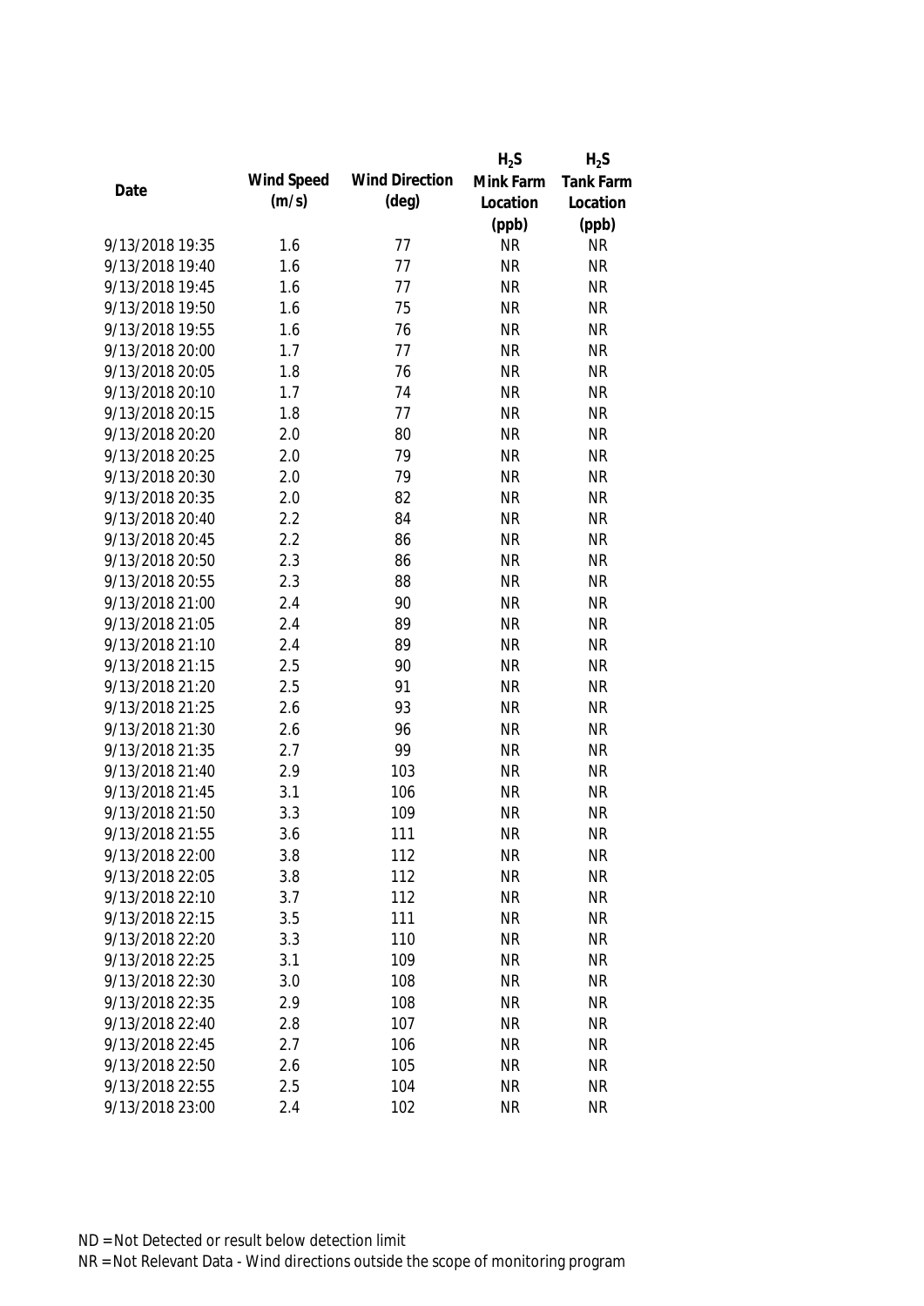| Date | Wind Speed (m/s) | Wind Direction (deg) | $H_2S$ Mink Farm Location (ppb) | $H_2S$ Tank Farm Location (ppb) |
|---|---|---|---|---|
| 9/13/2018 19:35 | 1.6 | 77 | NR | NR |
| 9/13/2018 19:40 | 1.6 | 77 | NR | NR |
| 9/13/2018 19:45 | 1.6 | 77 | NR | NR |
| 9/13/2018 19:50 | 1.6 | 75 | NR | NR |
| 9/13/2018 19:55 | 1.6 | 76 | NR | NR |
| 9/13/2018 20:00 | 1.7 | 77 | NR | NR |
| 9/13/2018 20:05 | 1.8 | 76 | NR | NR |
| 9/13/2018 20:10 | 1.7 | 74 | NR | NR |
| 9/13/2018 20:15 | 1.8 | 77 | NR | NR |
| 9/13/2018 20:20 | 2.0 | 80 | NR | NR |
| 9/13/2018 20:25 | 2.0 | 79 | NR | NR |
| 9/13/2018 20:30 | 2.0 | 79 | NR | NR |
| 9/13/2018 20:35 | 2.0 | 82 | NR | NR |
| 9/13/2018 20:40 | 2.2 | 84 | NR | NR |
| 9/13/2018 20:45 | 2.2 | 86 | NR | NR |
| 9/13/2018 20:50 | 2.3 | 86 | NR | NR |
| 9/13/2018 20:55 | 2.3 | 88 | NR | NR |
| 9/13/2018 21:00 | 2.4 | 90 | NR | NR |
| 9/13/2018 21:05 | 2.4 | 89 | NR | NR |
| 9/13/2018 21:10 | 2.4 | 89 | NR | NR |
| 9/13/2018 21:15 | 2.5 | 90 | NR | NR |
| 9/13/2018 21:20 | 2.5 | 91 | NR | NR |
| 9/13/2018 21:25 | 2.6 | 93 | NR | NR |
| 9/13/2018 21:30 | 2.6 | 96 | NR | NR |
| 9/13/2018 21:35 | 2.7 | 99 | NR | NR |
| 9/13/2018 21:40 | 2.9 | 103 | NR | NR |
| 9/13/2018 21:45 | 3.1 | 106 | NR | NR |
| 9/13/2018 21:50 | 3.3 | 109 | NR | NR |
| 9/13/2018 21:55 | 3.6 | 111 | NR | NR |
| 9/13/2018 22:00 | 3.8 | 112 | NR | NR |
| 9/13/2018 22:05 | 3.8 | 112 | NR | NR |
| 9/13/2018 22:10 | 3.7 | 112 | NR | NR |
| 9/13/2018 22:15 | 3.5 | 111 | NR | NR |
| 9/13/2018 22:20 | 3.3 | 110 | NR | NR |
| 9/13/2018 22:25 | 3.1 | 109 | NR | NR |
| 9/13/2018 22:30 | 3.0 | 108 | NR | NR |
| 9/13/2018 22:35 | 2.9 | 108 | NR | NR |
| 9/13/2018 22:40 | 2.8 | 107 | NR | NR |
| 9/13/2018 22:45 | 2.7 | 106 | NR | NR |
| 9/13/2018 22:50 | 2.6 | 105 | NR | NR |
| 9/13/2018 22:55 | 2.5 | 104 | NR | NR |
| 9/13/2018 23:00 | 2.4 | 102 | NR | NR |

ND = Not Detected or result below detection limit

NR = Not Relevant Data - Wind directions outside the scope of monitoring program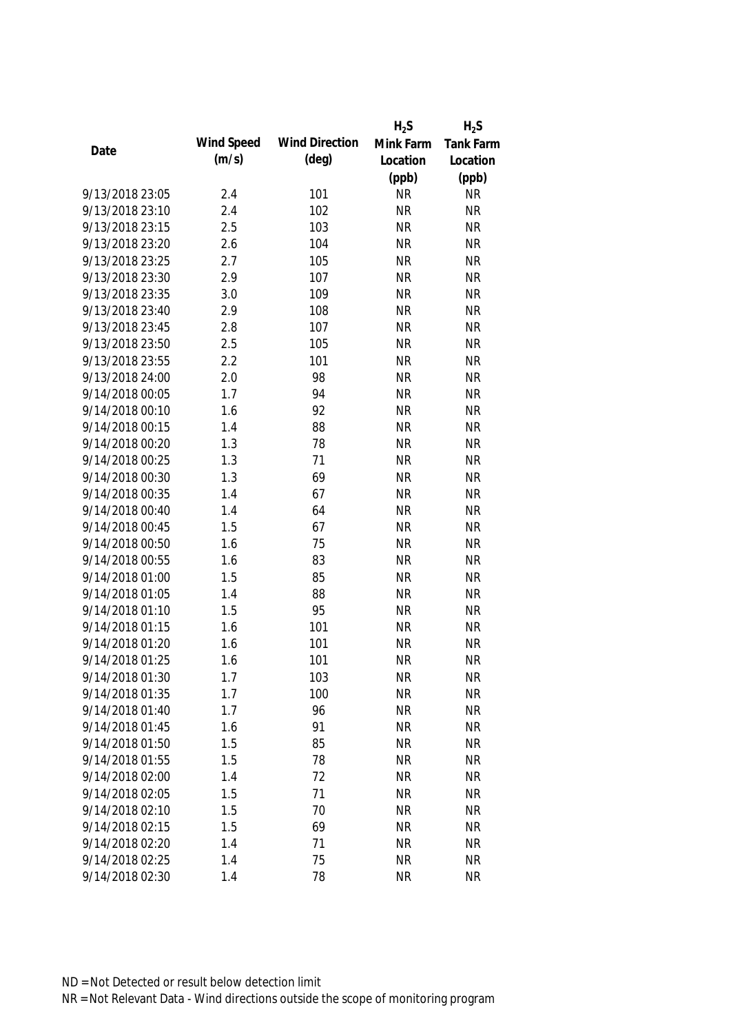| Date | Wind Speed (m/s) | Wind Direction (deg) | $H_2S$ Mink Farm Location (ppb) | $H_2S$ Tank Farm Location (ppb) |
|---|---|---|---|---|
| 9/13/2018 23:05 | 2.4 | 101 | NR | NR |
| 9/13/2018 23:10 | 2.4 | 102 | NR | NR |
| 9/13/2018 23:15 | 2.5 | 103 | NR | NR |
| 9/13/2018 23:20 | 2.6 | 104 | NR | NR |
| 9/13/2018 23:25 | 2.7 | 105 | NR | NR |
| 9/13/2018 23:30 | 2.9 | 107 | NR | NR |
| 9/13/2018 23:35 | 3.0 | 109 | NR | NR |
| 9/13/2018 23:40 | 2.9 | 108 | NR | NR |
| 9/13/2018 23:45 | 2.8 | 107 | NR | NR |
| 9/13/2018 23:50 | 2.5 | 105 | NR | NR |
| 9/13/2018 23:55 | 2.2 | 101 | NR | NR |
| 9/13/2018 24:00 | 2.0 | 98 | NR | NR |
| 9/14/2018 00:05 | 1.7 | 94 | NR | NR |
| 9/14/2018 00:10 | 1.6 | 92 | NR | NR |
| 9/14/2018 00:15 | 1.4 | 88 | NR | NR |
| 9/14/2018 00:20 | 1.3 | 78 | NR | NR |
| 9/14/2018 00:25 | 1.3 | 71 | NR | NR |
| 9/14/2018 00:30 | 1.3 | 69 | NR | NR |
| 9/14/2018 00:35 | 1.4 | 67 | NR | NR |
| 9/14/2018 00:40 | 1.4 | 64 | NR | NR |
| 9/14/2018 00:45 | 1.5 | 67 | NR | NR |
| 9/14/2018 00:50 | 1.6 | 75 | NR | NR |
| 9/14/2018 00:55 | 1.6 | 83 | NR | NR |
| 9/14/2018 01:00 | 1.5 | 85 | NR | NR |
| 9/14/2018 01:05 | 1.4 | 88 | NR | NR |
| 9/14/2018 01:10 | 1.5 | 95 | NR | NR |
| 9/14/2018 01:15 | 1.6 | 101 | NR | NR |
| 9/14/2018 01:20 | 1.6 | 101 | NR | NR |
| 9/14/2018 01:25 | 1.6 | 101 | NR | NR |
| 9/14/2018 01:30 | 1.7 | 103 | NR | NR |
| 9/14/2018 01:35 | 1.7 | 100 | NR | NR |
| 9/14/2018 01:40 | 1.7 | 96 | NR | NR |
| 9/14/2018 01:45 | 1.6 | 91 | NR | NR |
| 9/14/2018 01:50 | 1.5 | 85 | NR | NR |
| 9/14/2018 01:55 | 1.5 | 78 | NR | NR |
| 9/14/2018 02:00 | 1.4 | 72 | NR | NR |
| 9/14/2018 02:05 | 1.5 | 71 | NR | NR |
| 9/14/2018 02:10 | 1.5 | 70 | NR | NR |
| 9/14/2018 02:15 | 1.5 | 69 | NR | NR |
| 9/14/2018 02:20 | 1.4 | 71 | NR | NR |
| 9/14/2018 02:25 | 1.4 | 75 | NR | NR |
| 9/14/2018 02:30 | 1.4 | 78 | NR | NR |

ND = Not Detected or result below detection limit

NR = Not Relevant Data - Wind directions outside the scope of monitoring program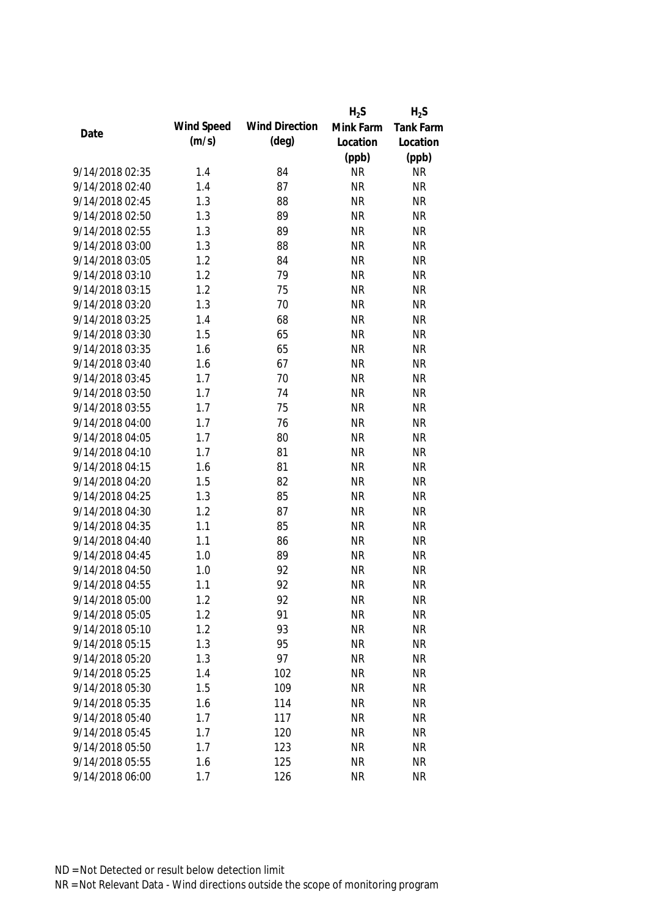| Date | Wind Speed (m/s) | Wind Direction (deg) | $H_2S$ Mink Farm Location (ppb) | $H_2S$ Tank Farm Location (ppb) |
| --- | --- | --- | --- | --- |
| 9/14/2018 02:35 | 1.4 | 84 | NR | NR |
| 9/14/2018 02:40 | 1.4 | 87 | NR | NR |
| 9/14/2018 02:45 | 1.3 | 88 | NR | NR |
| 9/14/2018 02:50 | 1.3 | 89 | NR | NR |
| 9/14/2018 02:55 | 1.3 | 89 | NR | NR |
| 9/14/2018 03:00 | 1.3 | 88 | NR | NR |
| 9/14/2018 03:05 | 1.2 | 84 | NR | NR |
| 9/14/2018 03:10 | 1.2 | 79 | NR | NR |
| 9/14/2018 03:15 | 1.2 | 75 | NR | NR |
| 9/14/2018 03:20 | 1.3 | 70 | NR | NR |
| 9/14/2018 03:25 | 1.4 | 68 | NR | NR |
| 9/14/2018 03:30 | 1.5 | 65 | NR | NR |
| 9/14/2018 03:35 | 1.6 | 65 | NR | NR |
| 9/14/2018 03:40 | 1.6 | 67 | NR | NR |
| 9/14/2018 03:45 | 1.7 | 70 | NR | NR |
| 9/14/2018 03:50 | 1.7 | 74 | NR | NR |
| 9/14/2018 03:55 | 1.7 | 75 | NR | NR |
| 9/14/2018 04:00 | 1.7 | 76 | NR | NR |
| 9/14/2018 04:05 | 1.7 | 80 | NR | NR |
| 9/14/2018 04:10 | 1.7 | 81 | NR | NR |
| 9/14/2018 04:15 | 1.6 | 81 | NR | NR |
| 9/14/2018 04:20 | 1.5 | 82 | NR | NR |
| 9/14/2018 04:25 | 1.3 | 85 | NR | NR |
| 9/14/2018 04:30 | 1.2 | 87 | NR | NR |
| 9/14/2018 04:35 | 1.1 | 85 | NR | NR |
| 9/14/2018 04:40 | 1.1 | 86 | NR | NR |
| 9/14/2018 04:45 | 1.0 | 89 | NR | NR |
| 9/14/2018 04:50 | 1.0 | 92 | NR | NR |
| 9/14/2018 04:55 | 1.1 | 92 | NR | NR |
| 9/14/2018 05:00 | 1.2 | 92 | NR | NR |
| 9/14/2018 05:05 | 1.2 | 91 | NR | NR |
| 9/14/2018 05:10 | 1.2 | 93 | NR | NR |
| 9/14/2018 05:15 | 1.3 | 95 | NR | NR |
| 9/14/2018 05:20 | 1.3 | 97 | NR | NR |
| 9/14/2018 05:25 | 1.4 | 102 | NR | NR |
| 9/14/2018 05:30 | 1.5 | 109 | NR | NR |
| 9/14/2018 05:35 | 1.6 | 114 | NR | NR |
| 9/14/2018 05:40 | 1.7 | 117 | NR | NR |
| 9/14/2018 05:45 | 1.7 | 120 | NR | NR |
| 9/14/2018 05:50 | 1.7 | 123 | NR | NR |
| 9/14/2018 05:55 | 1.6 | 125 | NR | NR |
| 9/14/2018 06:00 | 1.7 | 126 | NR | NR |

ND = Not Detected or result below detection limit

NR = Not Relevant Data - Wind directions outside the scope of monitoring program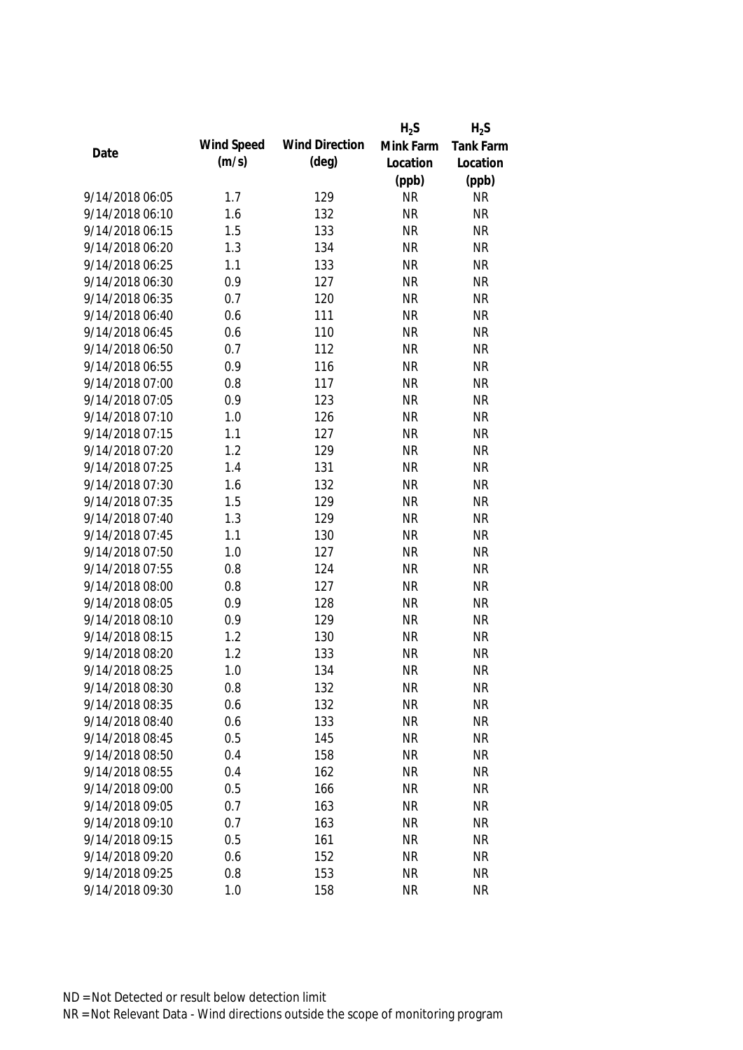| Date | Wind Speed (m/s) | Wind Direction (deg) | $H_2S$ Mink Farm Location (ppb) | $H_2S$ Tank Farm Location (ppb) |
|---|---|---|---|---|
| 9/14/2018 06:05 | 1.7 | 129 | NR | NR |
| 9/14/2018 06:10 | 1.6 | 132 | NR | NR |
| 9/14/2018 06:15 | 1.5 | 133 | NR | NR |
| 9/14/2018 06:20 | 1.3 | 134 | NR | NR |
| 9/14/2018 06:25 | 1.1 | 133 | NR | NR |
| 9/14/2018 06:30 | 0.9 | 127 | NR | NR |
| 9/14/2018 06:35 | 0.7 | 120 | NR | NR |
| 9/14/2018 06:40 | 0.6 | 111 | NR | NR |
| 9/14/2018 06:45 | 0.6 | 110 | NR | NR |
| 9/14/2018 06:50 | 0.7 | 112 | NR | NR |
| 9/14/2018 06:55 | 0.9 | 116 | NR | NR |
| 9/14/2018 07:00 | 0.8 | 117 | NR | NR |
| 9/14/2018 07:05 | 0.9 | 123 | NR | NR |
| 9/14/2018 07:10 | 1.0 | 126 | NR | NR |
| 9/14/2018 07:15 | 1.1 | 127 | NR | NR |
| 9/14/2018 07:20 | 1.2 | 129 | NR | NR |
| 9/14/2018 07:25 | 1.4 | 131 | NR | NR |
| 9/14/2018 07:30 | 1.6 | 132 | NR | NR |
| 9/14/2018 07:35 | 1.5 | 129 | NR | NR |
| 9/14/2018 07:40 | 1.3 | 129 | NR | NR |
| 9/14/2018 07:45 | 1.1 | 130 | NR | NR |
| 9/14/2018 07:50 | 1.0 | 127 | NR | NR |
| 9/14/2018 07:55 | 0.8 | 124 | NR | NR |
| 9/14/2018 08:00 | 0.8 | 127 | NR | NR |
| 9/14/2018 08:05 | 0.9 | 128 | NR | NR |
| 9/14/2018 08:10 | 0.9 | 129 | NR | NR |
| 9/14/2018 08:15 | 1.2 | 130 | NR | NR |
| 9/14/2018 08:20 | 1.2 | 133 | NR | NR |
| 9/14/2018 08:25 | 1.0 | 134 | NR | NR |
| 9/14/2018 08:30 | 0.8 | 132 | NR | NR |
| 9/14/2018 08:35 | 0.6 | 132 | NR | NR |
| 9/14/2018 08:40 | 0.6 | 133 | NR | NR |
| 9/14/2018 08:45 | 0.5 | 145 | NR | NR |
| 9/14/2018 08:50 | 0.4 | 158 | NR | NR |
| 9/14/2018 08:55 | 0.4 | 162 | NR | NR |
| 9/14/2018 09:00 | 0.5 | 166 | NR | NR |
| 9/14/2018 09:05 | 0.7 | 163 | NR | NR |
| 9/14/2018 09:10 | 0.7 | 163 | NR | NR |
| 9/14/2018 09:15 | 0.5 | 161 | NR | NR |
| 9/14/2018 09:20 | 0.6 | 152 | NR | NR |
| 9/14/2018 09:25 | 0.8 | 153 | NR | NR |
| 9/14/2018 09:30 | 1.0 | 158 | NR | NR |

ND = Not Detected or result below detection limit

NR = Not Relevant Data - Wind directions outside the scope of monitoring program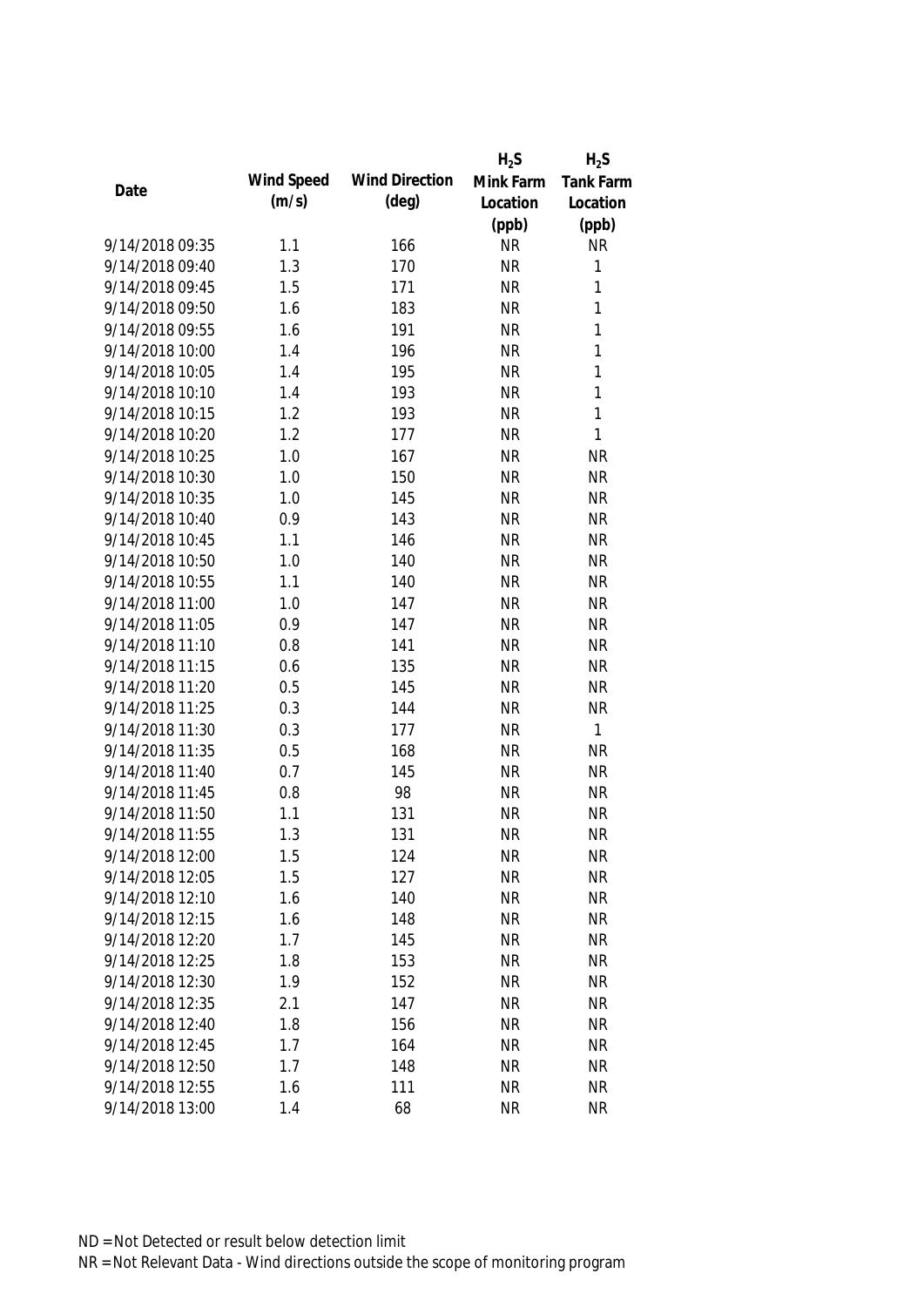| Date | Wind Speed (m/s) | Wind Direction (deg) | $H_2S$ Mink Farm Location (ppb) | $H_2S$ Tank Farm Location (ppb) |
|---|---|---|---|---|
| 9/14/2018 09:35 | 1.1 | 166 | NR | NR |
| 9/14/2018 09:40 | 1.3 | 170 | NR | 1 |
| 9/14/2018 09:45 | 1.5 | 171 | NR | 1 |
| 9/14/2018 09:50 | 1.6 | 183 | NR | 1 |
| 9/14/2018 09:55 | 1.6 | 191 | NR | 1 |
| 9/14/2018 10:00 | 1.4 | 196 | NR | 1 |
| 9/14/2018 10:05 | 1.4 | 195 | NR | 1 |
| 9/14/2018 10:10 | 1.4 | 193 | NR | 1 |
| 9/14/2018 10:15 | 1.2 | 193 | NR | 1 |
| 9/14/2018 10:20 | 1.2 | 177 | NR | 1 |
| 9/14/2018 10:25 | 1.0 | 167 | NR | NR |
| 9/14/2018 10:30 | 1.0 | 150 | NR | NR |
| 9/14/2018 10:35 | 1.0 | 145 | NR | NR |
| 9/14/2018 10:40 | 0.9 | 143 | NR | NR |
| 9/14/2018 10:45 | 1.1 | 146 | NR | NR |
| 9/14/2018 10:50 | 1.0 | 140 | NR | NR |
| 9/14/2018 10:55 | 1.1 | 140 | NR | NR |
| 9/14/2018 11:00 | 1.0 | 147 | NR | NR |
| 9/14/2018 11:05 | 0.9 | 147 | NR | NR |
| 9/14/2018 11:10 | 0.8 | 141 | NR | NR |
| 9/14/2018 11:15 | 0.6 | 135 | NR | NR |
| 9/14/2018 11:20 | 0.5 | 145 | NR | NR |
| 9/14/2018 11:25 | 0.3 | 144 | NR | NR |
| 9/14/2018 11:30 | 0.3 | 177 | NR | 1 |
| 9/14/2018 11:35 | 0.5 | 168 | NR | NR |
| 9/14/2018 11:40 | 0.7 | 145 | NR | NR |
| 9/14/2018 11:45 | 0.8 | 98 | NR | NR |
| 9/14/2018 11:50 | 1.1 | 131 | NR | NR |
| 9/14/2018 11:55 | 1.3 | 131 | NR | NR |
| 9/14/2018 12:00 | 1.5 | 124 | NR | NR |
| 9/14/2018 12:05 | 1.5 | 127 | NR | NR |
| 9/14/2018 12:10 | 1.6 | 140 | NR | NR |
| 9/14/2018 12:15 | 1.6 | 148 | NR | NR |
| 9/14/2018 12:20 | 1.7 | 145 | NR | NR |
| 9/14/2018 12:25 | 1.8 | 153 | NR | NR |
| 9/14/2018 12:30 | 1.9 | 152 | NR | NR |
| 9/14/2018 12:35 | 2.1 | 147 | NR | NR |
| 9/14/2018 12:40 | 1.8 | 156 | NR | NR |
| 9/14/2018 12:45 | 1.7 | 164 | NR | NR |
| 9/14/2018 12:50 | 1.7 | 148 | NR | NR |
| 9/14/2018 12:55 | 1.6 | 111 | NR | NR |
| 9/14/2018 13:00 | 1.4 | 68 | NR | NR |

ND = Not Detected or result below detection limit
NR = Not Relevant Data - Wind directions outside the scope of monitoring program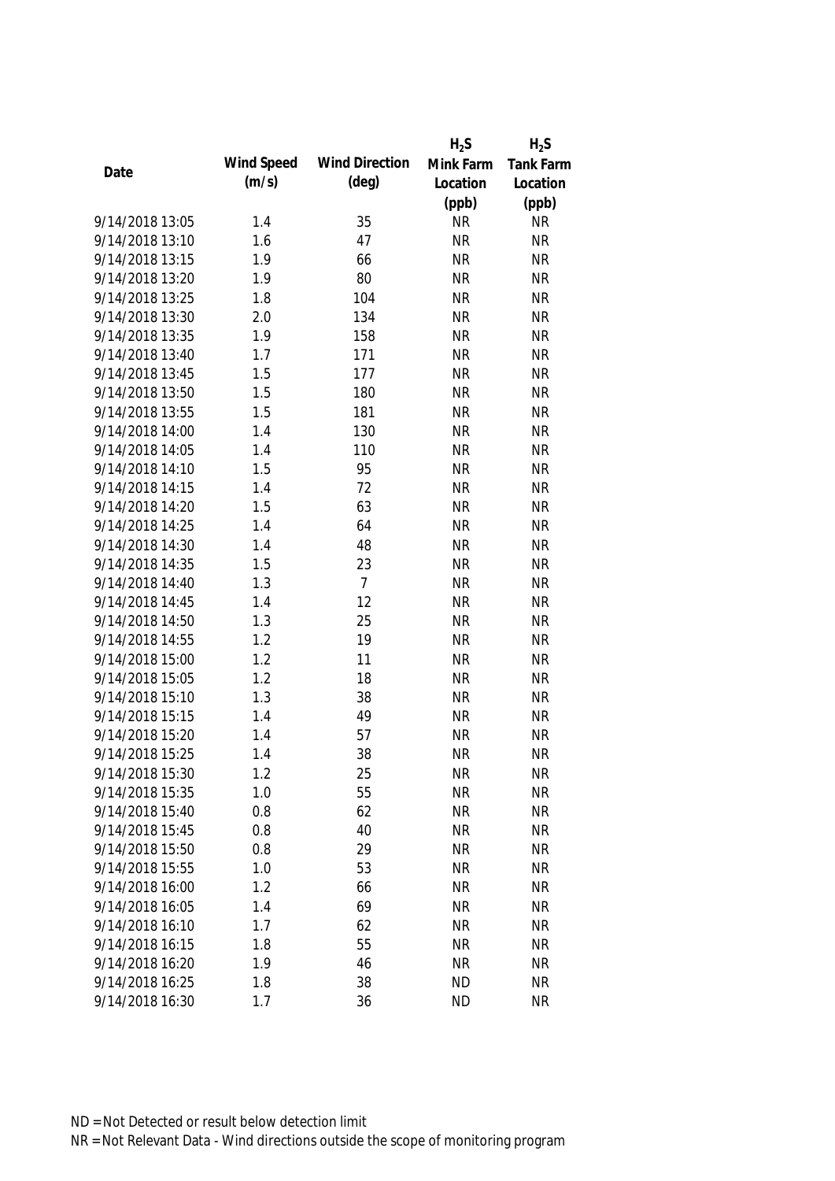| Date | Wind Speed (m/s) | Wind Direction (deg) | $H_2S$ Mink Farm Location (ppb) | $H_2S$ Tank Farm Location (ppb) |
|---|---|---|---|---|
| 9/14/2018 13:05 | 1.4 | 35 | NR | NR |
| 9/14/2018 13:10 | 1.6 | 47 | NR | NR |
| 9/14/2018 13:15 | 1.9 | 66 | NR | NR |
| 9/14/2018 13:20 | 1.9 | 80 | NR | NR |
| 9/14/2018 13:25 | 1.8 | 104 | NR | NR |
| 9/14/2018 13:30 | 2.0 | 134 | NR | NR |
| 9/14/2018 13:35 | 1.9 | 158 | NR | NR |
| 9/14/2018 13:40 | 1.7 | 171 | NR | NR |
| 9/14/2018 13:45 | 1.5 | 177 | NR | NR |
| 9/14/2018 13:50 | 1.5 | 180 | NR | NR |
| 9/14/2018 13:55 | 1.5 | 181 | NR | NR |
| 9/14/2018 14:00 | 1.4 | 130 | NR | NR |
| 9/14/2018 14:05 | 1.4 | 110 | NR | NR |
| 9/14/2018 14:10 | 1.5 | 95 | NR | NR |
| 9/14/2018 14:15 | 1.4 | 72 | NR | NR |
| 9/14/2018 14:20 | 1.5 | 63 | NR | NR |
| 9/14/2018 14:25 | 1.4 | 64 | NR | NR |
| 9/14/2018 14:30 | 1.4 | 48 | NR | NR |
| 9/14/2018 14:35 | 1.5 | 23 | NR | NR |
| 9/14/2018 14:40 | 1.3 | 7 | NR | NR |
| 9/14/2018 14:45 | 1.4 | 12 | NR | NR |
| 9/14/2018 14:50 | 1.3 | 25 | NR | NR |
| 9/14/2018 14:55 | 1.2 | 19 | NR | NR |
| 9/14/2018 15:00 | 1.2 | 11 | NR | NR |
| 9/14/2018 15:05 | 1.2 | 18 | NR | NR |
| 9/14/2018 15:10 | 1.3 | 38 | NR | NR |
| 9/14/2018 15:15 | 1.4 | 49 | NR | NR |
| 9/14/2018 15:20 | 1.4 | 57 | NR | NR |
| 9/14/2018 15:25 | 1.4 | 38 | NR | NR |
| 9/14/2018 15:30 | 1.2 | 25 | NR | NR |
| 9/14/2018 15:35 | 1.0 | 55 | NR | NR |
| 9/14/2018 15:40 | 0.8 | 62 | NR | NR |
| 9/14/2018 15:45 | 0.8 | 40 | NR | NR |
| 9/14/2018 15:50 | 0.8 | 29 | NR | NR |
| 9/14/2018 15:55 | 1.0 | 53 | NR | NR |
| 9/14/2018 16:00 | 1.2 | 66 | NR | NR |
| 9/14/2018 16:05 | 1.4 | 69 | NR | NR |
| 9/14/2018 16:10 | 1.7 | 62 | NR | NR |
| 9/14/2018 16:15 | 1.8 | 55 | NR | NR |
| 9/14/2018 16:20 | 1.9 | 46 | NR | NR |
| 9/14/2018 16:25 | 1.8 | 38 | ND | NR |
| 9/14/2018 16:30 | 1.7 | 36 | ND | NR |

ND = Not Detected or result below detection limit

NR = Not Relevant Data - Wind directions outside the scope of monitoring program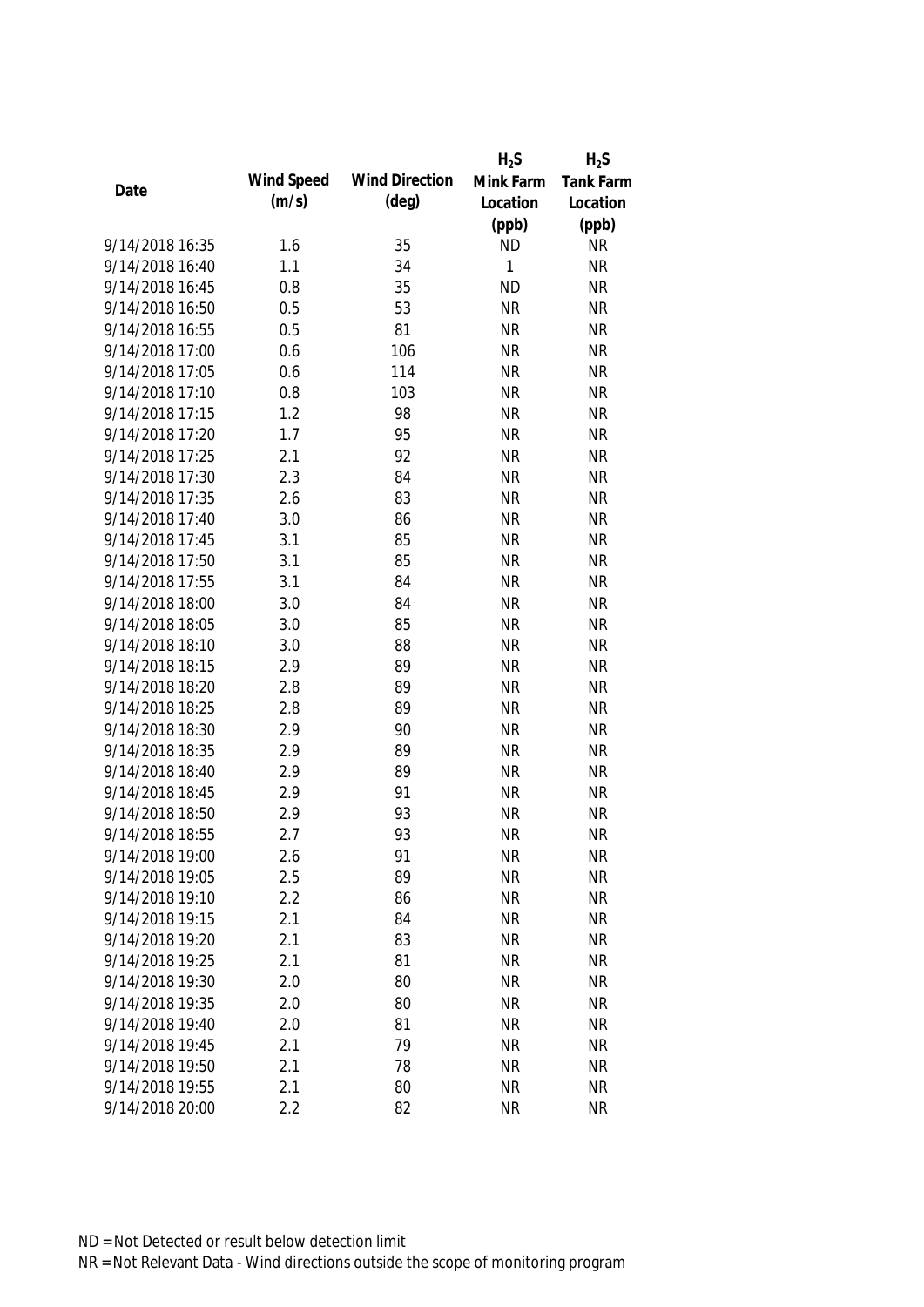| Date | Wind Speed (m/s) | Wind Direction (deg) | $H_2S$ Mink Farm Location (ppb) | $H_2S$ Tank Farm Location (ppb) |
|---|---|---|---|---|
| 9/14/2018 16:35 | 1.6 | 35 | ND | NR |
| 9/14/2018 16:40 | 1.1 | 34 | 1 | NR |
| 9/14/2018 16:45 | 0.8 | 35 | ND | NR |
| 9/14/2018 16:50 | 0.5 | 53 | NR | NR |
| 9/14/2018 16:55 | 0.5 | 81 | NR | NR |
| 9/14/2018 17:00 | 0.6 | 106 | NR | NR |
| 9/14/2018 17:05 | 0.6 | 114 | NR | NR |
| 9/14/2018 17:10 | 0.8 | 103 | NR | NR |
| 9/14/2018 17:15 | 1.2 | 98 | NR | NR |
| 9/14/2018 17:20 | 1.7 | 95 | NR | NR |
| 9/14/2018 17:25 | 2.1 | 92 | NR | NR |
| 9/14/2018 17:30 | 2.3 | 84 | NR | NR |
| 9/14/2018 17:35 | 2.6 | 83 | NR | NR |
| 9/14/2018 17:40 | 3.0 | 86 | NR | NR |
| 9/14/2018 17:45 | 3.1 | 85 | NR | NR |
| 9/14/2018 17:50 | 3.1 | 85 | NR | NR |
| 9/14/2018 17:55 | 3.1 | 84 | NR | NR |
| 9/14/2018 18:00 | 3.0 | 84 | NR | NR |
| 9/14/2018 18:05 | 3.0 | 85 | NR | NR |
| 9/14/2018 18:10 | 3.0 | 88 | NR | NR |
| 9/14/2018 18:15 | 2.9 | 89 | NR | NR |
| 9/14/2018 18:20 | 2.8 | 89 | NR | NR |
| 9/14/2018 18:25 | 2.8 | 89 | NR | NR |
| 9/14/2018 18:30 | 2.9 | 90 | NR | NR |
| 9/14/2018 18:35 | 2.9 | 89 | NR | NR |
| 9/14/2018 18:40 | 2.9 | 89 | NR | NR |
| 9/14/2018 18:45 | 2.9 | 91 | NR | NR |
| 9/14/2018 18:50 | 2.9 | 93 | NR | NR |
| 9/14/2018 18:55 | 2.7 | 93 | NR | NR |
| 9/14/2018 19:00 | 2.6 | 91 | NR | NR |
| 9/14/2018 19:05 | 2.5 | 89 | NR | NR |
| 9/14/2018 19:10 | 2.2 | 86 | NR | NR |
| 9/14/2018 19:15 | 2.1 | 84 | NR | NR |
| 9/14/2018 19:20 | 2.1 | 83 | NR | NR |
| 9/14/2018 19:25 | 2.1 | 81 | NR | NR |
| 9/14/2018 19:30 | 2.0 | 80 | NR | NR |
| 9/14/2018 19:35 | 2.0 | 80 | NR | NR |
| 9/14/2018 19:40 | 2.0 | 81 | NR | NR |
| 9/14/2018 19:45 | 2.1 | 79 | NR | NR |
| 9/14/2018 19:50 | 2.1 | 78 | NR | NR |
| 9/14/2018 19:55 | 2.1 | 80 | NR | NR |
| 9/14/2018 20:00 | 2.2 | 82 | NR | NR |

ND = Not Detected or result below detection limit

NR = Not Relevant Data - Wind directions outside the scope of monitoring program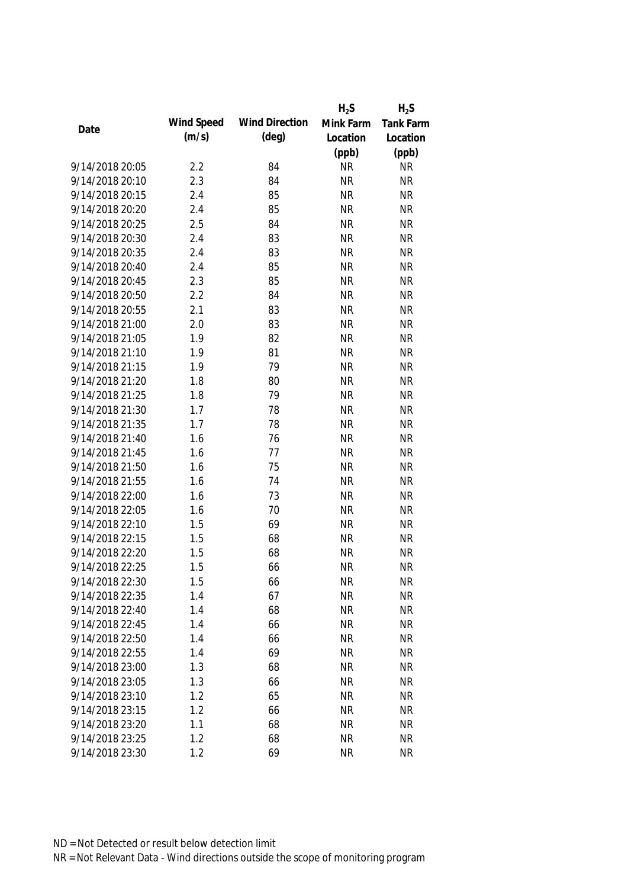| Date | Wind Speed (m/s) | Wind Direction (deg) | $H_2S$ Mink Farm Location (ppb) | $H_2S$ Tank Farm Location (ppb) |
|---|---|---|---|---|
| 9/14/2018 20:05 | 2.2 | 84 | NR | NR |
| 9/14/2018 20:10 | 2.3 | 84 | NR | NR |
| 9/14/2018 20:15 | 2.4 | 85 | NR | NR |
| 9/14/2018 20:20 | 2.4 | 85 | NR | NR |
| 9/14/2018 20:25 | 2.5 | 84 | NR | NR |
| 9/14/2018 20:30 | 2.4 | 83 | NR | NR |
| 9/14/2018 20:35 | 2.4 | 83 | NR | NR |
| 9/14/2018 20:40 | 2.4 | 85 | NR | NR |
| 9/14/2018 20:45 | 2.3 | 85 | NR | NR |
| 9/14/2018 20:50 | 2.2 | 84 | NR | NR |
| 9/14/2018 20:55 | 2.1 | 83 | NR | NR |
| 9/14/2018 21:00 | 2.0 | 83 | NR | NR |
| 9/14/2018 21:05 | 1.9 | 82 | NR | NR |
| 9/14/2018 21:10 | 1.9 | 81 | NR | NR |
| 9/14/2018 21:15 | 1.9 | 79 | NR | NR |
| 9/14/2018 21:20 | 1.8 | 80 | NR | NR |
| 9/14/2018 21:25 | 1.8 | 79 | NR | NR |
| 9/14/2018 21:30 | 1.7 | 78 | NR | NR |
| 9/14/2018 21:35 | 1.7 | 78 | NR | NR |
| 9/14/2018 21:40 | 1.6 | 76 | NR | NR |
| 9/14/2018 21:45 | 1.6 | 77 | NR | NR |
| 9/14/2018 21:50 | 1.6 | 75 | NR | NR |
| 9/14/2018 21:55 | 1.6 | 74 | NR | NR |
| 9/14/2018 22:00 | 1.6 | 73 | NR | NR |
| 9/14/2018 22:05 | 1.6 | 70 | NR | NR |
| 9/14/2018 22:10 | 1.5 | 69 | NR | NR |
| 9/14/2018 22:15 | 1.5 | 68 | NR | NR |
| 9/14/2018 22:20 | 1.5 | 68 | NR | NR |
| 9/14/2018 22:25 | 1.5 | 66 | NR | NR |
| 9/14/2018 22:30 | 1.5 | 66 | NR | NR |
| 9/14/2018 22:35 | 1.4 | 67 | NR | NR |
| 9/14/2018 22:40 | 1.4 | 68 | NR | NR |
| 9/14/2018 22:45 | 1.4 | 66 | NR | NR |
| 9/14/2018 22:50 | 1.4 | 66 | NR | NR |
| 9/14/2018 22:55 | 1.4 | 69 | NR | NR |
| 9/14/2018 23:00 | 1.3 | 68 | NR | NR |
| 9/14/2018 23:05 | 1.3 | 66 | NR | NR |
| 9/14/2018 23:10 | 1.2 | 65 | NR | NR |
| 9/14/2018 23:15 | 1.2 | 66 | NR | NR |
| 9/14/2018 23:20 | 1.1 | 68 | NR | NR |
| 9/14/2018 23:25 | 1.2 | 68 | NR | NR |
| 9/14/2018 23:30 | 1.2 | 69 | NR | NR |

ND = Not Detected or result below detection limit

NR = Not Relevant Data - Wind directions outside the scope of monitoring program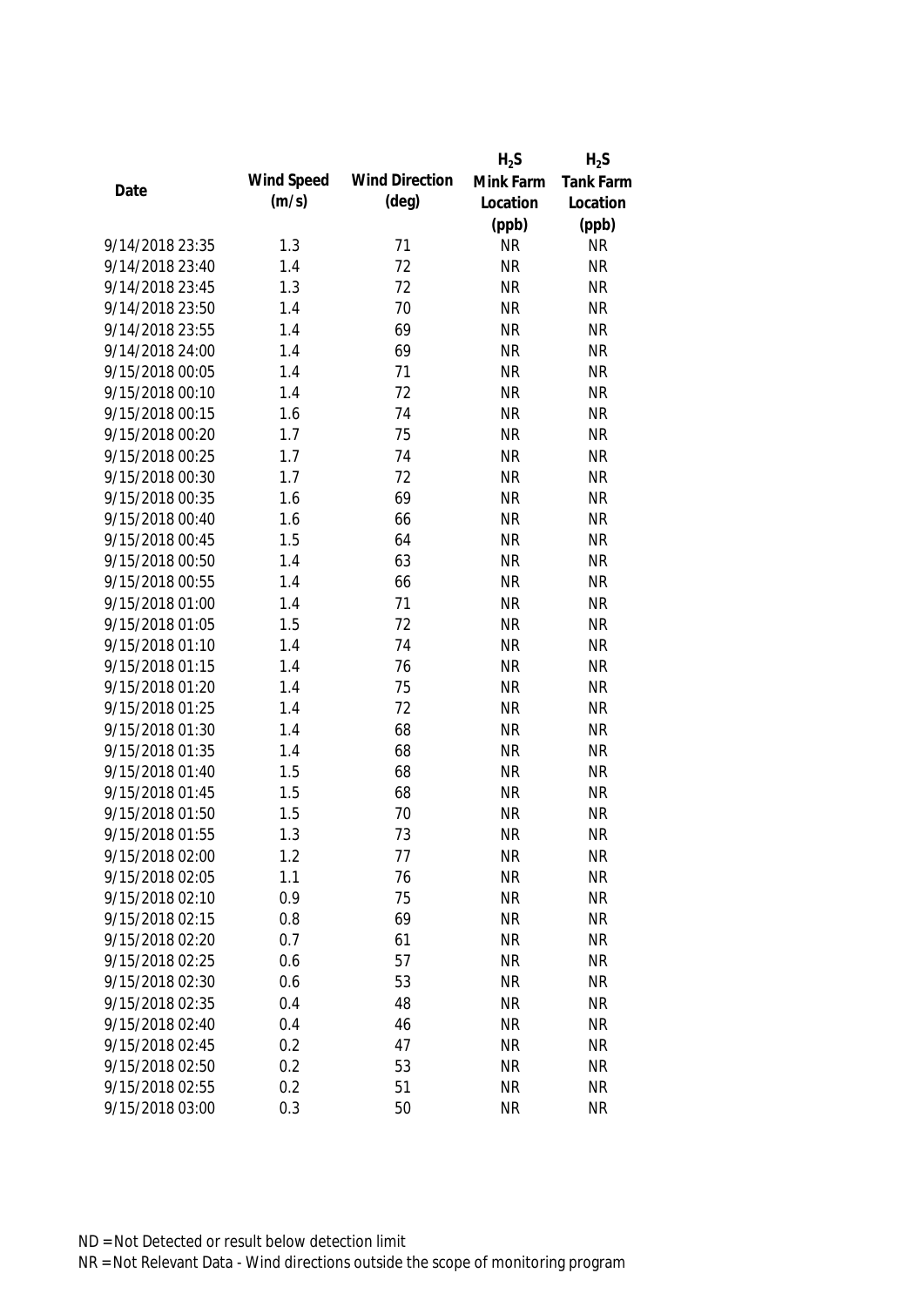| Date | Wind Speed (m/s) | Wind Direction (deg) | $H_2S$ Mink Farm Location (ppb) | $H_2S$ Tank Farm Location (ppb) |
|---|---|---|---|---|
| 9/14/2018 23:35 | 1.3 | 71 | NR | NR |
| 9/14/2018 23:40 | 1.4 | 72 | NR | NR |
| 9/14/2018 23:45 | 1.3 | 72 | NR | NR |
| 9/14/2018 23:50 | 1.4 | 70 | NR | NR |
| 9/14/2018 23:55 | 1.4 | 69 | NR | NR |
| 9/14/2018 24:00 | 1.4 | 69 | NR | NR |
| 9/15/2018 00:05 | 1.4 | 71 | NR | NR |
| 9/15/2018 00:10 | 1.4 | 72 | NR | NR |
| 9/15/2018 00:15 | 1.6 | 74 | NR | NR |
| 9/15/2018 00:20 | 1.7 | 75 | NR | NR |
| 9/15/2018 00:25 | 1.7 | 74 | NR | NR |
| 9/15/2018 00:30 | 1.7 | 72 | NR | NR |
| 9/15/2018 00:35 | 1.6 | 69 | NR | NR |
| 9/15/2018 00:40 | 1.6 | 66 | NR | NR |
| 9/15/2018 00:45 | 1.5 | 64 | NR | NR |
| 9/15/2018 00:50 | 1.4 | 63 | NR | NR |
| 9/15/2018 00:55 | 1.4 | 66 | NR | NR |
| 9/15/2018 01:00 | 1.4 | 71 | NR | NR |
| 9/15/2018 01:05 | 1.5 | 72 | NR | NR |
| 9/15/2018 01:10 | 1.4 | 74 | NR | NR |
| 9/15/2018 01:15 | 1.4 | 76 | NR | NR |
| 9/15/2018 01:20 | 1.4 | 75 | NR | NR |
| 9/15/2018 01:25 | 1.4 | 72 | NR | NR |
| 9/15/2018 01:30 | 1.4 | 68 | NR | NR |
| 9/15/2018 01:35 | 1.4 | 68 | NR | NR |
| 9/15/2018 01:40 | 1.5 | 68 | NR | NR |
| 9/15/2018 01:45 | 1.5 | 68 | NR | NR |
| 9/15/2018 01:50 | 1.5 | 70 | NR | NR |
| 9/15/2018 01:55 | 1.3 | 73 | NR | NR |
| 9/15/2018 02:00 | 1.2 | 77 | NR | NR |
| 9/15/2018 02:05 | 1.1 | 76 | NR | NR |
| 9/15/2018 02:10 | 0.9 | 75 | NR | NR |
| 9/15/2018 02:15 | 0.8 | 69 | NR | NR |
| 9/15/2018 02:20 | 0.7 | 61 | NR | NR |
| 9/15/2018 02:25 | 0.6 | 57 | NR | NR |
| 9/15/2018 02:30 | 0.6 | 53 | NR | NR |
| 9/15/2018 02:35 | 0.4 | 48 | NR | NR |
| 9/15/2018 02:40 | 0.4 | 46 | NR | NR |
| 9/15/2018 02:45 | 0.2 | 47 | NR | NR |
| 9/15/2018 02:50 | 0.2 | 53 | NR | NR |
| 9/15/2018 02:55 | 0.2 | 51 | NR | NR |
| 9/15/2018 03:00 | 0.3 | 50 | NR | NR |

ND = Not Detected or result below detection limit

NR = Not Relevant Data - Wind directions outside the scope of monitoring program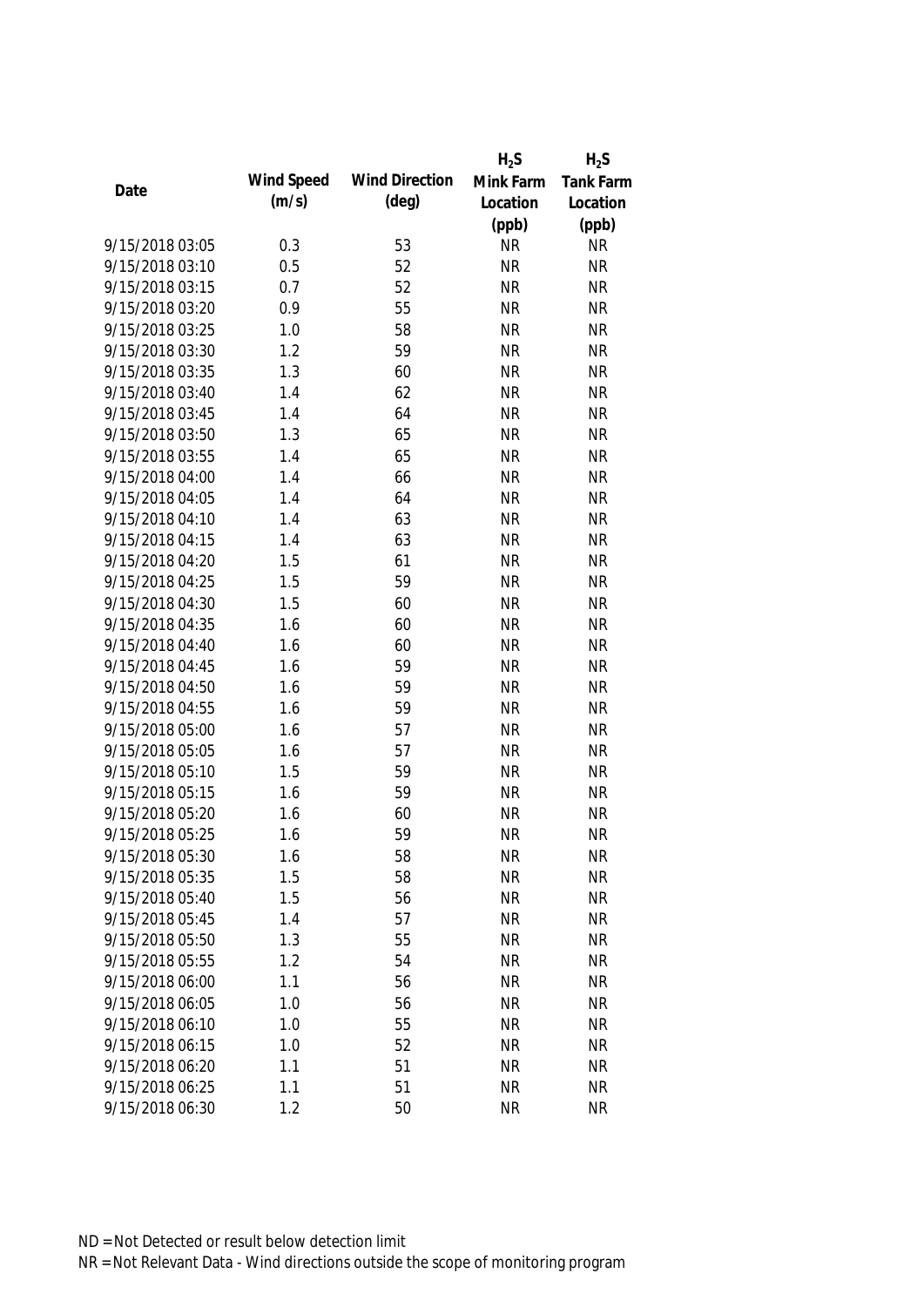| Date | Wind Speed (m/s) | Wind Direction (deg) | $H_2S$ Mink Farm Location (ppb) | $H_2S$ Tank Farm Location (ppb) |
|---|---|---|---|---|
| 9/15/2018 03:05 | 0.3 | 53 | NR | NR |
| 9/15/2018 03:10 | 0.5 | 52 | NR | NR |
| 9/15/2018 03:15 | 0.7 | 52 | NR | NR |
| 9/15/2018 03:20 | 0.9 | 55 | NR | NR |
| 9/15/2018 03:25 | 1.0 | 58 | NR | NR |
| 9/15/2018 03:30 | 1.2 | 59 | NR | NR |
| 9/15/2018 03:35 | 1.3 | 60 | NR | NR |
| 9/15/2018 03:40 | 1.4 | 62 | NR | NR |
| 9/15/2018 03:45 | 1.4 | 64 | NR | NR |
| 9/15/2018 03:50 | 1.3 | 65 | NR | NR |
| 9/15/2018 03:55 | 1.4 | 65 | NR | NR |
| 9/15/2018 04:00 | 1.4 | 66 | NR | NR |
| 9/15/2018 04:05 | 1.4 | 64 | NR | NR |
| 9/15/2018 04:10 | 1.4 | 63 | NR | NR |
| 9/15/2018 04:15 | 1.4 | 63 | NR | NR |
| 9/15/2018 04:20 | 1.5 | 61 | NR | NR |
| 9/15/2018 04:25 | 1.5 | 59 | NR | NR |
| 9/15/2018 04:30 | 1.5 | 60 | NR | NR |
| 9/15/2018 04:35 | 1.6 | 60 | NR | NR |
| 9/15/2018 04:40 | 1.6 | 60 | NR | NR |
| 9/15/2018 04:45 | 1.6 | 59 | NR | NR |
| 9/15/2018 04:50 | 1.6 | 59 | NR | NR |
| 9/15/2018 04:55 | 1.6 | 59 | NR | NR |
| 9/15/2018 05:00 | 1.6 | 57 | NR | NR |
| 9/15/2018 05:05 | 1.6 | 57 | NR | NR |
| 9/15/2018 05:10 | 1.5 | 59 | NR | NR |
| 9/15/2018 05:15 | 1.6 | 59 | NR | NR |
| 9/15/2018 05:20 | 1.6 | 60 | NR | NR |
| 9/15/2018 05:25 | 1.6 | 59 | NR | NR |
| 9/15/2018 05:30 | 1.6 | 58 | NR | NR |
| 9/15/2018 05:35 | 1.5 | 58 | NR | NR |
| 9/15/2018 05:40 | 1.5 | 56 | NR | NR |
| 9/15/2018 05:45 | 1.4 | 57 | NR | NR |
| 9/15/2018 05:50 | 1.3 | 55 | NR | NR |
| 9/15/2018 05:55 | 1.2 | 54 | NR | NR |
| 9/15/2018 06:00 | 1.1 | 56 | NR | NR |
| 9/15/2018 06:05 | 1.0 | 56 | NR | NR |
| 9/15/2018 06:10 | 1.0 | 55 | NR | NR |
| 9/15/2018 06:15 | 1.0 | 52 | NR | NR |
| 9/15/2018 06:20 | 1.1 | 51 | NR | NR |
| 9/15/2018 06:25 | 1.1 | 51 | NR | NR |
| 9/15/2018 06:30 | 1.2 | 50 | NR | NR |

ND = Not Detected or result below detection limit

NR = Not Relevant Data - Wind directions outside the scope of monitoring program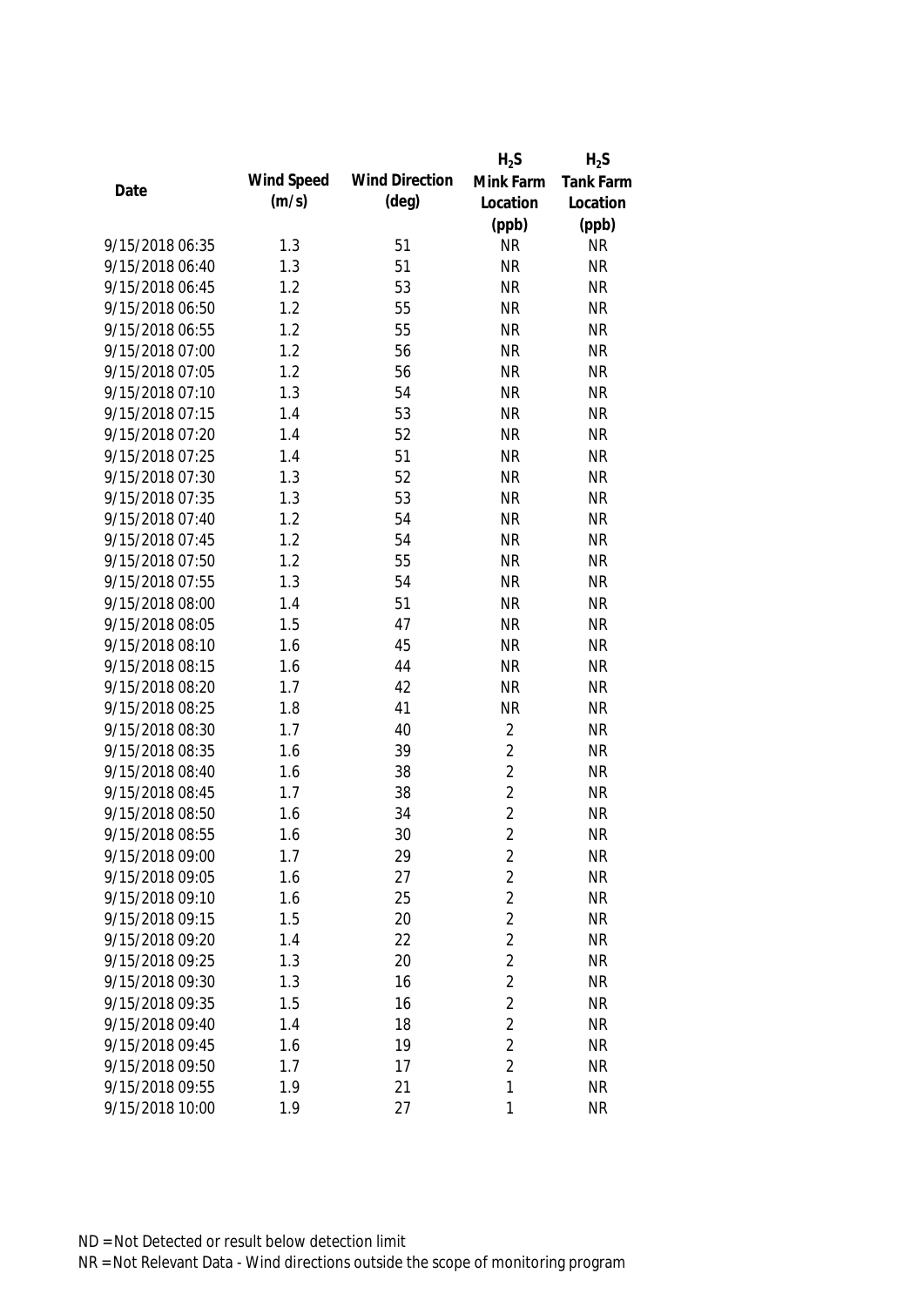| Date | Wind Speed (m/s) | Wind Direction (deg) | $H_2S$ Mink Farm Location (ppb) | $H_2S$ Tank Farm Location (ppb) |
|---|---|---|---|---|
| 9/15/2018 06:35 | 1.3 | 51 | NR | NR |
| 9/15/2018 06:40 | 1.3 | 51 | NR | NR |
| 9/15/2018 06:45 | 1.2 | 53 | NR | NR |
| 9/15/2018 06:50 | 1.2 | 55 | NR | NR |
| 9/15/2018 06:55 | 1.2 | 55 | NR | NR |
| 9/15/2018 07:00 | 1.2 | 56 | NR | NR |
| 9/15/2018 07:05 | 1.2 | 56 | NR | NR |
| 9/15/2018 07:10 | 1.3 | 54 | NR | NR |
| 9/15/2018 07:15 | 1.4 | 53 | NR | NR |
| 9/15/2018 07:20 | 1.4 | 52 | NR | NR |
| 9/15/2018 07:25 | 1.4 | 51 | NR | NR |
| 9/15/2018 07:30 | 1.3 | 52 | NR | NR |
| 9/15/2018 07:35 | 1.3 | 53 | NR | NR |
| 9/15/2018 07:40 | 1.2 | 54 | NR | NR |
| 9/15/2018 07:45 | 1.2 | 54 | NR | NR |
| 9/15/2018 07:50 | 1.2 | 55 | NR | NR |
| 9/15/2018 07:55 | 1.3 | 54 | NR | NR |
| 9/15/2018 08:00 | 1.4 | 51 | NR | NR |
| 9/15/2018 08:05 | 1.5 | 47 | NR | NR |
| 9/15/2018 08:10 | 1.6 | 45 | NR | NR |
| 9/15/2018 08:15 | 1.6 | 44 | NR | NR |
| 9/15/2018 08:20 | 1.7 | 42 | NR | NR |
| 9/15/2018 08:25 | 1.8 | 41 | NR | NR |
| 9/15/2018 08:30 | 1.7 | 40 | 2 | NR |
| 9/15/2018 08:35 | 1.6 | 39 | 2 | NR |
| 9/15/2018 08:40 | 1.6 | 38 | 2 | NR |
| 9/15/2018 08:45 | 1.7 | 38 | 2 | NR |
| 9/15/2018 08:50 | 1.6 | 34 | 2 | NR |
| 9/15/2018 08:55 | 1.6 | 30 | 2 | NR |
| 9/15/2018 09:00 | 1.7 | 29 | 2 | NR |
| 9/15/2018 09:05 | 1.6 | 27 | 2 | NR |
| 9/15/2018 09:10 | 1.6 | 25 | 2 | NR |
| 9/15/2018 09:15 | 1.5 | 20 | 2 | NR |
| 9/15/2018 09:20 | 1.4 | 22 | 2 | NR |
| 9/15/2018 09:25 | 1.3 | 20 | 2 | NR |
| 9/15/2018 09:30 | 1.3 | 16 | 2 | NR |
| 9/15/2018 09:35 | 1.5 | 16 | 2 | NR |
| 9/15/2018 09:40 | 1.4 | 18 | 2 | NR |
| 9/15/2018 09:45 | 1.6 | 19 | 2 | NR |
| 9/15/2018 09:50 | 1.7 | 17 | 2 | NR |
| 9/15/2018 09:55 | 1.9 | 21 | 1 | NR |
| 9/15/2018 10:00 | 1.9 | 27 | 1 | NR |

ND = Not Detected or result below detection limit

NR = Not Relevant Data - Wind directions outside the scope of monitoring program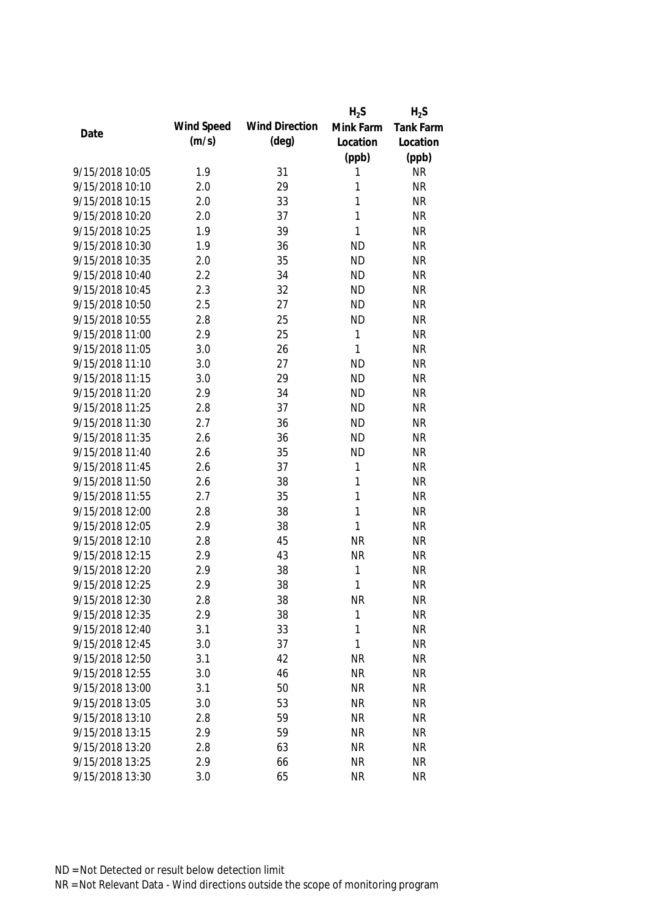| Date | Wind Speed (m/s) | Wind Direction (deg) | $H_2S$ Mink Farm Location (ppb) | $H_2S$ Tank Farm Location (ppb) |
|---|---|---|---|---|
| 9/15/2018 10:05 | 1.9 | 31 | 1 | NR |
| 9/15/2018 10:10 | 2.0 | 29 | 1 | NR |
| 9/15/2018 10:15 | 2.0 | 33 | 1 | NR |
| 9/15/2018 10:20 | 2.0 | 37 | 1 | NR |
| 9/15/2018 10:25 | 1.9 | 39 | 1 | NR |
| 9/15/2018 10:30 | 1.9 | 36 | ND | NR |
| 9/15/2018 10:35 | 2.0 | 35 | ND | NR |
| 9/15/2018 10:40 | 2.2 | 34 | ND | NR |
| 9/15/2018 10:45 | 2.3 | 32 | ND | NR |
| 9/15/2018 10:50 | 2.5 | 27 | ND | NR |
| 9/15/2018 10:55 | 2.8 | 25 | ND | NR |
| 9/15/2018 11:00 | 2.9 | 25 | 1 | NR |
| 9/15/2018 11:05 | 3.0 | 26 | 1 | NR |
| 9/15/2018 11:10 | 3.0 | 27 | ND | NR |
| 9/15/2018 11:15 | 3.0 | 29 | ND | NR |
| 9/15/2018 11:20 | 2.9 | 34 | ND | NR |
| 9/15/2018 11:25 | 2.8 | 37 | ND | NR |
| 9/15/2018 11:30 | 2.7 | 36 | ND | NR |
| 9/15/2018 11:35 | 2.6 | 36 | ND | NR |
| 9/15/2018 11:40 | 2.6 | 35 | ND | NR |
| 9/15/2018 11:45 | 2.6 | 37 | 1 | NR |
| 9/15/2018 11:50 | 2.6 | 38 | 1 | NR |
| 9/15/2018 11:55 | 2.7 | 35 | 1 | NR |
| 9/15/2018 12:00 | 2.8 | 38 | 1 | NR |
| 9/15/2018 12:05 | 2.9 | 38 | 1 | NR |
| 9/15/2018 12:10 | 2.8 | 45 | NR | NR |
| 9/15/2018 12:15 | 2.9 | 43 | NR | NR |
| 9/15/2018 12:20 | 2.9 | 38 | 1 | NR |
| 9/15/2018 12:25 | 2.9 | 38 | 1 | NR |
| 9/15/2018 12:30 | 2.8 | 38 | NR | NR |
| 9/15/2018 12:35 | 2.9 | 38 | 1 | NR |
| 9/15/2018 12:40 | 3.1 | 33 | 1 | NR |
| 9/15/2018 12:45 | 3.0 | 37 | 1 | NR |
| 9/15/2018 12:50 | 3.1 | 42 | NR | NR |
| 9/15/2018 12:55 | 3.0 | 46 | NR | NR |
| 9/15/2018 13:00 | 3.1 | 50 | NR | NR |
| 9/15/2018 13:05 | 3.0 | 53 | NR | NR |
| 9/15/2018 13:10 | 2.8 | 59 | NR | NR |
| 9/15/2018 13:15 | 2.9 | 59 | NR | NR |
| 9/15/2018 13:20 | 2.8 | 63 | NR | NR |
| 9/15/2018 13:25 | 2.9 | 66 | NR | NR |
| 9/15/2018 13:30 | 3.0 | 65 | NR | NR |

ND = Not Detected or result below detection limit

NR = Not Relevant Data - Wind directions outside the scope of monitoring program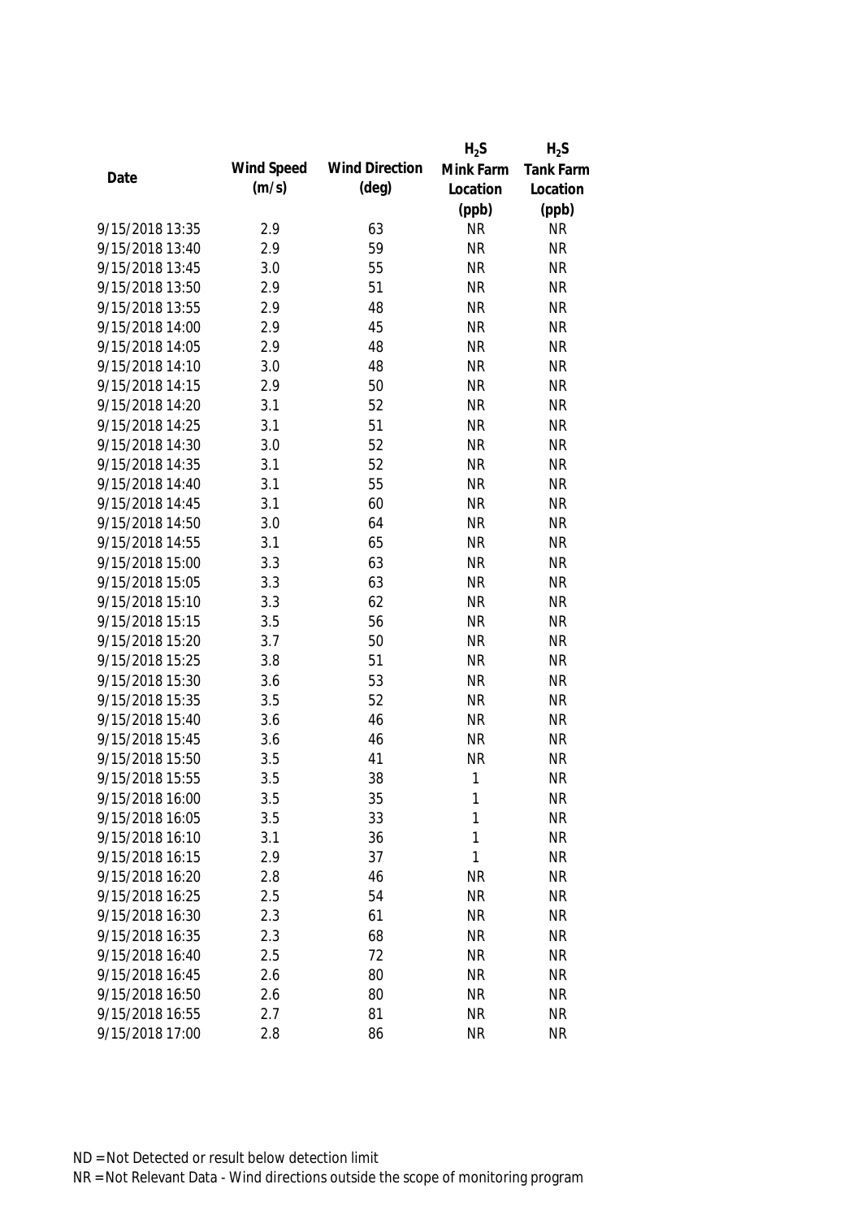| Date | Wind Speed (m/s) | Wind Direction (deg) | $H_2S$ Mink Farm Location (ppb) | $H_2S$ Tank Farm Location (ppb) |
|---|---|---|---|---|
| 9/15/2018 13:35 | 2.9 | 63 | NR | NR |
| 9/15/2018 13:40 | 2.9 | 59 | NR | NR |
| 9/15/2018 13:45 | 3.0 | 55 | NR | NR |
| 9/15/2018 13:50 | 2.9 | 51 | NR | NR |
| 9/15/2018 13:55 | 2.9 | 48 | NR | NR |
| 9/15/2018 14:00 | 2.9 | 45 | NR | NR |
| 9/15/2018 14:05 | 2.9 | 48 | NR | NR |
| 9/15/2018 14:10 | 3.0 | 48 | NR | NR |
| 9/15/2018 14:15 | 2.9 | 50 | NR | NR |
| 9/15/2018 14:20 | 3.1 | 52 | NR | NR |
| 9/15/2018 14:25 | 3.1 | 51 | NR | NR |
| 9/15/2018 14:30 | 3.0 | 52 | NR | NR |
| 9/15/2018 14:35 | 3.1 | 52 | NR | NR |
| 9/15/2018 14:40 | 3.1 | 55 | NR | NR |
| 9/15/2018 14:45 | 3.1 | 60 | NR | NR |
| 9/15/2018 14:50 | 3.0 | 64 | NR | NR |
| 9/15/2018 14:55 | 3.1 | 65 | NR | NR |
| 9/15/2018 15:00 | 3.3 | 63 | NR | NR |
| 9/15/2018 15:05 | 3.3 | 63 | NR | NR |
| 9/15/2018 15:10 | 3.3 | 62 | NR | NR |
| 9/15/2018 15:15 | 3.5 | 56 | NR | NR |
| 9/15/2018 15:20 | 3.7 | 50 | NR | NR |
| 9/15/2018 15:25 | 3.8 | 51 | NR | NR |
| 9/15/2018 15:30 | 3.6 | 53 | NR | NR |
| 9/15/2018 15:35 | 3.5 | 52 | NR | NR |
| 9/15/2018 15:40 | 3.6 | 46 | NR | NR |
| 9/15/2018 15:45 | 3.6 | 46 | NR | NR |
| 9/15/2018 15:50 | 3.5 | 41 | NR | NR |
| 9/15/2018 15:55 | 3.5 | 38 | 1 | NR |
| 9/15/2018 16:00 | 3.5 | 35 | 1 | NR |
| 9/15/2018 16:05 | 3.5 | 33 | 1 | NR |
| 9/15/2018 16:10 | 3.1 | 36 | 1 | NR |
| 9/15/2018 16:15 | 2.9 | 37 | 1 | NR |
| 9/15/2018 16:20 | 2.8 | 46 | NR | NR |
| 9/15/2018 16:25 | 2.5 | 54 | NR | NR |
| 9/15/2018 16:30 | 2.3 | 61 | NR | NR |
| 9/15/2018 16:35 | 2.3 | 68 | NR | NR |
| 9/15/2018 16:40 | 2.5 | 72 | NR | NR |
| 9/15/2018 16:45 | 2.6 | 80 | NR | NR |
| 9/15/2018 16:50 | 2.6 | 80 | NR | NR |
| 9/15/2018 16:55 | 2.7 | 81 | NR | NR |
| 9/15/2018 17:00 | 2.8 | 86 | NR | NR |

ND = Not Detected or result below detection limit

NR = Not Relevant Data - Wind directions outside the scope of monitoring program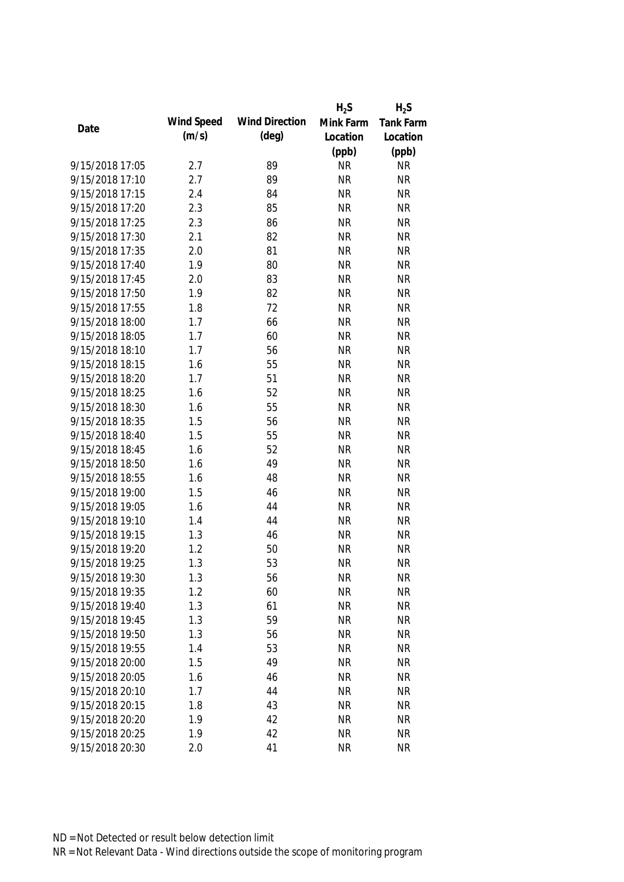| Date | Wind Speed (m/s) | Wind Direction (deg) | $H_2S$ Mink Farm Location (ppb) | $H_2S$ Tank Farm Location (ppb) |
|---|---|---|---|---|
| 9/15/2018 17:05 | 2.7 | 89 | NR | NR |
| 9/15/2018 17:10 | 2.7 | 89 | NR | NR |
| 9/15/2018 17:15 | 2.4 | 84 | NR | NR |
| 9/15/2018 17:20 | 2.3 | 85 | NR | NR |
| 9/15/2018 17:25 | 2.3 | 86 | NR | NR |
| 9/15/2018 17:30 | 2.1 | 82 | NR | NR |
| 9/15/2018 17:35 | 2.0 | 81 | NR | NR |
| 9/15/2018 17:40 | 1.9 | 80 | NR | NR |
| 9/15/2018 17:45 | 2.0 | 83 | NR | NR |
| 9/15/2018 17:50 | 1.9 | 82 | NR | NR |
| 9/15/2018 17:55 | 1.8 | 72 | NR | NR |
| 9/15/2018 18:00 | 1.7 | 66 | NR | NR |
| 9/15/2018 18:05 | 1.7 | 60 | NR | NR |
| 9/15/2018 18:10 | 1.7 | 56 | NR | NR |
| 9/15/2018 18:15 | 1.6 | 55 | NR | NR |
| 9/15/2018 18:20 | 1.7 | 51 | NR | NR |
| 9/15/2018 18:25 | 1.6 | 52 | NR | NR |
| 9/15/2018 18:30 | 1.6 | 55 | NR | NR |
| 9/15/2018 18:35 | 1.5 | 56 | NR | NR |
| 9/15/2018 18:40 | 1.5 | 55 | NR | NR |
| 9/15/2018 18:45 | 1.6 | 52 | NR | NR |
| 9/15/2018 18:50 | 1.6 | 49 | NR | NR |
| 9/15/2018 18:55 | 1.6 | 48 | NR | NR |
| 9/15/2018 19:00 | 1.5 | 46 | NR | NR |
| 9/15/2018 19:05 | 1.6 | 44 | NR | NR |
| 9/15/2018 19:10 | 1.4 | 44 | NR | NR |
| 9/15/2018 19:15 | 1.3 | 46 | NR | NR |
| 9/15/2018 19:20 | 1.2 | 50 | NR | NR |
| 9/15/2018 19:25 | 1.3 | 53 | NR | NR |
| 9/15/2018 19:30 | 1.3 | 56 | NR | NR |
| 9/15/2018 19:35 | 1.2 | 60 | NR | NR |
| 9/15/2018 19:40 | 1.3 | 61 | NR | NR |
| 9/15/2018 19:45 | 1.3 | 59 | NR | NR |
| 9/15/2018 19:50 | 1.3 | 56 | NR | NR |
| 9/15/2018 19:55 | 1.4 | 53 | NR | NR |
| 9/15/2018 20:00 | 1.5 | 49 | NR | NR |
| 9/15/2018 20:05 | 1.6 | 46 | NR | NR |
| 9/15/2018 20:10 | 1.7 | 44 | NR | NR |
| 9/15/2018 20:15 | 1.8 | 43 | NR | NR |
| 9/15/2018 20:20 | 1.9 | 42 | NR | NR |
| 9/15/2018 20:25 | 1.9 | 42 | NR | NR |
| 9/15/2018 20:30 | 2.0 | 41 | NR | NR |

ND = Not Detected or result below detection limit
NR = Not Relevant Data - Wind directions outside the scope of monitoring program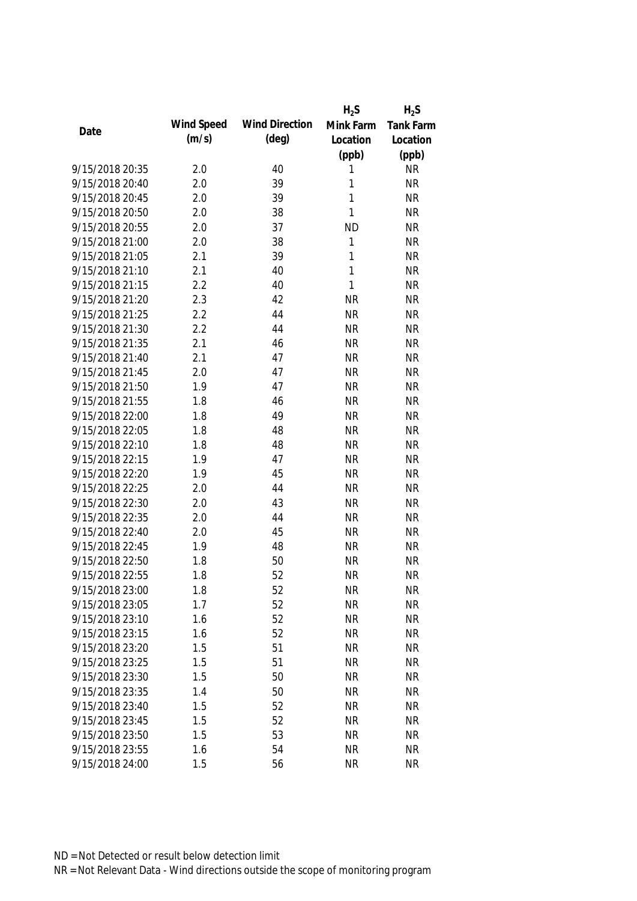| Date | Wind Speed (m/s) | Wind Direction (deg) | $H_2S$ Mink Farm Location (ppb) | $H_2S$ Tank Farm Location (ppb) |
|---|---|---|---|---|
| 9/15/2018 20:35 | 2.0 | 40 | 1 | NR |
| 9/15/2018 20:40 | 2.0 | 39 | 1 | NR |
| 9/15/2018 20:45 | 2.0 | 39 | 1 | NR |
| 9/15/2018 20:50 | 2.0 | 38 | 1 | NR |
| 9/15/2018 20:55 | 2.0 | 37 | ND | NR |
| 9/15/2018 21:00 | 2.0 | 38 | 1 | NR |
| 9/15/2018 21:05 | 2.1 | 39 | 1 | NR |
| 9/15/2018 21:10 | 2.1 | 40 | 1 | NR |
| 9/15/2018 21:15 | 2.2 | 40 | 1 | NR |
| 9/15/2018 21:20 | 2.3 | 42 | NR | NR |
| 9/15/2018 21:25 | 2.2 | 44 | NR | NR |
| 9/15/2018 21:30 | 2.2 | 44 | NR | NR |
| 9/15/2018 21:35 | 2.1 | 46 | NR | NR |
| 9/15/2018 21:40 | 2.1 | 47 | NR | NR |
| 9/15/2018 21:45 | 2.0 | 47 | NR | NR |
| 9/15/2018 21:50 | 1.9 | 47 | NR | NR |
| 9/15/2018 21:55 | 1.8 | 46 | NR | NR |
| 9/15/2018 22:00 | 1.8 | 49 | NR | NR |
| 9/15/2018 22:05 | 1.8 | 48 | NR | NR |
| 9/15/2018 22:10 | 1.8 | 48 | NR | NR |
| 9/15/2018 22:15 | 1.9 | 47 | NR | NR |
| 9/15/2018 22:20 | 1.9 | 45 | NR | NR |
| 9/15/2018 22:25 | 2.0 | 44 | NR | NR |
| 9/15/2018 22:30 | 2.0 | 43 | NR | NR |
| 9/15/2018 22:35 | 2.0 | 44 | NR | NR |
| 9/15/2018 22:40 | 2.0 | 45 | NR | NR |
| 9/15/2018 22:45 | 1.9 | 48 | NR | NR |
| 9/15/2018 22:50 | 1.8 | 50 | NR | NR |
| 9/15/2018 22:55 | 1.8 | 52 | NR | NR |
| 9/15/2018 23:00 | 1.8 | 52 | NR | NR |
| 9/15/2018 23:05 | 1.7 | 52 | NR | NR |
| 9/15/2018 23:10 | 1.6 | 52 | NR | NR |
| 9/15/2018 23:15 | 1.6 | 52 | NR | NR |
| 9/15/2018 23:20 | 1.5 | 51 | NR | NR |
| 9/15/2018 23:25 | 1.5 | 51 | NR | NR |
| 9/15/2018 23:30 | 1.5 | 50 | NR | NR |
| 9/15/2018 23:35 | 1.4 | 50 | NR | NR |
| 9/15/2018 23:40 | 1.5 | 52 | NR | NR |
| 9/15/2018 23:45 | 1.5 | 52 | NR | NR |
| 9/15/2018 23:50 | 1.5 | 53 | NR | NR |
| 9/15/2018 23:55 | 1.6 | 54 | NR | NR |
| 9/15/2018 24:00 | 1.5 | 56 | NR | NR |

ND = Not Detected or result below detection limit

NR = Not Relevant Data - Wind directions outside the scope of monitoring program